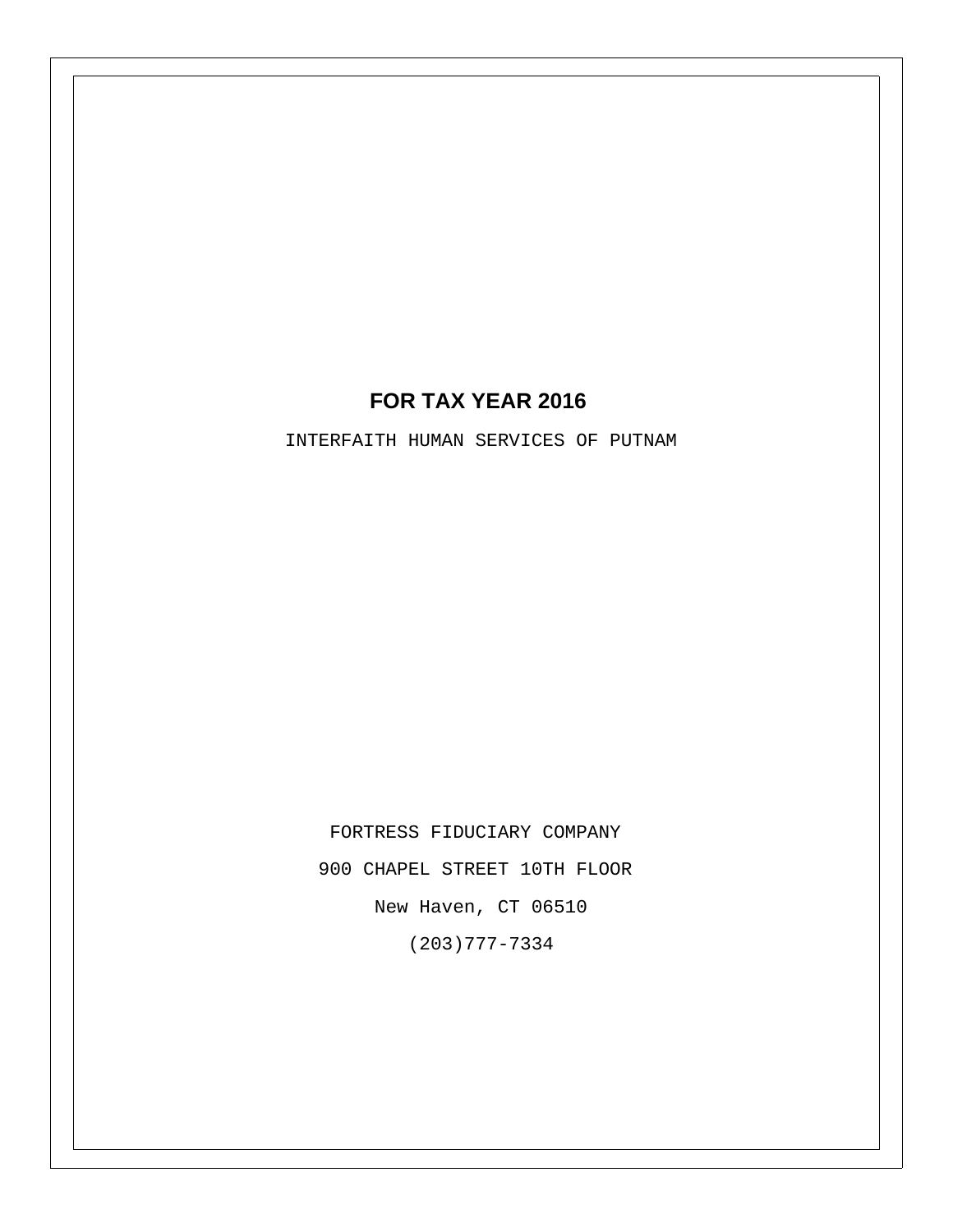**FOR TAX YEAR 2016**

INTERFAITH HUMAN SERVICES OF PUTNAM

FORTRESS FIDUCIARY COMPANY

900 CHAPEL STREET 10TH FLOOR

New Haven, CT 06510

(203)777-7334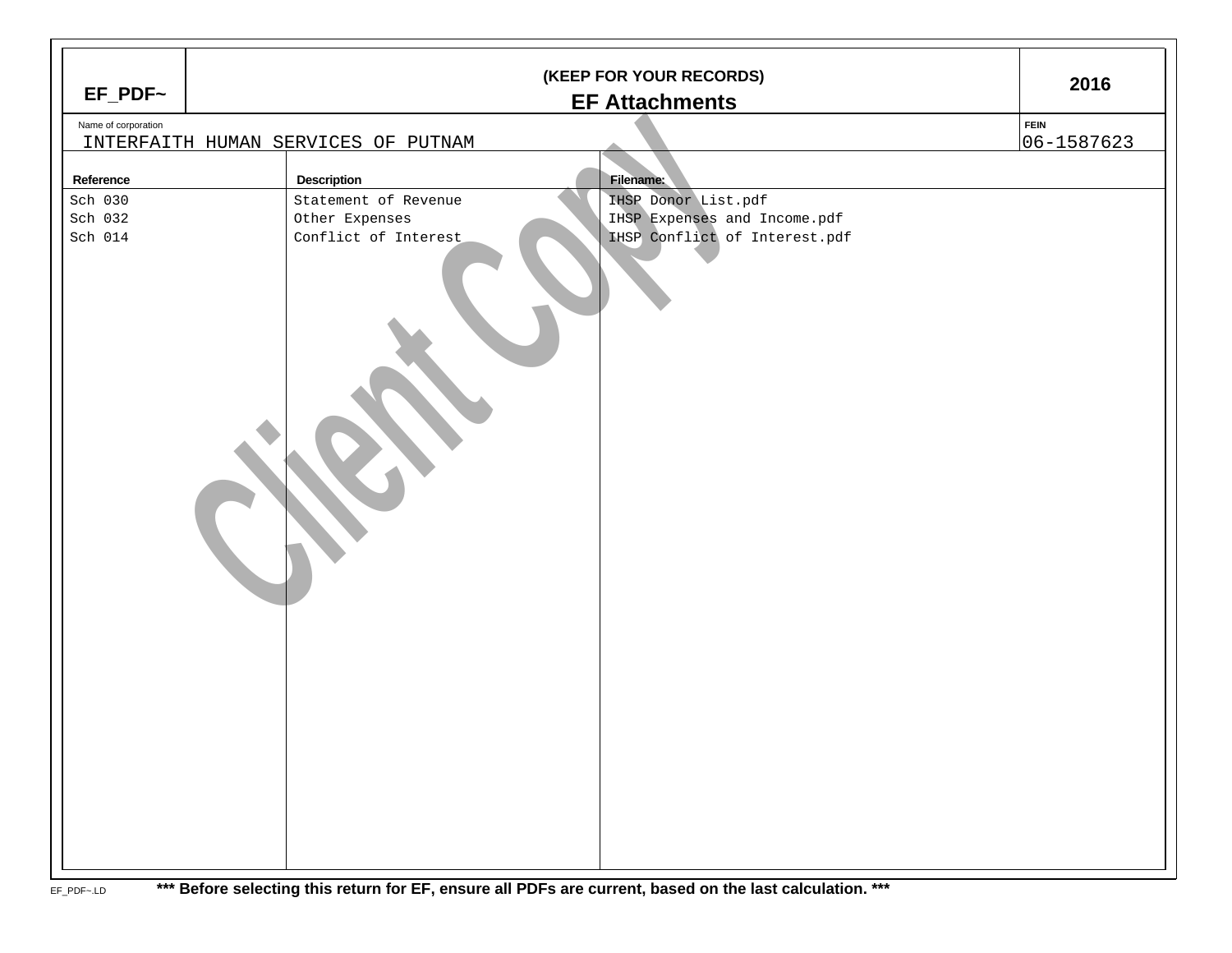**EF_PDF~**

(KEEP FOR YOUR RECORDS)

# EF Attachments

**2016**

Name of corporation: INTERFAITH HUMAN SERVICES OF PUTNAM

FEIN: 06-1587623

| Reference | Description | Filename: |
|---|---|---|
| Sch 030 | Statement of Revenue | IHSP Donor List.pdf |
| Sch 032 | Other Expenses | IHSP Expenses and Income.pdf |
| Sch 014 | Conflict of Interest | IHSP Conflict of Interest.pdf |

EF_PDF~.LD

**\*\*\* Before selecting this return for EF, ensure all PDFs are current, based on the last calculation. \*\*\***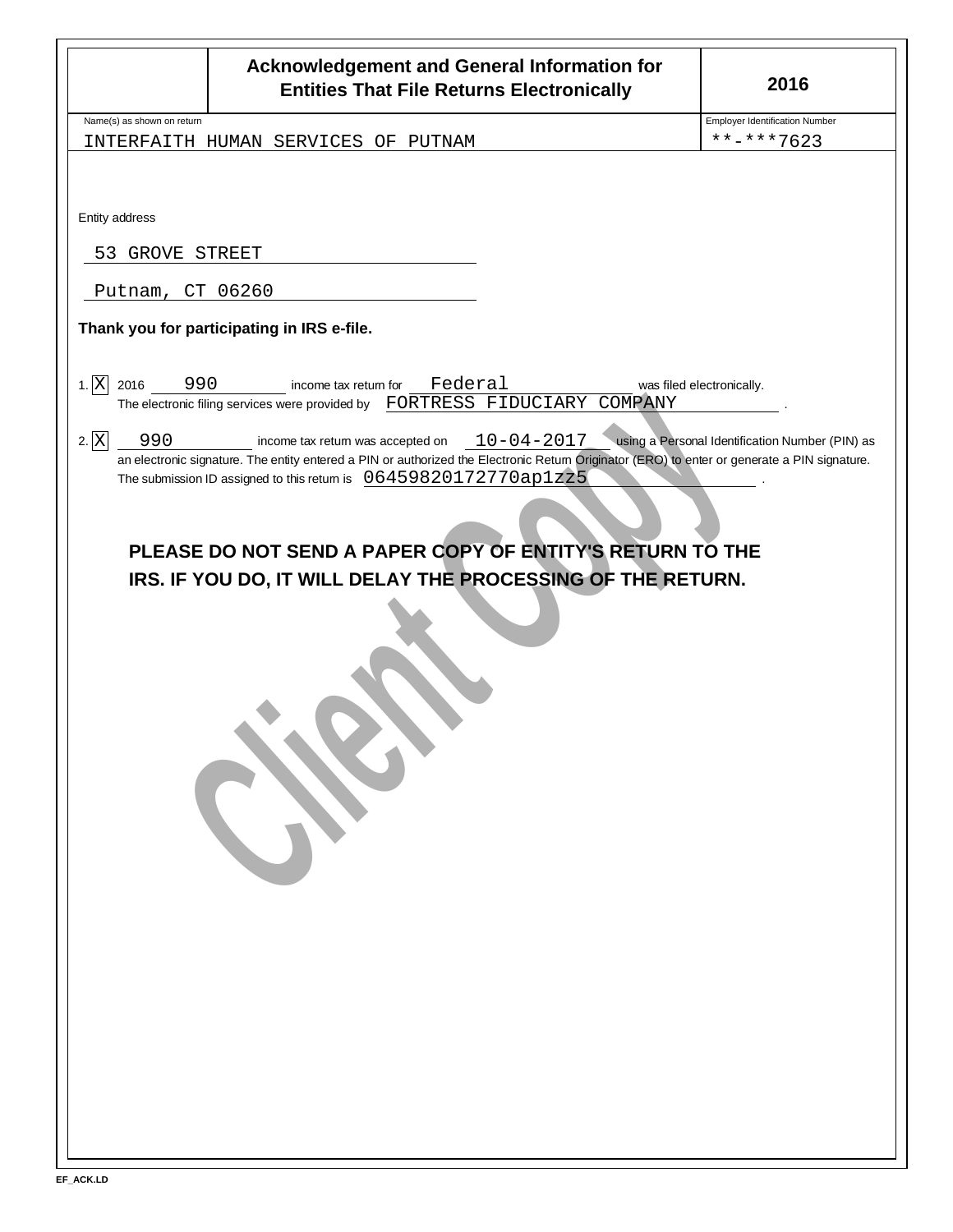# Acknowledgement and General Information for Entities That File Returns Electronically

**2016**

| Name(s) as shown on return | Employer Identification Number |
|---|---|
| INTERFAITH HUMAN SERVICES OF PUTNAM | **-***7623 |

Entity address

53 GROVE STREET

Putnam, CT 06260

**Thank you for participating in IRS e-file.**

1. [X] 2016 990 income tax return for Federal was filed electronically.
   The electronic filing services were provided by FORTRESS FIDUCIARY COMPANY .

2. [X] 990 income tax return was accepted on 10-04-2017 using a Personal Identification Number (PIN) as an electronic signature. The entity entered a PIN or authorized the Electronic Return Originator (ERO) to enter or generate a PIN signature.
   The submission ID assigned to this return is 06459820172770ap1zz5 .

**PLEASE DO NOT SEND A PAPER COPY OF ENTITY'S RETURN TO THE IRS. IF YOU DO, IT WILL DELAY THE PROCESSING OF THE RETURN.**

EF_ACK.LD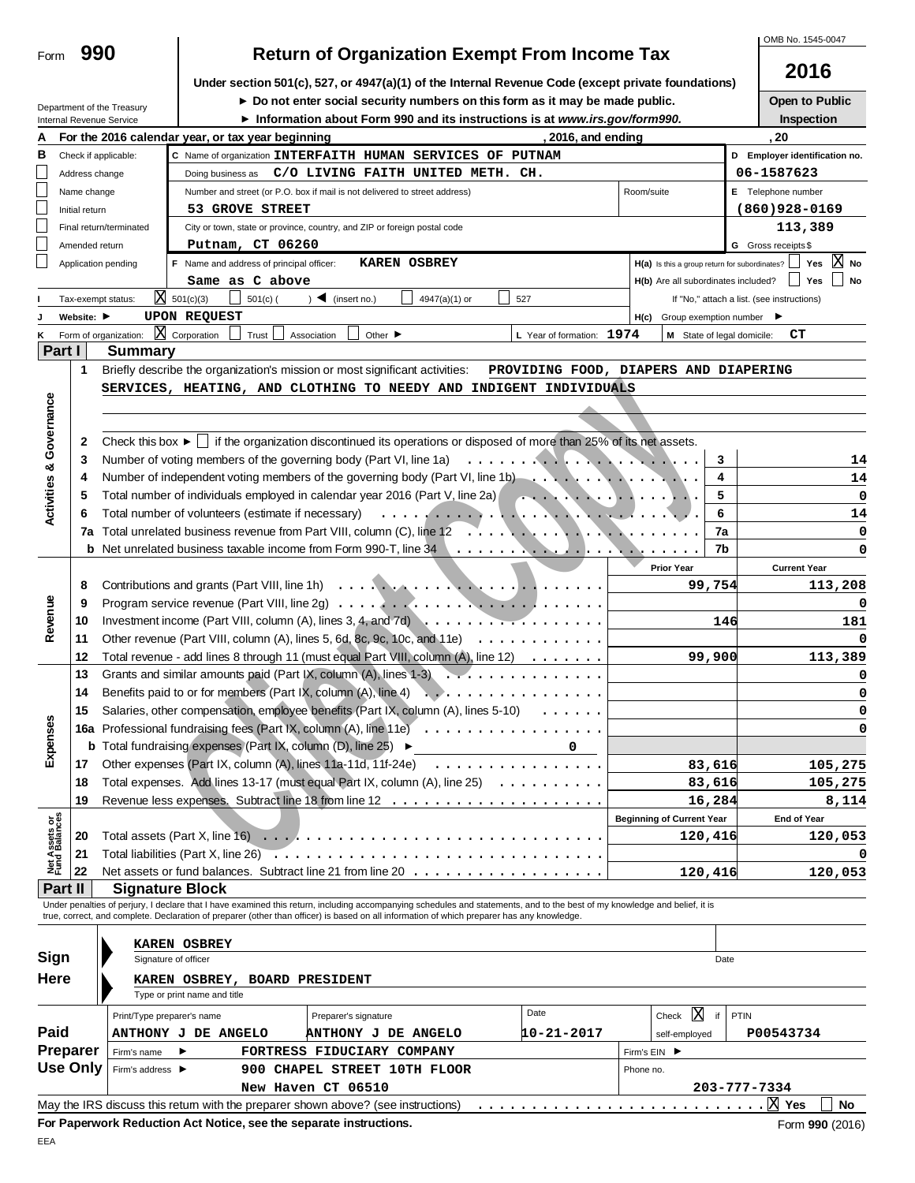Form **990**

# Return of Organization Exempt From Income Tax

**Under section 501(c), 527, or 4947(a)(1) of the Internal Revenue Code (except private foundations)**

► Do not enter social security numbers on this form as it may be made public.

► Information about Form 990 and its instructions is at *www.irs.gov/form990.*

Department of the Treasury
Internal Revenue Service

OMB No. 1545-0047

**2016**

**Open to Public Inspection**

**A** For the 2016 calendar year, or tax year beginning , 2016, and ending , 20

**B** Check if applicable:
- Address change
- Name change
- Initial return
- Final return/terminated
- Amended return
- Application pending

**C** Name of organization **INTERFAITH HUMAN SERVICES OF PUTNAM**

Doing business as **C/O LIVING FAITH UNITED METH. CH.**

Number and street (or P.O. box if mail is not delivered to street address) **53 GROVE STREET** Room/suite

City or town, state or province, country, and ZIP or foreign postal code **Putnam, CT 06260**

**D** Employer identification no. **06-1587623**

**E** Telephone number **(860)928-0169**

**G** Gross receipts $ **113,389**

**F** Name and address of principal officer: **KAREN OSBREY**
**Same as C above**

**H(a)** Is this a group return for subordinates? ☐ Yes ☒ No

**H(b)** Are all subordinates included? ☐ Yes ☐ No

If "No," attach a list. (see instructions)

**I** Tax-exempt status: ☒ 501(c)(3) ☐ 501(c) ( ) ◄ (insert no.) ☐ 4947(a)(1) or ☐ 527

**J** Website: ► **UPON REQUEST**

**H(c)** Group exemption number ►

**K** Form of organization: ☒ Corporation ☐ Trust ☐ Association ☐ Other ►

**L** Year of formation: **1974**

**M** State of legal domicile: **CT**

## Part I Summary

**Activities & Governance**

1 Briefly describe the organization's mission or most significant activities: **PROVIDING FOOD, DIAPERS AND DIAPERING SERVICES, HEATING, AND CLOTHING TO NEEDY AND INDIGENT INDIVIDUALS**

2 Check this box ► ☐ if the organization discontinued its operations or disposed of more than 25% of its net assets.

| Line | Description | | Value |
|---|---|---|---|
| 3 | Number of voting members of the governing body (Part VI, line 1a) | 3 | 14 |
| 4 | Number of independent voting members of the governing body (Part VI, line 1b) | 4 | 14 |
| 5 | Total number of individuals employed in calendar year 2016 (Part V, line 2a) | 5 | 0 |
| 6 | Total number of volunteers (estimate if necessary) | 6 | 14 |
| 7a | Total unrelated business revenue from Part VIII, column (C), line 12 | 7a | 0 |
| b | Net unrelated business taxable income from Form 990-T, line 34 | 7b | 0 |

| Line | Description | Prior Year | Current Year |
|---|---|---|---|
| **Revenue** | | | |
| 8 | Contributions and grants (Part VIII, line 1h) | 99,754 | 113,208 |
| 9 | Program service revenue (Part VIII, line 2g) | | 0 |
| 10 | Investment income (Part VIII, column (A), lines 3, 4, and 7d) | 146 | 181 |
| 11 | Other revenue (Part VIII, column (A), lines 5, 6d, 8c, 9c, 10c, and 11e) | | 0 |
| 12 | Total revenue - add lines 8 through 11 (must equal Part VIII, column (A), line 12) | 99,900 | 113,389 |
| **Expenses** | | | |
| 13 | Grants and similar amounts paid (Part IX, column (A), lines 1-3) | | 0 |
| 14 | Benefits paid to or for members (Part IX, column (A), line 4) | | 0 |
| 15 | Salaries, other compensation, employee benefits (Part IX, column (A), lines 5-10) | | 0 |
| 16a | Professional fundraising fees (Part IX, column (A), line 11e) | | 0 |
| b | Total fundraising expenses (Part IX, column (D), line 25) ► 0 | | |
| 17 | Other expenses (Part IX, column (A), lines 11a-11d, 11f-24e) | 83,616 | 105,275 |
| 18 | Total expenses. Add lines 13-17 (must equal Part IX, column (A), line 25) | 83,616 | 105,275 |
| 19 | Revenue less expenses. Subtract line 18 from line 12 | 16,284 | 8,114 |

| Line | Net Assets or Fund Balances | Beginning of Current Year | End of Year |
|---|---|---|---|
| 20 | Total assets (Part X, line 16) | 120,416 | 120,053 |
| 21 | Total liabilities (Part X, line 26) | | 0 |
| 22 | Net assets or fund balances. Subtract line 21 from line 20 | 120,416 | 120,053 |

## Part II Signature Block

Under penalties of perjury, I declare that I have examined this return, including accompanying schedules and statements, and to the best of my knowledge and belief, it is true, correct, and complete. Declaration of preparer (other than officer) is based on all information of which preparer has any knowledge.

**Sign Here**

KAREN OSBREY
Signature of officer — Date

KAREN OSBREY, BOARD PRESIDENT
Type or print name and title

**Paid Preparer Use Only**

| Print/Type preparer's name | Preparer's signature | Date | Check ☒ if self-employed | PTIN |
|---|---|---|---|---|
| ANTHONY J DE ANGELO | ANTHONY J DE ANGELO | 10-21-2017 | | P00543734 |

Firm's name ► **FORTRESS FIDUCIARY COMPANY** — Firm's EIN ►

Firm's address ► **900 CHAPEL STREET 10TH FLOOR, New Haven CT 06510** — Phone no. **203-777-7334**

May the IRS discuss this return with the preparer shown above? (see instructions) ☒ Yes ☐ No

**For Paperwork Reduction Act Notice, see the separate instructions.** Form **990** (2016)

EEA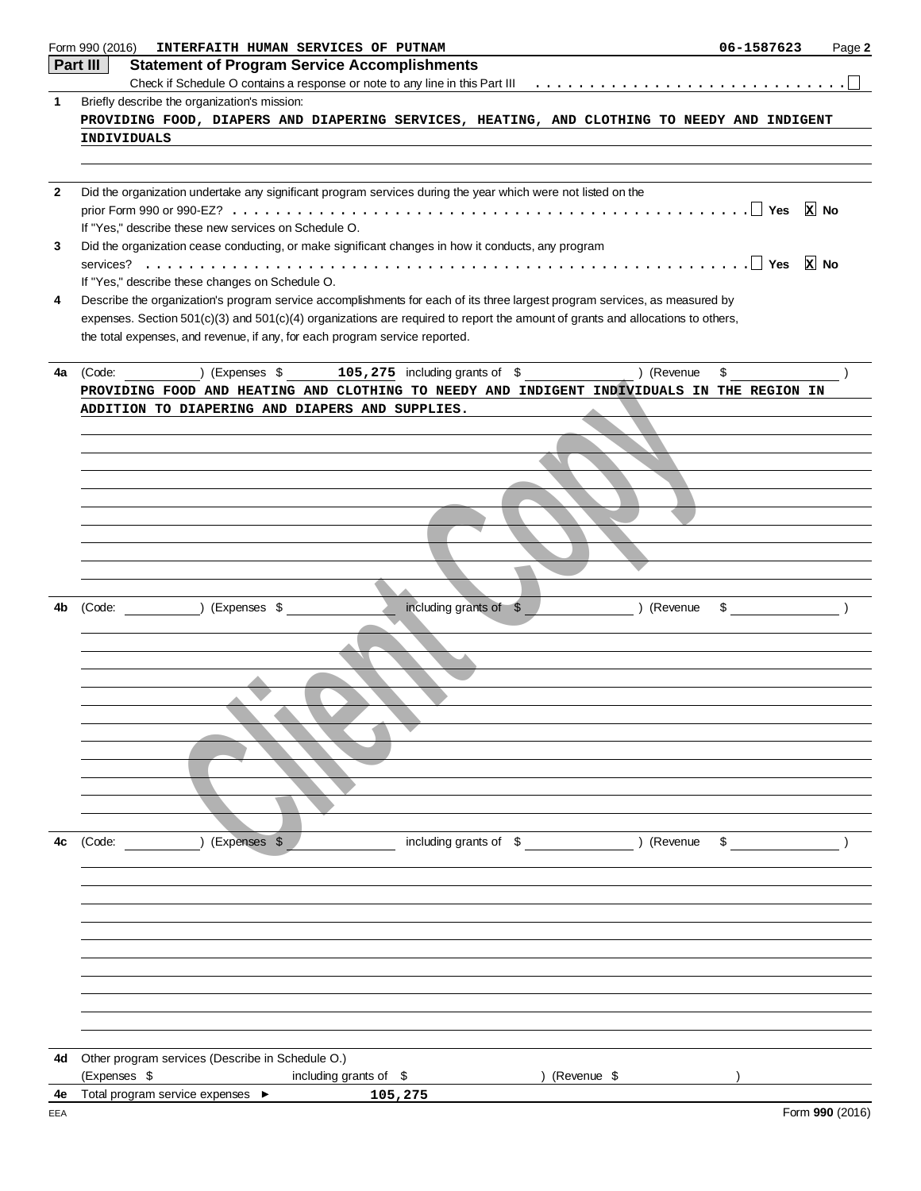Form 990 (2016) **INTERFAITH HUMAN SERVICES OF PUTNAM** **06-1587623**

## Part III Statement of Program Service Accomplishments

Check if Schedule O contains a response or note to any line in this Part III . . . . . . . . . . . . . . . . . . . . . . . . . . . ☐

**1** Briefly describe the organization's mission:

PROVIDING FOOD, DIAPERS AND DIAPERING SERVICES, HEATING, AND CLOTHING TO NEEDY AND INDIGENT INDIVIDUALS

**2** Did the organization undertake any significant program services during the year which were not listed on the prior Form 990 or 990-EZ? . . . . . . . . . . . . . . . . . . . . . . . . . . . . . . . . . . . . . . . . . . . . . ☐ Yes ☒ No

If "Yes," describe these new services on Schedule O.

**3** Did the organization cease conducting, or make significant changes in how it conducts, any program services? . . . . . . . . . . . . . . . . . . . . . . . . . . . . . . . . . . . . . . . . . . . . . . . . . . . ☐ Yes ☒ No

If "Yes," describe these changes on Schedule O.

**4** Describe the organization's program service accomplishments for each of its three largest program services, as measured by expenses. Section 501(c)(3) and 501(c)(4) organizations are required to report the amount of grants and allocations to others, the total expenses, and revenue, if any, for each program service reported.

**4a** (Code: ______ ) (Expenses $ **105,275** including grants of $ ______ ) (Revenue $ ______ )

PROVIDING FOOD AND HEATING AND CLOTHING TO NEEDY AND INDIGENT INDIVIDUALS IN THE REGION IN ADDITION TO DIAPERING AND DIAPERS AND SUPPLIES.

**4b** (Code: ______ ) (Expenses $ ______ including grants of $ ______ ) (Revenue $ ______ )

**4c** (Code: ______ ) (Expenses $ ______ including grants of $ ______ ) (Revenue $ ______ )

**4d** Other program services (Describe in Schedule O.)

(Expenses $ ______ including grants of $ ______ ) (Revenue $ ______ )

**4e** Total program service expenses ► **105,275**

Form **990** (2016)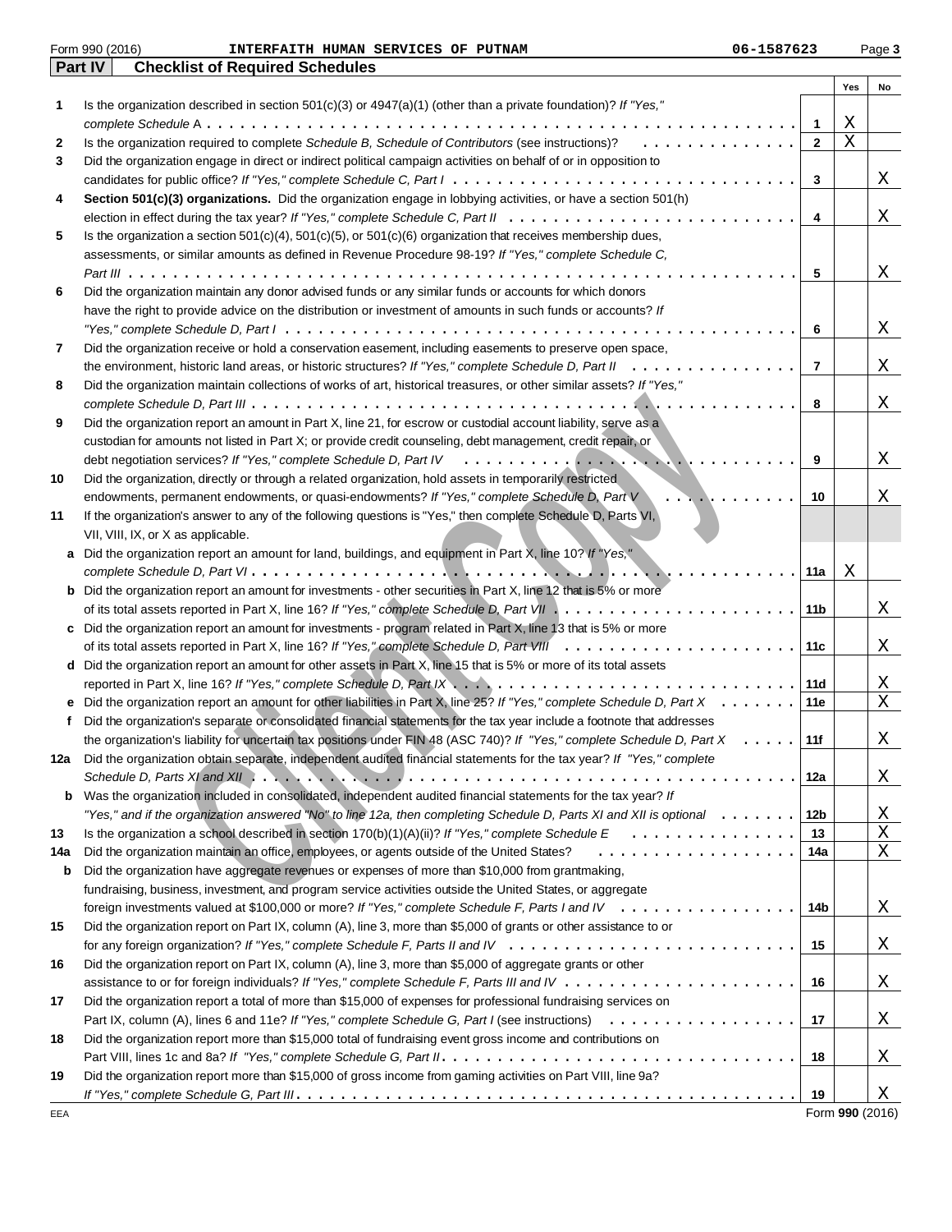Form 990 (2016) INTERFAITH HUMAN SERVICES OF PUTNAM 06-1587623 Page 3

## Part IV Checklist of Required Schedules

| | | | Yes | No |
|---|---|---|---|---|
| 1 | Is the organization described in section 501(c)(3) or 4947(a)(1) (other than a private foundation)? *If "Yes," complete Schedule A* | 1 | X | |
| 2 | Is the organization required to complete *Schedule B, Schedule of Contributors* (see instructions)? | 2 | X | |
| 3 | Did the organization engage in direct or indirect political campaign activities on behalf of or in opposition to candidates for public office? *If "Yes," complete Schedule C, Part I* | 3 | | X |
| 4 | **Section 501(c)(3) organizations.** Did the organization engage in lobbying activities, or have a section 501(h) election in effect during the tax year? *If "Yes," complete Schedule C, Part II* | 4 | | X |
| 5 | Is the organization a section 501(c)(4), 501(c)(5), or 501(c)(6) organization that receives membership dues, assessments, or similar amounts as defined in Revenue Procedure 98-19? *If "Yes," complete Schedule C, Part III* | 5 | | X |
| 6 | Did the organization maintain any donor advised funds or any similar funds or accounts for which donors have the right to provide advice on the distribution or investment of amounts in such funds or accounts? *If "Yes," complete Schedule D, Part I* | 6 | | X |
| 7 | Did the organization receive or hold a conservation easement, including easements to preserve open space, the environment, historic land areas, or historic structures? *If "Yes," complete Schedule D, Part II* | 7 | | X |
| 8 | Did the organization maintain collections of works of art, historical treasures, or other similar assets? *If "Yes," complete Schedule D, Part III* | 8 | | X |
| 9 | Did the organization report an amount in Part X, line 21, for escrow or custodial account liability, serve as a custodian for amounts not listed in Part X; or provide credit counseling, debt management, credit repair, or debt negotiation services? *If "Yes," complete Schedule D, Part IV* | 9 | | X |
| 10 | Did the organization, directly or through a related organization, hold assets in temporarily restricted endowments, permanent endowments, or quasi-endowments? *If "Yes," complete Schedule D, Part V* | 10 | | X |
| 11 | If the organization's answer to any of the following questions is "Yes," then complete Schedule D, Parts VI, VII, VIII, IX, or X as applicable. | | | |
| a | Did the organization report an amount for land, buildings, and equipment in Part X, line 10? *If "Yes," complete Schedule D, Part VI* | 11a | X | |
| b | Did the organization report an amount for investments - other securities in Part X, line 12 that is 5% or more of its total assets reported in Part X, line 16? *If "Yes," complete Schedule D, Part VII* | 11b | | X |
| c | Did the organization report an amount for investments - program related in Part X, line 13 that is 5% or more of its total assets reported in Part X, line 16? *If "Yes," complete Schedule D, Part VIII* | 11c | | X |
| d | Did the organization report an amount for other assets in Part X, line 15 that is 5% or more of its total assets reported in Part X, line 16? *If "Yes," complete Schedule D, Part IX* | 11d | | X |
| e | Did the organization report an amount for other liabilities in Part X, line 25? *If "Yes," complete Schedule D, Part X* | 11e | | X |
| f | Did the organization's separate or consolidated financial statements for the tax year include a footnote that addresses the organization's liability for uncertain tax positions under FIN 48 (ASC 740)? *If "Yes," complete Schedule D, Part X* | 11f | | X |
| 12a | Did the organization obtain separate, independent audited financial statements for the tax year? *If "Yes," complete Schedule D, Parts XI and XII* | 12a | | X |
| b | Was the organization included in consolidated, independent audited financial statements for the tax year? *If "Yes," and if the organization answered "No" to line 12a, then completing Schedule D, Parts XI and XII is optional* | 12b | | X |
| 13 | Is the organization a school described in section 170(b)(1)(A)(ii)? *If "Yes," complete Schedule E* | 13 | | X |
| 14a | Did the organization maintain an office, employees, or agents outside of the United States? | 14a | | X |
| b | Did the organization have aggregate revenues or expenses of more than $10,000 from grantmaking, fundraising, business, investment, and program service activities outside the United States, or aggregate foreign investments valued at $100,000 or more? *If "Yes," complete Schedule F, Parts I and IV* | 14b | | X |
| 15 | Did the organization report on Part IX, column (A), line 3, more than $5,000 of grants or other assistance to or for any foreign organization? *If "Yes," complete Schedule F, Parts II and IV* | 15 | | X |
| 16 | Did the organization report on Part IX, column (A), line 3, more than $5,000 of aggregate grants or other assistance to or for foreign individuals? *If "Yes," complete Schedule F, Parts III and IV* | 16 | | X |
| 17 | Did the organization report a total of more than $15,000 of expenses for professional fundraising services on Part IX, column (A), lines 6 and 11e? *If "Yes," complete Schedule G, Part I* (see instructions) | 17 | | X |
| 18 | Did the organization report more than $15,000 total of fundraising event gross income and contributions on Part VIII, lines 1c and 8a? *If "Yes," complete Schedule G, Part II* | 18 | | X |
| 19 | Did the organization report more than $15,000 of gross income from gaming activities on Part VIII, line 9a? *If "Yes," complete Schedule G, Part III* | 19 | | X |

EEA Form **990** (2016)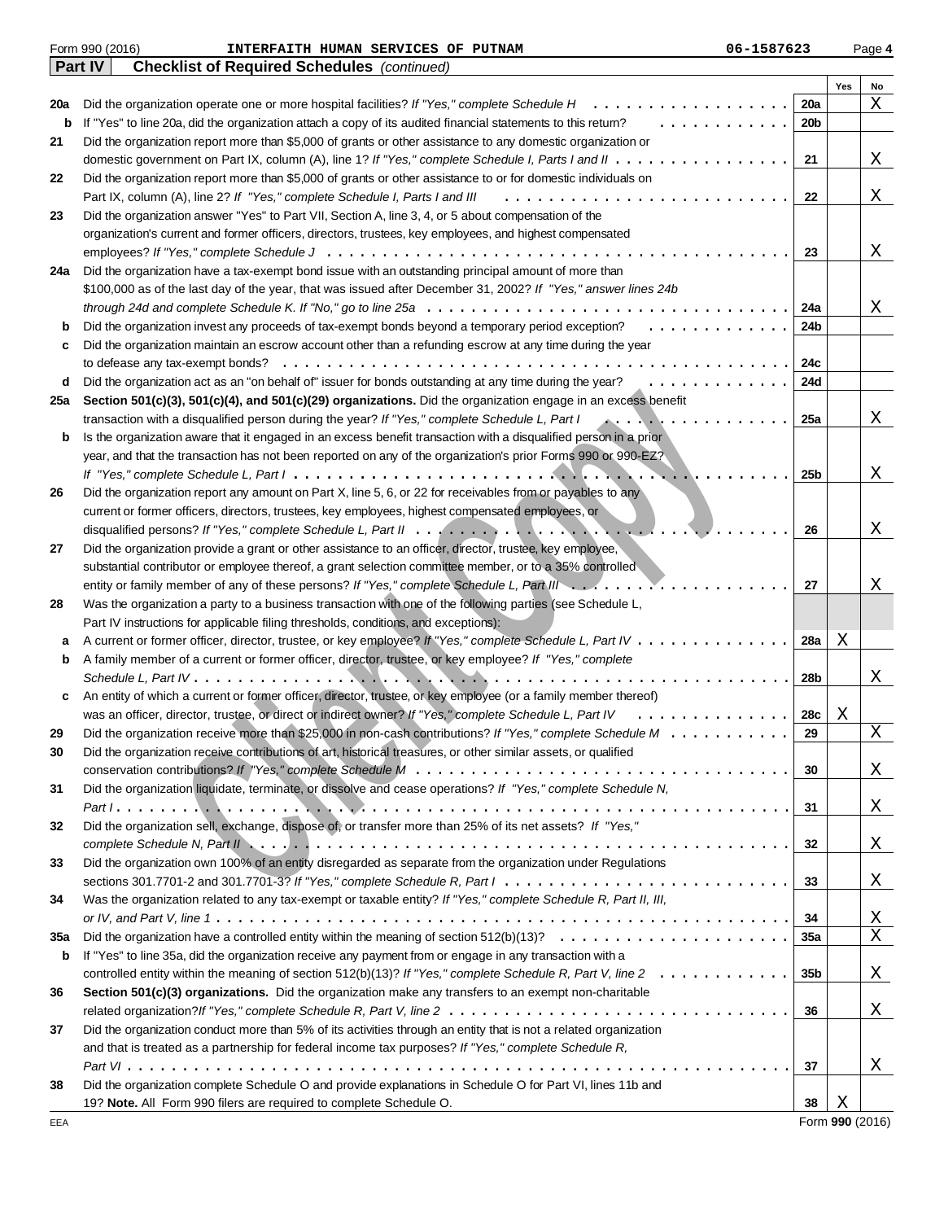Form 990 (2016) INTERFAITH HUMAN SERVICES OF PUTNAM 06-1587623 Page 4

## Part IV Checklist of Required Schedules *(continued)*

| | | | Yes | No |
|---|---|---|---|---|
| 20a | Did the organization operate one or more hospital facilities? *If "Yes," complete Schedule H* | 20a | | X |
| b | If "Yes" to line 20a, did the organization attach a copy of its audited financial statements to this return? | 20b | | |
| 21 | Did the organization report more than $5,000 of grants or other assistance to any domestic organization or domestic government on Part IX, column (A), line 1? *If "Yes," complete Schedule I, Parts I and II* | 21 | | X |
| 22 | Did the organization report more than $5,000 of grants or other assistance to or for domestic individuals on Part IX, column (A), line 2? *If "Yes," complete Schedule I, Parts I and III* | 22 | | X |
| 23 | Did the organization answer "Yes" to Part VII, Section A, line 3, 4, or 5 about compensation of the organization's current and former officers, directors, trustees, key employees, and highest compensated employees? *If "Yes," complete Schedule J* | 23 | | X |
| 24a | Did the organization have a tax-exempt bond issue with an outstanding principal amount of more than $100,000 as of the last day of the year, that was issued after December 31, 2002? *If "Yes," answer lines 24b through 24d and complete Schedule K. If "No," go to line 25a* | 24a | | X |
| b | Did the organization invest any proceeds of tax-exempt bonds beyond a temporary period exception? | 24b | | |
| c | Did the organization maintain an escrow account other than a refunding escrow at any time during the year to defease any tax-exempt bonds? | 24c | | |
| d | Did the organization act as an "on behalf of" issuer for bonds outstanding at any time during the year? | 24d | | |
| 25a | **Section 501(c)(3), 501(c)(4), and 501(c)(29) organizations.** Did the organization engage in an excess benefit transaction with a disqualified person during the year? *If "Yes," complete Schedule L, Part I* | 25a | | X |
| b | Is the organization aware that it engaged in an excess benefit transaction with a disqualified person in a prior year, and that the transaction has not been reported on any of the organization's prior Forms 990 or 990-EZ? *If "Yes," complete Schedule L, Part I* | 25b | | X |
| 26 | Did the organization report any amount on Part X, line 5, 6, or 22 for receivables from or payables to any current or former officers, directors, trustees, key employees, highest compensated employees, or disqualified persons? *If "Yes," complete Schedule L, Part II* | 26 | | X |
| 27 | Did the organization provide a grant or other assistance to an officer, director, trustee, key employee, substantial contributor or employee thereof, a grant selection committee member, or to a 35% controlled entity or family member of any of these persons? *If "Yes," complete Schedule L, Part III* | 27 | | X |
| 28 | Was the organization a party to a business transaction with one of the following parties (see Schedule L, Part IV instructions for applicable filing thresholds, conditions, and exceptions): | | | |
| a | A current or former officer, director, trustee, or key employee? *If "Yes," complete Schedule L, Part IV* | 28a | X | |
| b | A family member of a current or former officer, director, trustee, or key employee? *If "Yes," complete Schedule L, Part IV* | 28b | | X |
| c | An entity of which a current or former officer, director, trustee, or key employee (or a family member thereof) was an officer, director, trustee, or direct or indirect owner? *If "Yes," complete Schedule L, Part IV* | 28c | X | |
| 29 | Did the organization receive more than $25,000 in non-cash contributions? *If "Yes," complete Schedule M* | 29 | | X |
| 30 | Did the organization receive contributions of art, historical treasures, or other similar assets, or qualified conservation contributions? *If "Yes," complete Schedule M* | 30 | | X |
| 31 | Did the organization liquidate, terminate, or dissolve and cease operations? *If "Yes," complete Schedule N, Part I* | 31 | | X |
| 32 | Did the organization sell, exchange, dispose of, or transfer more than 25% of its net assets? *If "Yes," complete Schedule N, Part II* | 32 | | X |
| 33 | Did the organization own 100% of an entity disregarded as separate from the organization under Regulations sections 301.7701-2 and 301.7701-3? *If "Yes," complete Schedule R, Part I* | 33 | | X |
| 34 | Was the organization related to any tax-exempt or taxable entity? *If "Yes," complete Schedule R, Part II, III, or IV, and Part V, line 1* | 34 | | X |
| 35a | Did the organization have a controlled entity within the meaning of section 512(b)(13)? | 35a | | X |
| b | If "Yes" to line 35a, did the organization receive any payment from or engage in any transaction with a controlled entity within the meaning of section 512(b)(13)? *If "Yes," complete Schedule R, Part V, line 2* | 35b | | X |
| 36 | **Section 501(c)(3) organizations.** Did the organization make any transfers to an exempt non-charitable related organization?*If "Yes," complete Schedule R, Part V, line 2* | 36 | | X |
| 37 | Did the organization conduct more than 5% of its activities through an entity that is not a related organization and that is treated as a partnership for federal income tax purposes? *If "Yes," complete Schedule R, Part VI* | 37 | | X |
| 38 | Did the organization complete Schedule O and provide explanations in Schedule O for Part VI, lines 11b and 19? **Note.** All Form 990 filers are required to complete Schedule O. | 38 | X | |

EEA Form **990** (2016)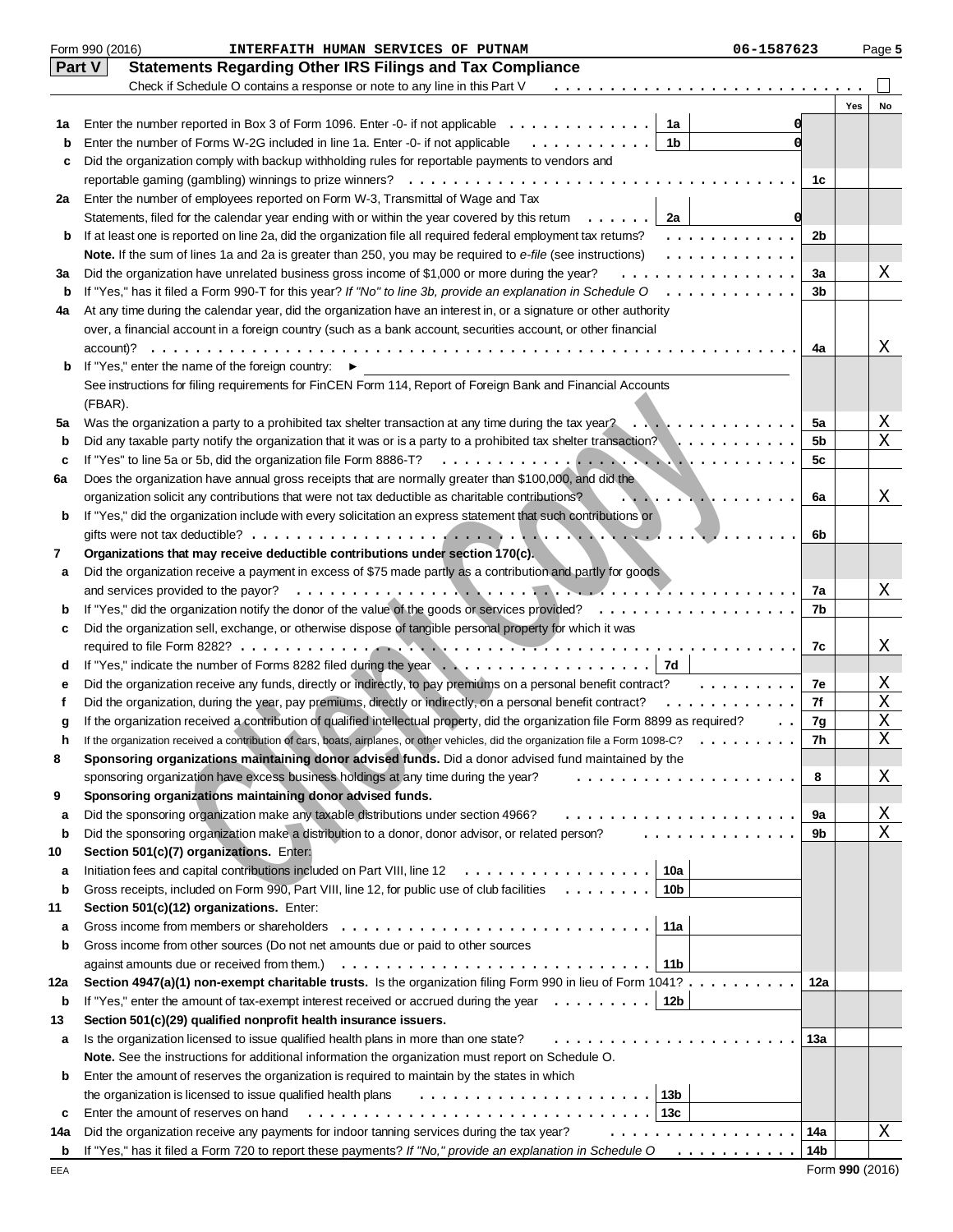Form 990 (2016) INTERFAITH HUMAN SERVICES OF PUTNAM 06-1587623 Page **5**

## Part V Statements Regarding Other IRS Filings and Tax Compliance

Check if Schedule O contains a response or note to any line in this Part V . . . . . . . . . . . . . . . . . . . . . . . . . . . . ☐

| | | | | | Yes | No |
|---|---|---|---|---|---|---|
| **1a** | Enter the number reported in Box 3 of Form 1096. Enter -0- if not applicable | 1a | 0 | | | |
| **b** | Enter the number of Forms W-2G included in line 1a. Enter -0- if not applicable | 1b | 0 | | | |
| **c** | Did the organization comply with backup withholding rules for reportable payments to vendors and reportable gaming (gambling) winnings to prize winners? | | | 1c | | |
| **2a** | Enter the number of employees reported on Form W-3, Transmittal of Wage and Tax Statements, filed for the calendar year ending with or within the year covered by this return | 2a | 0 | | | |
| **b** | If at least one is reported on line 2a, did the organization file all required federal employment tax returns? | | | 2b | | |
| | **Note.** If the sum of lines 1a and 2a is greater than 250, you may be required to *e-file* (see instructions) | | | | | |
| **3a** | Did the organization have unrelated business gross income of $1,000 or more during the year? | | | 3a | | X |
| **b** | If "Yes," has it filed a Form 990-T for this year? *If "No" to line 3b, provide an explanation in Schedule O* | | | 3b | | |
| **4a** | At any time during the calendar year, did the organization have an interest in, or a signature or other authority over, a financial account in a foreign country (such as a bank account, securities account, or other financial account)? | | | 4a | | X |
| **b** | If "Yes," enter the name of the foreign country: ► | | | | | |
| | See instructions for filing requirements for FinCEN Form 114, Report of Foreign Bank and Financial Accounts (FBAR). | | | | | |
| **5a** | Was the organization a party to a prohibited tax shelter transaction at any time during the tax year? | | | 5a | | X |
| **b** | Did any taxable party notify the organization that it was or is a party to a prohibited tax shelter transaction? | | | 5b | | X |
| **c** | If "Yes" to line 5a or 5b, did the organization file Form 8886-T? | | | 5c | | |
| **6a** | Does the organization have annual gross receipts that are normally greater than $100,000, and did the organization solicit any contributions that were not tax deductible as charitable contributions? | | | 6a | | X |
| **b** | If "Yes," did the organization include with every solicitation an express statement that such contributions or gifts were not tax deductible? | | | 6b | | |
| **7** | **Organizations that may receive deductible contributions under section 170(c).** | | | | | |
| **a** | Did the organization receive a payment in excess of $75 made partly as a contribution and partly for goods and services provided to the payor? | | | 7a | | X |
| **b** | If "Yes," did the organization notify the donor of the value of the goods or services provided? | | | 7b | | |
| **c** | Did the organization sell, exchange, or otherwise dispose of tangible personal property for which it was required to file Form 8282? | | | 7c | | X |
| **d** | If "Yes," indicate the number of Forms 8282 filed during the year | 7d | | | | |
| **e** | Did the organization receive any funds, directly or indirectly, to pay premiums on a personal benefit contract? | | | 7e | | X |
| **f** | Did the organization, during the year, pay premiums, directly or indirectly, on a personal benefit contract? | | | 7f | | X |
| **g** | If the organization received a contribution of qualified intellectual property, did the organization file Form 8899 as required? | | | 7g | | X |
| **h** | If the organization received a contribution of cars, boats, airplanes, or other vehicles, did the organization file a Form 1098-C? | | | 7h | | X |
| **8** | **Sponsoring organizations maintaining donor advised funds.** Did a donor advised fund maintained by the sponsoring organization have excess business holdings at any time during the year? | | | 8 | | X |
| **9** | **Sponsoring organizations maintaining donor advised funds.** | | | | | |
| **a** | Did the sponsoring organization make any taxable distributions under section 4966? | | | 9a | | X |
| **b** | Did the sponsoring organization make a distribution to a donor, donor advisor, or related person? | | | 9b | | X |
| **10** | **Section 501(c)(7) organizations.** Enter: | | | | | |
| **a** | Initiation fees and capital contributions included on Part VIII, line 12 | 10a | | | | |
| **b** | Gross receipts, included on Form 990, Part VIII, line 12, for public use of club facilities | 10b | | | | |
| **11** | **Section 501(c)(12) organizations.** Enter: | | | | | |
| **a** | Gross income from members or shareholders | 11a | | | | |
| **b** | Gross income from other sources (Do not net amounts due or paid to other sources against amounts due or received from them.) | 11b | | | | |
| **12a** | **Section 4947(a)(1) non-exempt charitable trusts.** Is the organization filing Form 990 in lieu of Form 1041? | | | 12a | | |
| **b** | If "Yes," enter the amount of tax-exempt interest received or accrued during the year | 12b | | | | |
| **13** | **Section 501(c)(29) qualified nonprofit health insurance issuers.** | | | | | |
| **a** | Is the organization licensed to issue qualified health plans in more than one state? | | | 13a | | |
| | **Note.** See the instructions for additional information the organization must report on Schedule O. | | | | | |
| **b** | Enter the amount of reserves the organization is required to maintain by the states in which the organization is licensed to issue qualified health plans | 13b | | | | |
| **c** | Enter the amount of reserves on hand | 13c | | | | |
| **14a** | Did the organization receive any payments for indoor tanning services during the tax year? | | | 14a | | X |
| **b** | If "Yes," has it filed a Form 720 to report these payments? *If "No," provide an explanation in Schedule O* | | | 14b | | |

EEA Form **990** (2016)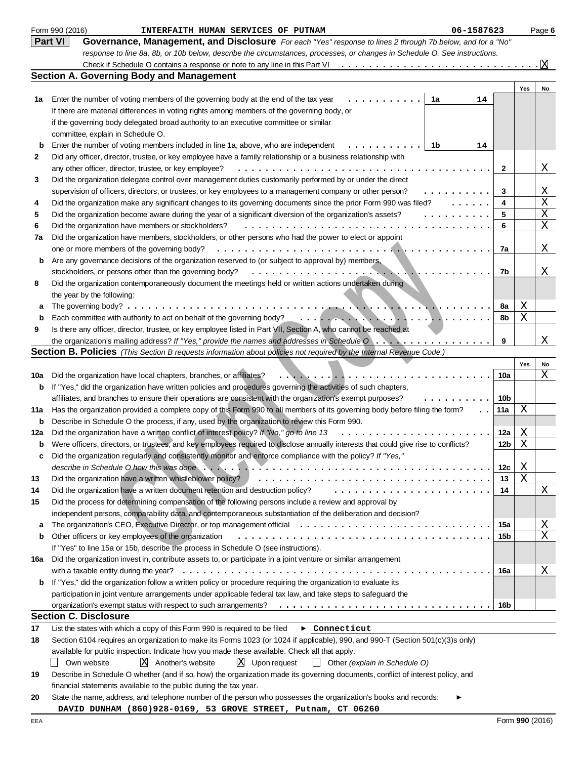Form 990 (2016) **INTERFAITH HUMAN SERVICES OF PUTNAM** 06-1587623 Page **6**

## Part VI Governance, Management, and Disclosure

*For each "Yes" response to lines 2 through 7b below, and for a "No" response to line 8a, 8b, or 10b below, describe the circumstances, processes, or changes in Schedule O. See instructions.*

Check if Schedule O contains a response or note to any line in this Part VI . . . . . . . . . . . . . . . . . . . . . . . . . . . . . . [X]

### Section A. Governing Body and Management

| | | | | Yes | No |
|---|---|---|---|---|---|
| **1a** | Enter the number of voting members of the governing body at the end of the tax year . . . . . . . . . . . **1a** 14 <br> If there are material differences in voting rights among members of the governing body, or if the governing body delegated broad authority to an executive committee or similar committee, explain in Schedule O. | | | | |
| **b** | Enter the number of voting members included in line 1a, above, who are independent . . . . . . . . . . . **1b** 14 | | | | |
| **2** | Did any officer, director, trustee, or key employee have a family relationship or a business relationship with any other officer, director, trustee, or key employee? | | **2** | | X |
| **3** | Did the organization delegate control over management duties customarily performed by or under the direct supervision of officers, directors, or trustees, or key employees to a management company or other person? | | **3** | | X |
| **4** | Did the organization make any significant changes to its governing documents since the prior Form 990 was filed? | | **4** | | X |
| **5** | Did the organization become aware during the year of a significant diversion of the organization's assets? | | **5** | | X |
| **6** | Did the organization have members or stockholders? | | **6** | | X |
| **7a** | Did the organization have members, stockholders, or other persons who had the power to elect or appoint one or more members of the governing body? | | **7a** | | X |
| **b** | Are any governance decisions of the organization reserved to (or subject to approval by) members, stockholders, or persons other than the governing body? | | **7b** | | X |
| **8** | Did the organization contemporaneously document the meetings held or written actions undertaken during the year by the following: | | | | |
| **a** | The governing body? | | **8a** | X | |
| **b** | Each committee with authority to act on behalf of the governing body? | | **8b** | X | |
| **9** | Is there any officer, director, trustee, or key employee listed in Part VII, Section A, who cannot be reached at the organization's mailing address? *If "Yes," provide the names and addresses in Schedule O* | | **9** | | X |

### Section B. Policies *(This Section B requests information about policies not required by the Internal Revenue Code.)*

| | | | Yes | No |
|---|---|---|---|---|
| **10a** | Did the organization have local chapters, branches, or affiliates? | **10a** | | X |
| **b** | If "Yes," did the organization have written policies and procedures governing the activities of such chapters, affiliates, and branches to ensure their operations are consistent with the organization's exempt purposes? | **10b** | | |
| **11a** | Has the organization provided a complete copy of this Form 990 to all members of its governing body before filing the form? | **11a** | X | |
| **b** | Describe in Schedule O the process, if any, used by the organization to review this Form 990. | | | |
| **12a** | Did the organization have a written conflict of interest policy? *If "No," go to line 13* | **12a** | X | |
| **b** | Were officers, directors, or trustees, and key employees required to disclose annually interests that could give rise to conflicts? | **12b** | X | |
| **c** | Did the organization regularly and consistently monitor and enforce compliance with the policy? *If "Yes," describe in Schedule O how this was done* | **12c** | X | |
| **13** | Did the organization have a written whistleblower policy? | **13** | X | |
| **14** | Did the organization have a written document retention and destruction policy? | **14** | | X |
| **15** | Did the process for determining compensation of the following persons include a review and approval by independent persons, comparability data, and contemporaneous substantiation of the deliberation and decision? | | | |
| **a** | The organization's CEO, Executive Director, or top management official | **15a** | | X |
| **b** | Other officers or key employees of the organization | **15b** | | X |
| | If "Yes" to line 15a or 15b, describe the process in Schedule O (see instructions). | | | |
| **16a** | Did the organization invest in, contribute assets to, or participate in a joint venture or similar arrangement with a taxable entity during the year? | **16a** | | X |
| **b** | If "Yes," did the organization follow a written policy or procedure requiring the organization to evaluate its participation in joint venture arrangements under applicable federal tax law, and take steps to safeguard the organization's exempt status with respect to such arrangements? | **16b** | | |

### Section C. Disclosure

**17** List the states with which a copy of this Form 990 is required to be filed ► **Connecticut**

**18** Section 6104 requires an organization to make its Forms 1023 (or 1024 if applicable), 990, and 990-T (Section 501(c)(3)s only) available for public inspection. Indicate how you made these available. Check all that apply.

[ ] Own website [X] Another's website [X] Upon request [ ] Other *(explain in Schedule O)*

**19** Describe in Schedule O whether (and if so, how) the organization made its governing documents, conflict of interest policy, and financial statements available to the public during the tax year.

**20** State the name, address, and telephone number of the person who possesses the organization's books and records: ►

**DAVID DUNHAM (860)928-0169, 53 GROVE STREET, Putnam, CT 06260**

EEA Form **990** (2016)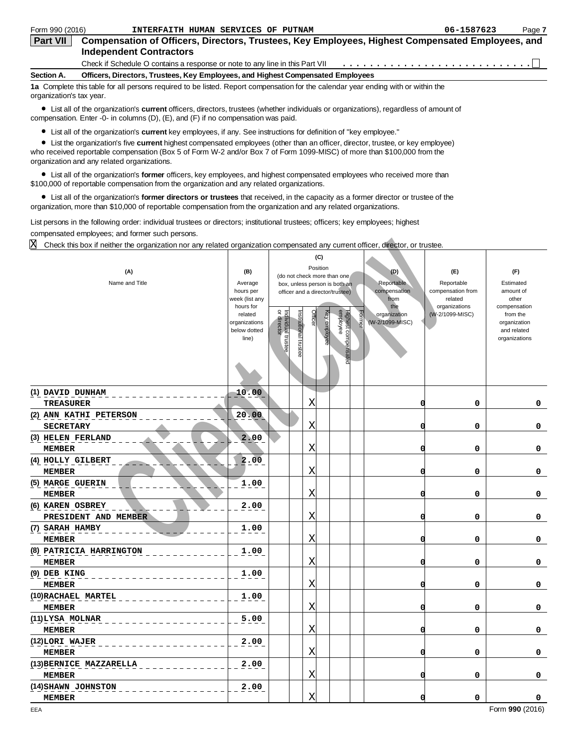Form 990 (2016) **INTERFAITH HUMAN SERVICES OF PUTNAM** **06-1587623**

## Part VII Compensation of Officers, Directors, Trustees, Key Employees, Highest Compensated Employees, and Independent Contractors

Check if Schedule O contains a response or note to any line in this Part VII . . . . . . . . . . . . . . . . . . . . . . . . . . . . ☐

**Section A. Officers, Directors, Trustees, Key Employees, and Highest Compensated Employees**

**1a** Complete this table for all persons required to be listed. Report compensation for the calendar year ending with or within the organization's tax year.

- List all of the organization's **current** officers, directors, trustees (whether individuals or organizations), regardless of amount of compensation. Enter -0- in columns (D), (E), and (F) if no compensation was paid.
- List all of the organization's **current** key employees, if any. See instructions for definition of "key employee."
- List the organization's five **current** highest compensated employees (other than an officer, director, trustee, or key employee) who received reportable compensation (Box 5 of Form W-2 and/or Box 7 of Form 1099-MISC) of more than $100,000 from the organization and any related organizations.
- List all of the organization's **former** officers, key employees, and highest compensated employees who received more than $100,000 of reportable compensation from the organization and any related organizations.
- List all of the organization's **former directors or trustees** that received, in the capacity as a former director or trustee of the organization, more than $10,000 of reportable compensation from the organization and any related organizations.

List persons in the following order: individual trustees or directors; institutional trustees; officers; key employees; highest compensated employees; and former such persons.

☒ Check this box if neither the organization nor any related organization compensated any current officer, director, or trustee.

| (A) Name and Title | (B) Average hours per week (list any hours for related organizations below dotted line) | (C) Position (do not check more than one box, unless person is both an officer and a director/trustee) | | | | | | (D) Reportable compensation from the organization (W-2/1099-MISC) | (E) Reportable compensation from related organizations (W-2/1099-MISC) | (F) Estimated amount of other compensation from the organization and related organizations |
|---|---|---|---|---|---|---|---|---|---|---|
| | | Individual trustee or director | Institutional trustee | Officer | Key employee | Highest compensated employee | Former | | | |
| (1) DAVID DUNHAM<br>TREASURER | 10.00 | | | X | | | | 0 | 0 | 0 |
| (2) ANN KATHI PETERSON<br>SECRETARY | 20.00 | | | X | | | | 0 | 0 | 0 |
| (3) HELEN FERLAND<br>MEMBER | 2.00 | | | X | | | | 0 | 0 | 0 |
| (4) HOLLY GILBERT<br>MEMBER | 2.00 | | | X | | | | 0 | 0 | 0 |
| (5) MARGE GUERIN<br>MEMBER | 1.00 | | | X | | | | 0 | 0 | 0 |
| (6) KAREN OSBREY<br>PRESIDENT AND MEMBER | 2.00 | | | X | | | | 0 | 0 | 0 |
| (7) SARAH HAMBY<br>MEMBER | 1.00 | | | X | | | | 0 | 0 | 0 |
| (8) PATRICIA HARRINGTON<br>MEMBER | 1.00 | | | X | | | | 0 | 0 | 0 |
| (9) DEB KING<br>MEMBER | 1.00 | | | X | | | | 0 | 0 | 0 |
| (10) RACHAEL MARTEL<br>MEMBER | 1.00 | | | X | | | | 0 | 0 | 0 |
| (11) LYSA MOLNAR<br>MEMBER | 5.00 | | | X | | | | 0 | 0 | 0 |
| (12) LORI WAJER<br>MEMBER | 2.00 | | | X | | | | 0 | 0 | 0 |
| (13) BERNICE MAZZARELLA<br>MEMBER | 2.00 | | | X | | | | 0 | 0 | 0 |
| (14) SHAWN JOHNSTON<br>MEMBER | 2.00 | | | X | | | | 0 | 0 | 0 |

EEA Form **990** (2016)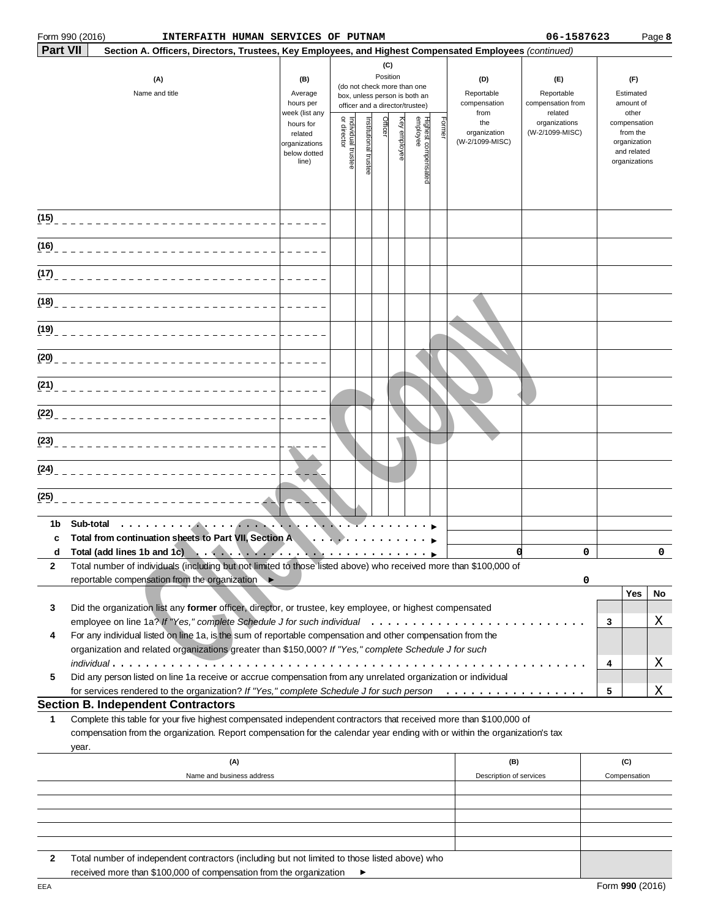Form 990 (2016) INTERFAITH HUMAN SERVICES OF PUTNAM 06-1587623 Page 8

**Part VII** **Section A. Officers, Directors, Trustees, Key Employees, and Highest Compensated Employees** *(continued)*

| (A) Name and title | (B) Average hours per week (list any hours for related organizations below dotted line) | (C) Position (do not check more than one box, unless person is both an officer and a director/trustee): Individual trustee or director | Institutional trustee | Officer | Key employee | Highest compensated employee | Former | (D) Reportable compensation from the organization (W-2/1099-MISC) | (E) Reportable compensation from related organizations (W-2/1099-MISC) | (F) Estimated amount of other compensation from the organization and related organizations |
|---|---|---|---|---|---|---|---|---|---|---|
| (15) | | | | | | | | | | |
| (16) | | | | | | | | | | |
| (17) | | | | | | | | | | |
| (18) | | | | | | | | | | |
| (19) | | | | | | | | | | |
| (20) | | | | | | | | | | |
| (21) | | | | | | | | | | |
| (22) | | | | | | | | | | |
| (23) | | | | | | | | | | |
| (24) | | | | | | | | | | |
| (25) | | | | | | | | | | |
| **1b Sub-total** ▶ | | | | | | | | | | |
| **c Total from continuation sheets to Part VII, Section A** ▶ | | | | | | | | | | |
| **d Total (add lines 1b and 1c)** ▶ | | | | | | | | 0 | 0 | 0 |

**2** Total number of individuals (including but not limited to those listed above) who received more than $100,000 of reportable compensation from the organization ▶ 0

| | | | Yes | No |
|---|---|---|---|---|
| **3** | Did the organization list any **former** officer, director, or trustee, key employee, or highest compensated employee on line 1a? *If "Yes," complete Schedule J for such individual* | 3 | | X |
| **4** | For any individual listed on line 1a, is the sum of reportable compensation and other compensation from the organization and related organizations greater than $150,000? *If "Yes," complete Schedule J for such individual* | 4 | | X |
| **5** | Did any person listed on line 1a receive or accrue compensation from any unrelated organization or individual for services rendered to the organization? *If "Yes," complete Schedule J for such person* | 5 | | X |

## Section B. Independent Contractors

**1** Complete this table for your five highest compensated independent contractors that received more than $100,000 of compensation from the organization. Report compensation for the calendar year ending with or within the organization's tax year.

| (A) Name and business address | (B) Description of services | (C) Compensation |
|---|---|---|
| | | |
| | | |
| | | |
| | | |
| | | |

**2** Total number of independent contractors (including but not limited to those listed above) who received more than $100,000 of compensation from the organization ▶

EEA Form **990** (2016)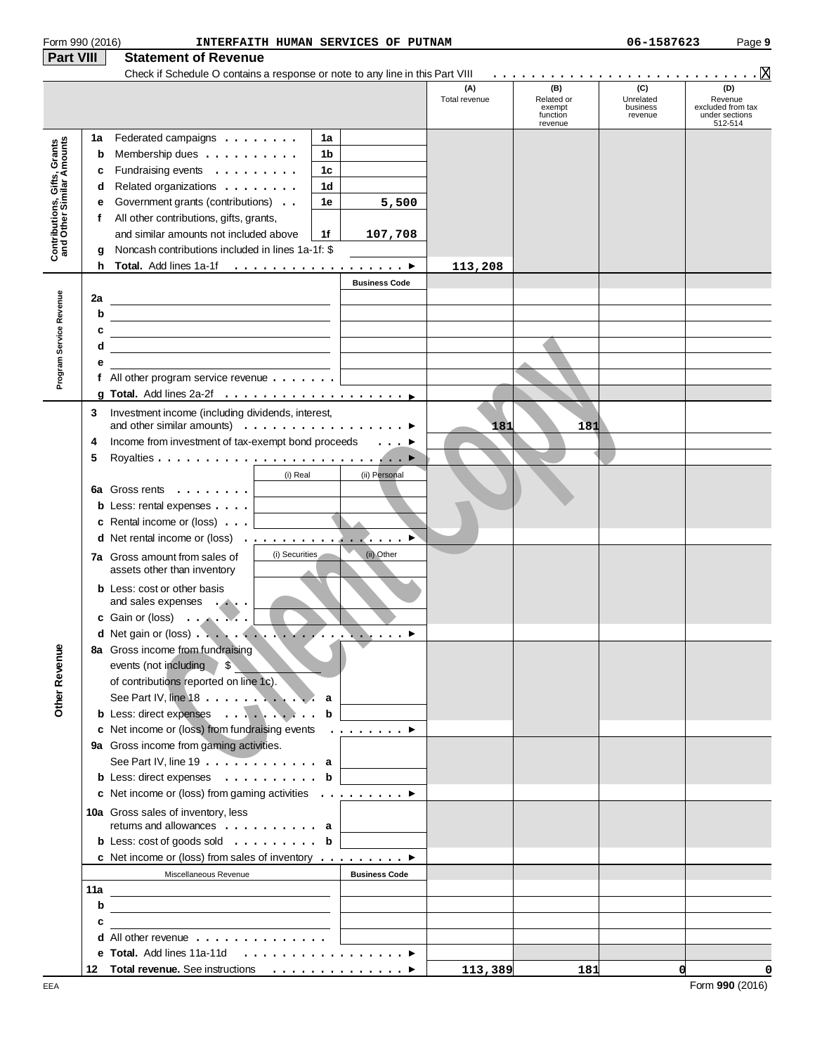Form 990 (2016) INTERFAITH HUMAN SERVICES OF PUTNAM 06-1587623

## Part VIII Statement of Revenue

Check if Schedule O contains a response or note to any line in this Part VIII . . . . . . . . . . . . . . . . . . . . . . . . . . . . . X

| | | | | (A) Total revenue | (B) Related or exempt function revenue | (C) Unrelated business revenue | (D) Revenue excluded from tax under sections 512-514 |
|---|---|---|---|---|---|---|---|
| **Contributions, Gifts, Grants and Other Similar Amounts** | 1a Federated campaigns | 1a | | | | | |
| | b Membership dues | 1b | | | | | |
| | c Fundraising events | 1c | | | | | |
| | d Related organizations | 1d | | | | | |
| | e Government grants (contributions) | 1e | 5,500 | | | | |
| | f All other contributions, gifts, grants, and similar amounts not included above | 1f | 107,708 | | | | |
| | g Noncash contributions included in lines 1a-1f: $ | | | | | | |
| | h **Total.** Add lines 1a-1f | | | 113,208 | | | |
| **Program Service Revenue** | | | Business Code | | | | |
| | 2a | | | | | | |
| | b | | | | | | |
| | c | | | | | | |
| | d | | | | | | |
| | e | | | | | | |
| | f All other program service revenue | | | | | | |
| | g **Total.** Add lines 2a-2f | | | | | | |
| **Other Revenue** | 3 Investment income (including dividends, interest, and other similar amounts) | | | 181 | 181 | | |
| | 4 Income from investment of tax-exempt bond proceeds | | | | | | |
| | 5 Royalties | | | | | | |
| | | (i) Real | (ii) Personal | | | | |
| | 6a Gross rents | | | | | | |
| | b Less: rental expenses | | | | | | |
| | c Rental income or (loss) | | | | | | |
| | d Net rental income or (loss) | | | | | | |
| | 7a Gross amount from sales of assets other than inventory | (i) Securities | (ii) Other | | | | |
| | b Less: cost or other basis and sales expenses | | | | | | |
| | c Gain or (loss) | | | | | | |
| | d Net gain or (loss) | | | | | | |
| | 8a Gross income from fundraising events (not including $ of contributions reported on line 1c). See Part IV, line 18 | a | | | | | |
| | b Less: direct expenses | b | | | | | |
| | c Net income or (loss) from fundraising events | | | | | | |
| | 9a Gross income from gaming activities. See Part IV, line 19 | a | | | | | |
| | b Less: direct expenses | b | | | | | |
| | c Net income or (loss) from gaming activities | | | | | | |
| | 10a Gross sales of inventory, less returns and allowances | a | | | | | |
| | b Less: cost of goods sold | b | | | | | |
| | c Net income or (loss) from sales of inventory | | | | | | |
| | Miscellaneous Revenue | | Business Code | | | | |
| | 11a | | | | | | |
| | b | | | | | | |
| | c | | | | | | |
| | d All other revenue | | | | | | |
| | e **Total.** Add lines 11a-11d | | | | | | |
| | 12 **Total revenue.** See instructions | | | 113,389 | 181 | 0 | 0 |

EEA Form **990** (2016)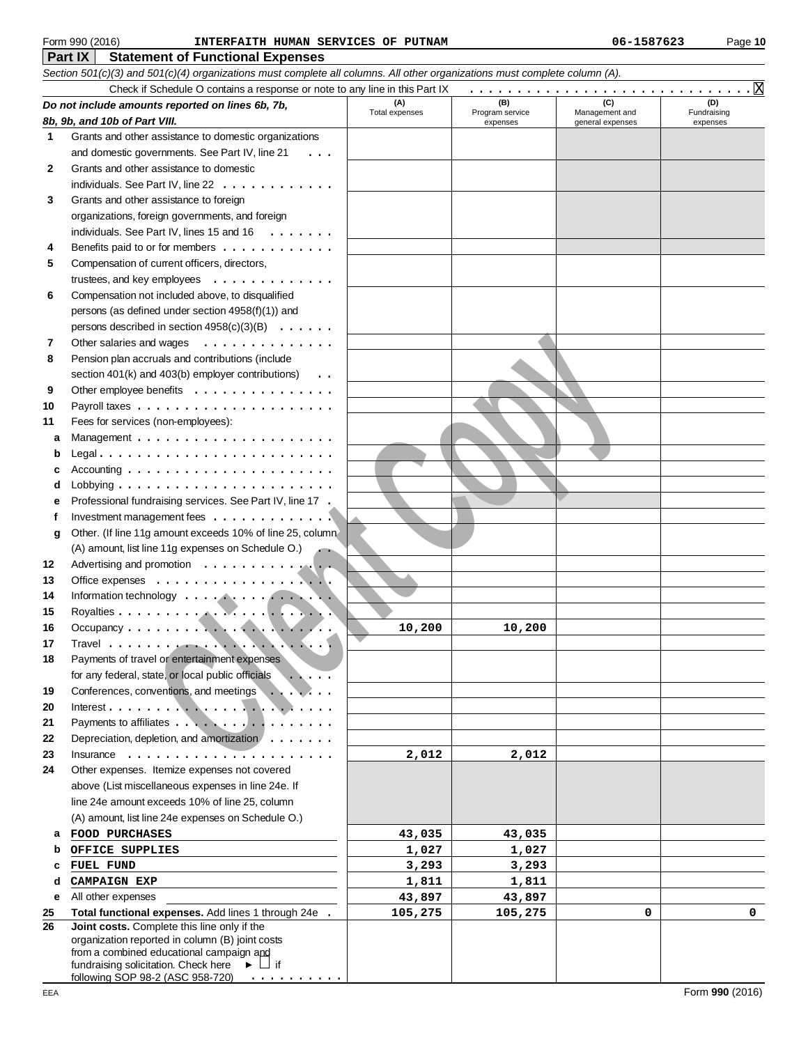Form 990 (2016) INTERFAITH HUMAN SERVICES OF PUTNAM 06-1587623

## Part IX Statement of Functional Expenses

*Section 501(c)(3) and 501(c)(4) organizations must complete all columns. All other organizations must complete column (A).*

Check if Schedule O contains a response or note to any line in this Part IX . . . . . . . . . . . . . . . . . . . . . . . . . . . . . . X

| | *Do not include amounts reported on lines 6b, 7b, 8b, 9b, and 10b of Part VIII.* | (A) Total expenses | (B) Program service expenses | (C) Management and general expenses | (D) Fundraising expenses |
|---|---|---|---|---|---|
| 1 | Grants and other assistance to domestic organizations and domestic governments. See Part IV, line 21 | | | | |
| 2 | Grants and other assistance to domestic individuals. See Part IV, line 22 | | | | |
| 3 | Grants and other assistance to foreign organizations, foreign governments, and foreign individuals. See Part IV, lines 15 and 16 | | | | |
| 4 | Benefits paid to or for members | | | | |
| 5 | Compensation of current officers, directors, trustees, and key employees | | | | |
| 6 | Compensation not included above, to disqualified persons (as defined under section 4958(f)(1)) and persons described in section 4958(c)(3)(B) | | | | |
| 7 | Other salaries and wages | | | | |
| 8 | Pension plan accruals and contributions (include section 401(k) and 403(b) employer contributions) | | | | |
| 9 | Other employee benefits | | | | |
| 10 | Payroll taxes | | | | |
| 11 | Fees for services (non-employees): | | | | |
| a | Management | | | | |
| b | Legal | | | | |
| c | Accounting | | | | |
| d | Lobbying | | | | |
| e | Professional fundraising services. See Part IV, line 17 | | | | |
| f | Investment management fees | | | | |
| g | Other. (If line 11g amount exceeds 10% of line 25, column (A) amount, list line 11g expenses on Schedule O.) | | | | |
| 12 | Advertising and promotion | | | | |
| 13 | Office expenses | | | | |
| 14 | Information technology | | | | |
| 15 | Royalties | | | | |
| 16 | Occupancy | 10,200 | 10,200 | | |
| 17 | Travel | | | | |
| 18 | Payments of travel or entertainment expenses for any federal, state, or local public officials | | | | |
| 19 | Conferences, conventions, and meetings | | | | |
| 20 | Interest | | | | |
| 21 | Payments to affiliates | | | | |
| 22 | Depreciation, depletion, and amortization | | | | |
| 23 | Insurance | 2,012 | 2,012 | | |
| 24 | Other expenses. Itemize expenses not covered above (List miscellaneous expenses in line 24e. If line 24e amount exceeds 10% of line 25, column (A) amount, list line 24e expenses on Schedule O.) | | | | |
| a | FOOD PURCHASES | 43,035 | 43,035 | | |
| b | OFFICE SUPPLIES | 1,027 | 1,027 | | |
| c | FUEL FUND | 3,293 | 3,293 | | |
| d | CAMPAIGN EXP | 1,811 | 1,811 | | |
| e | All other expenses | 43,897 | 43,897 | | |
| 25 | **Total functional expenses.** Add lines 1 through 24e | 105,275 | 105,275 | 0 | 0 |
| 26 | **Joint costs.** Complete this line only if the organization reported in column (B) joint costs from a combined educational campaign and fundraising solicitation. Check here ► ☐ if following SOP 98-2 (ASC 958-720) | | | | |

EEA Form **990** (2016)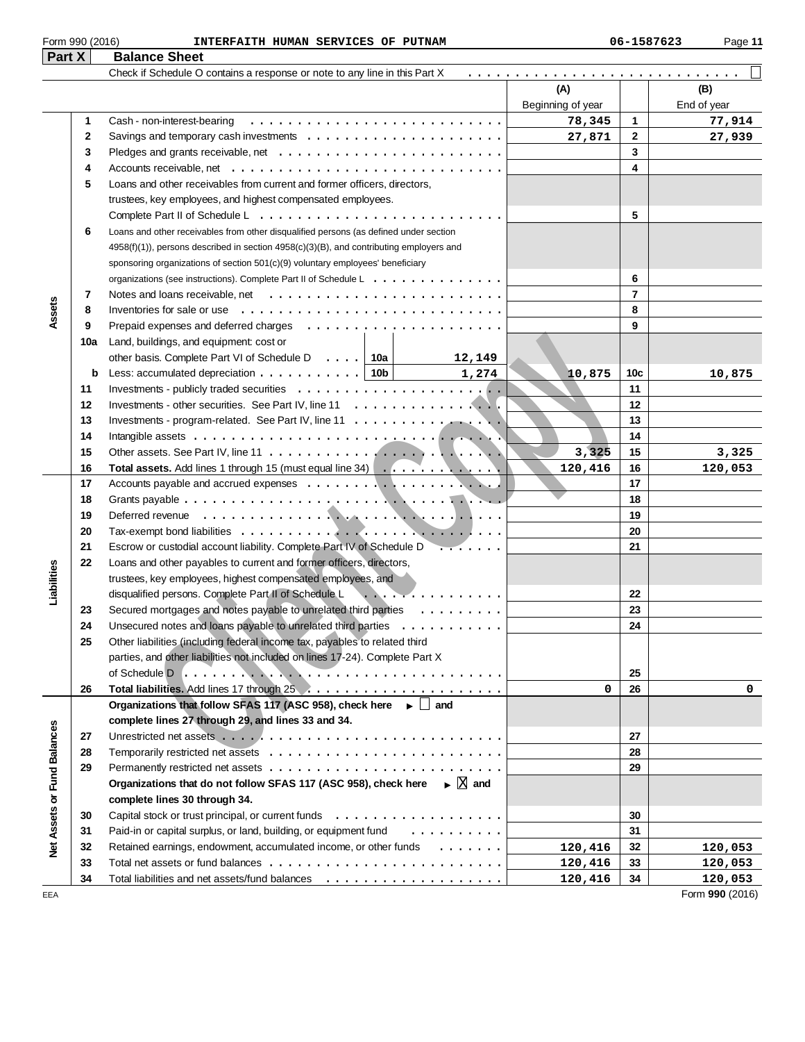Form 990 (2016) INTERFAITH HUMAN SERVICES OF PUTNAM 06-1587623

## Part X Balance Sheet

Check if Schedule O contains a response or note to any line in this Part X . . . . . ☐

| Section | Line | Description | | | (A) Beginning of year | Line | (B) End of year |
|---|---|---|---|---|---|---|---|
| Assets | 1 | Cash - non-interest-bearing | | | 78,345 | 1 | 77,914 |
| | 2 | Savings and temporary cash investments | | | 27,871 | 2 | 27,939 |
| | 3 | Pledges and grants receivable, net | | | | 3 | |
| | 4 | Accounts receivable, net | | | | 4 | |
| | 5 | Loans and other receivables from current and former officers, directors, trustees, key employees, and highest compensated employees. Complete Part II of Schedule L | | | | 5 | |
| | 6 | Loans and other receivables from other disqualified persons (as defined under section 4958(f)(1)), persons described in section 4958(c)(3)(B), and contributing employers and sponsoring organizations of section 501(c)(9) voluntary employees' beneficiary organizations (see instructions). Complete Part II of Schedule L | | | | 6 | |
| | 7 | Notes and loans receivable, net | | | | 7 | |
| | 8 | Inventories for sale or use | | | | 8 | |
| | 9 | Prepaid expenses and deferred charges | | | | 9 | |
| | 10a | Land, buildings, and equipment: cost or other basis. Complete Part VI of Schedule D | 10a | 12,149 | | | |
| | b | Less: accumulated depreciation | 10b | 1,274 | 10,875 | 10c | 10,875 |
| | 11 | Investments - publicly traded securities | | | | 11 | |
| | 12 | Investments - other securities. See Part IV, line 11 | | | | 12 | |
| | 13 | Investments - program-related. See Part IV, line 11 | | | | 13 | |
| | 14 | Intangible assets | | | | 14 | |
| | 15 | Other assets. See Part IV, line 11 | | | 3,325 | 15 | 3,325 |
| | 16 | **Total assets.** Add lines 1 through 15 (must equal line 34) | | | 120,416 | 16 | 120,053 |
| Liabilities | 17 | Accounts payable and accrued expenses | | | | 17 | |
| | 18 | Grants payable | | | | 18 | |
| | 19 | Deferred revenue | | | | 19 | |
| | 20 | Tax-exempt bond liabilities | | | | 20 | |
| | 21 | Escrow or custodial account liability. Complete Part IV of Schedule D | | | | 21 | |
| | 22 | Loans and other payables to current and former officers, directors, trustees, key employees, highest compensated employees, and disqualified persons. Complete Part II of Schedule L | | | | 22 | |
| | 23 | Secured mortgages and notes payable to unrelated third parties | | | | 23 | |
| | 24 | Unsecured notes and loans payable to unrelated third parties | | | | 24 | |
| | 25 | Other liabilities (including federal income tax, payables to related third parties, and other liabilities not included on lines 17-24). Complete Part X of Schedule D | | | | 25 | |
| | 26 | **Total liabilities.** Add lines 17 through 25 | | | 0 | 26 | 0 |
| Net Assets or Fund Balances | | **Organizations that follow SFAS 117 (ASC 958), check here ▶ ☐ and complete lines 27 through 29, and lines 33 and 34.** | | | | | |
| | 27 | Unrestricted net assets | | | | 27 | |
| | 28 | Temporarily restricted net assets | | | | 28 | |
| | 29 | Permanently restricted net assets | | | | 29 | |
| | | **Organizations that do not follow SFAS 117 (ASC 958), check here ▶ ☒ and complete lines 30 through 34.** | | | | | |
| | 30 | Capital stock or trust principal, or current funds | | | | 30 | |
| | 31 | Paid-in or capital surplus, or land, building, or equipment fund | | | | 31 | |
| | 32 | Retained earnings, endowment, accumulated income, or other funds | | | 120,416 | 32 | 120,053 |
| | 33 | Total net assets or fund balances | | | 120,416 | 33 | 120,053 |
| | 34 | Total liabilities and net assets/fund balances | | | 120,416 | 34 | 120,053 |

Form **990** (2016)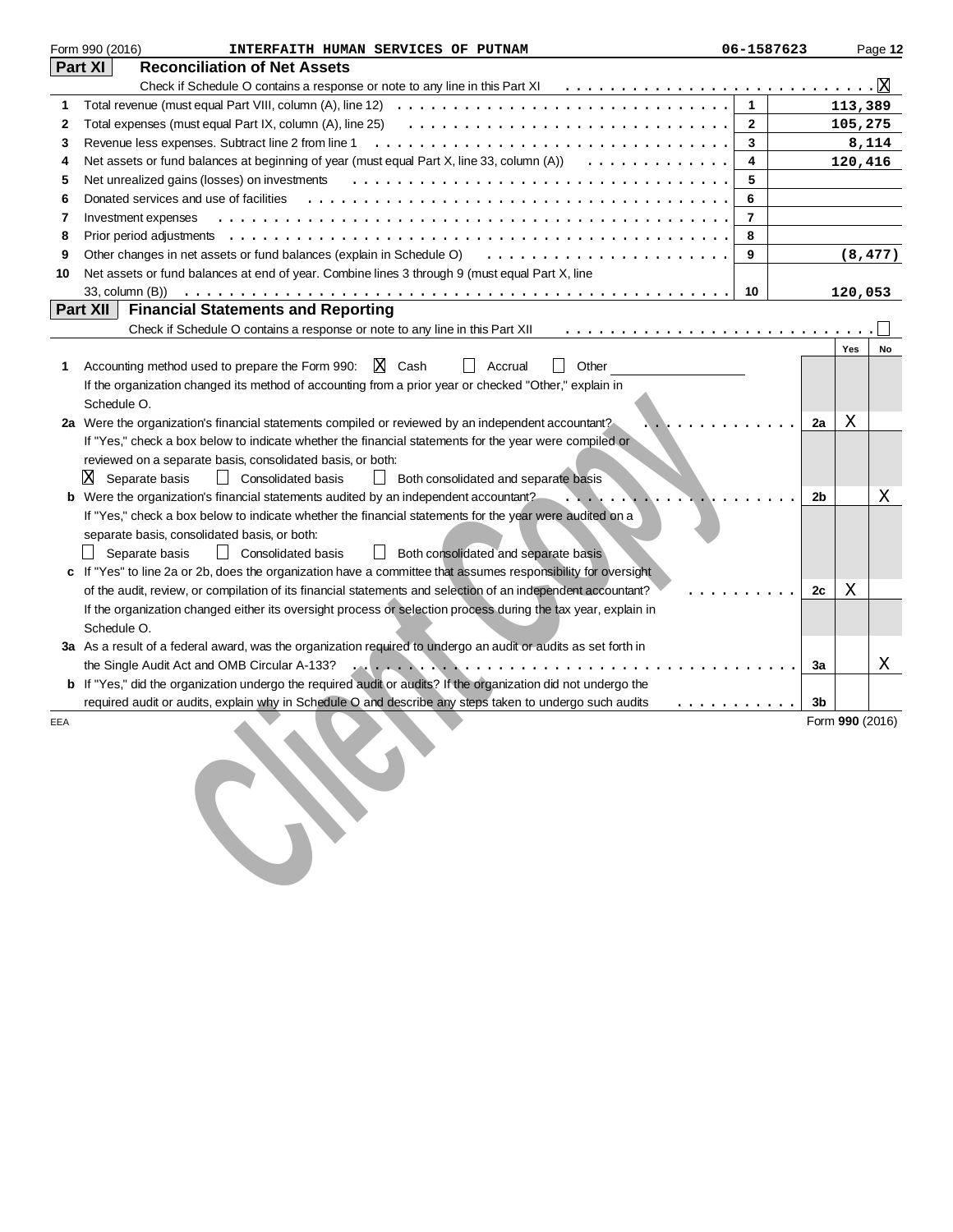Form 990 (2016) INTERFAITH HUMAN SERVICES OF PUTNAM 06-1587623 Page 12

## Part XI Reconciliation of Net Assets

Check if Schedule O contains a response or note to any line in this Part XI . . . . . . . . . . . . . . . . . . . . . . . . . . . . [X]

| | | | |
|---|---|---|---|
| 1 | Total revenue (must equal Part VIII, column (A), line 12) | 1 | 113,389 |
| 2 | Total expenses (must equal Part IX, column (A), line 25) | 2 | 105,275 |
| 3 | Revenue less expenses. Subtract line 2 from line 1 | 3 | 8,114 |
| 4 | Net assets or fund balances at beginning of year (must equal Part X, line 33, column (A)) | 4 | 120,416 |
| 5 | Net unrealized gains (losses) on investments | 5 | |
| 6 | Donated services and use of facilities | 6 | |
| 7 | Investment expenses | 7 | |
| 8 | Prior period adjustments | 8 | |
| 9 | Other changes in net assets or fund balances (explain in Schedule O) | 9 | (8,477) |
| 10 | Net assets or fund balances at end of year. Combine lines 3 through 9 (must equal Part X, line 33, column (B)) | 10 | 120,053 |

## Part XII Financial Statements and Reporting

Check if Schedule O contains a response or note to any line in this Part XII . . . . . . . . . . . . . . . . . . . . . . . . . . . . [ ]

| | | | Yes | No |
|---|---|---|---|---|
| 1 | Accounting method used to prepare the Form 990: [X] Cash [ ] Accrual [ ] Other<br>If the organization changed its method of accounting from a prior year or checked "Other," explain in Schedule O. | | | |
| 2a | Were the organization's financial statements compiled or reviewed by an independent accountant?<br>If "Yes," check a box below to indicate whether the financial statements for the year were compiled or reviewed on a separate basis, consolidated basis, or both:<br>[X] Separate basis [ ] Consolidated basis [ ] Both consolidated and separate basis | 2a | X | |
| b | Were the organization's financial statements audited by an independent accountant?<br>If "Yes," check a box below to indicate whether the financial statements for the year were audited on a separate basis, consolidated basis, or both:<br>[ ] Separate basis [ ] Consolidated basis [ ] Both consolidated and separate basis | 2b | | X |
| c | If "Yes" to line 2a or 2b, does the organization have a committee that assumes responsibility for oversight of the audit, review, or compilation of its financial statements and selection of an independent accountant?<br>If the organization changed either its oversight process or selection process during the tax year, explain in Schedule O. | 2c | X | |
| 3a | As a result of a federal award, was the organization required to undergo an audit or audits as set forth in the Single Audit Act and OMB Circular A-133? | 3a | | X |
| b | If "Yes," did the organization undergo the required audit or audits? If the organization did not undergo the required audit or audits, explain why in Schedule O and describe any steps taken to undergo such audits | 3b | | |

EEA Form **990** (2016)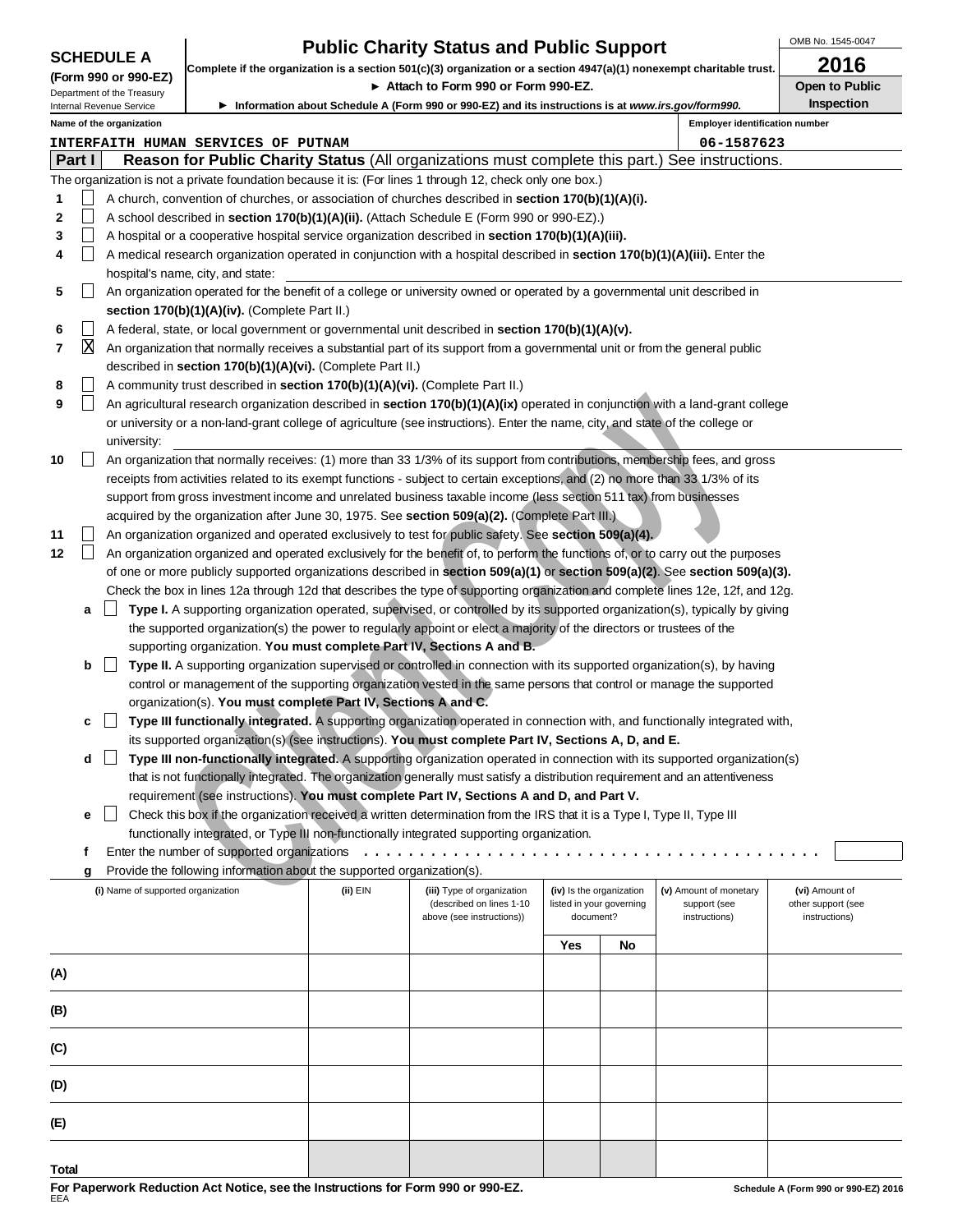**SCHEDULE A**
**(Form 990 or 990-EZ)**
Department of the Treasury
Internal Revenue Service

# Public Charity Status and Public Support

**Complete if the organization is a section 501(c)(3) organization or a section 4947(a)(1) nonexempt charitable trust.**

► Attach to Form 990 or Form 990-EZ.

► Information about Schedule A (Form 990 or 990-EZ) and its instructions is at *www.irs.gov/form990.*

OMB No. 1545-0047

**2016**

**Open to Public Inspection**

Name of the organization: INTERFAITH HUMAN SERVICES OF PUTNAM

Employer identification number: 06-1587623

## Part I — Reason for Public Charity Status (All organizations must complete this part.) See instructions.

The organization is not a private foundation because it is: (For lines 1 through 12, check only one box.)

1. ☐ A church, convention of churches, or association of churches described in **section 170(b)(1)(A)(i).**
2. ☐ A school described in **section 170(b)(1)(A)(ii).** (Attach Schedule E (Form 990 or 990-EZ).)
3. ☐ A hospital or a cooperative hospital service organization described in **section 170(b)(1)(A)(iii).**
4. ☐ A medical research organization operated in conjunction with a hospital described in **section 170(b)(1)(A)(iii).** Enter the hospital's name, city, and state:
5. ☐ An organization operated for the benefit of a college or university owned or operated by a governmental unit described in **section 170(b)(1)(A)(iv).** (Complete Part II.)
6. ☐ A federal, state, or local government or governmental unit described in **section 170(b)(1)(A)(v).**
7. ☒ An organization that normally receives a substantial part of its support from a governmental unit or from the general public described in **section 170(b)(1)(A)(vi).** (Complete Part II.)
8. ☐ A community trust described in **section 170(b)(1)(A)(vi).** (Complete Part II.)
9. ☐ An agricultural research organization described in **section 170(b)(1)(A)(ix)** operated in conjunction with a land-grant college or university or a non-land-grant college of agriculture (see instructions). Enter the name, city, and state of the college or university:
10. ☐ An organization that normally receives: (1) more than 33 1/3% of its support from contributions, membership fees, and gross receipts from activities related to its exempt functions - subject to certain exceptions, and (2) no more than 33 1/3% of its support from gross investment income and unrelated business taxable income (less section 511 tax) from businesses acquired by the organization after June 30, 1975. See **section 509(a)(2).** (Complete Part III.)
11. ☐ An organization organized and operated exclusively to test for public safety. See **section 509(a)(4).**
12. ☐ An organization organized and operated exclusively for the benefit of, to perform the functions of, or to carry out the purposes of one or more publicly supported organizations described in **section 509(a)(1)** or **section 509(a)(2).** See **section 509(a)(3).** Check the box in lines 12a through 12d that describes the type of supporting organization and complete lines 12e, 12f, and 12g.
   - **a** ☐ **Type I.** A supporting organization operated, supervised, or controlled by its supported organization(s), typically by giving the supported organization(s) the power to regularly appoint or elect a majority of the directors or trustees of the supporting organization. **You must complete Part IV, Sections A and B.**
   - **b** ☐ **Type II.** A supporting organization supervised or controlled in connection with its supported organization(s), by having control or management of the supporting organization vested in the same persons that control or manage the supported organization(s). **You must complete Part IV, Sections A and C.**
   - **c** ☐ **Type III functionally integrated.** A supporting organization operated in connection with, and functionally integrated with, its supported organization(s) (see instructions). **You must complete Part IV, Sections A, D, and E.**
   - **d** ☐ **Type III non-functionally integrated.** A supporting organization operated in connection with its supported organization(s) that is not functionally integrated. The organization generally must satisfy a distribution requirement and an attentiveness requirement (see instructions). **You must complete Part IV, Sections A and D, and Part V.**
   - **e** ☐ Check this box if the organization received a written determination from the IRS that it is a Type I, Type II, Type III functionally integrated, or Type III non-functionally integrated supporting organization.
   - **f** Enter the number of supported organizations
   - **g** Provide the following information about the supported organization(s).

| (i) Name of supported organization | (ii) EIN | (iii) Type of organization (described on lines 1-10 above (see instructions)) | (iv) Is the organization listed in your governing document? Yes | No | (v) Amount of monetary support (see instructions) | (vi) Amount of other support (see instructions) |
|---|---|---|---|---|---|---|
| (A) | | | | | | |
| (B) | | | | | | |
| (C) | | | | | | |
| (D) | | | | | | |
| (E) | | | | | | |
| Total | | | | | | |

**For Paperwork Reduction Act Notice, see the Instructions for Form 990 or 990-EZ.**
EEA

Schedule A (Form 990 or 990-EZ) 2016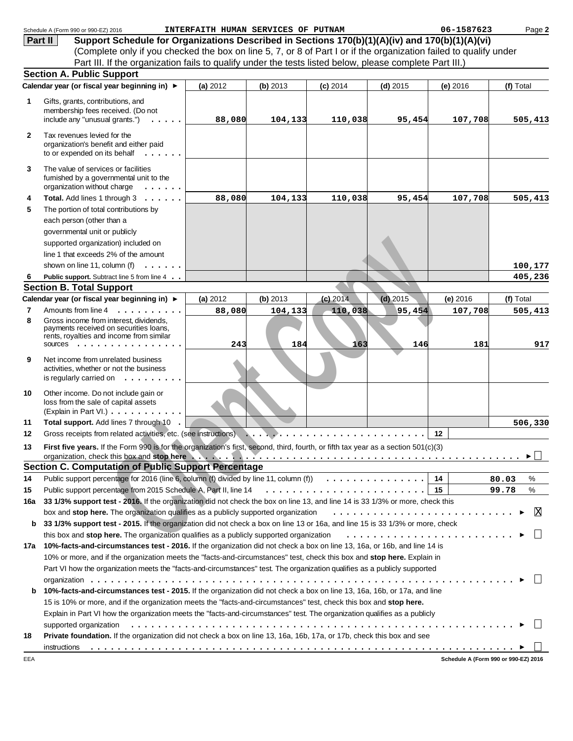Schedule A (Form 990 or 990-EZ) 2016 INTERFAITH HUMAN SERVICES OF PUTNAM 06-1587623 Page 2

## Part II Support Schedule for Organizations Described in Sections 170(b)(1)(A)(iv) and 170(b)(1)(A)(vi)

(Complete only if you checked the box on line 5, 7, or 8 of Part I or if the organization failed to qualify under Part III. If the organization fails to qualify under the tests listed below, please complete Part III.)

### Section A. Public Support

| Calendar year (or fiscal year beginning in) ► | (a) 2012 | (b) 2013 | (c) 2014 | (d) 2015 | (e) 2016 | (f) Total |
|---|---|---|---|---|---|---|
| 1 Gifts, grants, contributions, and membership fees received. (Do not include any "unusual grants.") | 88,080 | 104,133 | 110,038 | 95,454 | 107,708 | 505,413 |
| 2 Tax revenues levied for the organization's benefit and either paid to or expended on its behalf | | | | | | |
| 3 The value of services or facilities furnished by a governmental unit to the organization without charge | | | | | | |
| 4 **Total.** Add lines 1 through 3 | 88,080 | 104,133 | 110,038 | 95,454 | 107,708 | 505,413 |
| 5 The portion of total contributions by each person (other than a governmental unit or publicly supported organization) included on line 1 that exceeds 2% of the amount shown on line 11, column (f) | | | | | | 100,177 |
| 6 **Public support.** Subtract line 5 from line 4 | | | | | | 405,236 |

### Section B. Total Support

| Calendar year (or fiscal year beginning in) ► | (a) 2012 | (b) 2013 | (c) 2014 | (d) 2015 | (e) 2016 | (f) Total |
|---|---|---|---|---|---|---|
| 7 Amounts from line 4 | 88,080 | 104,133 | 110,038 | 95,454 | 107,708 | 505,413 |
| 8 Gross income from interest, dividends, payments received on securities loans, rents, royalties and income from similar sources | 243 | 184 | 163 | 146 | 181 | 917 |
| 9 Net income from unrelated business activities, whether or not the business is regularly carried on | | | | | | |
| 10 Other income. Do not include gain or loss from the sale of capital assets (Explain in Part VI.) | | | | | | |
| 11 **Total support.** Add lines 7 through 10 | | | | | | 506,330 |

12 Gross receipts from related activities, etc. (see instructions) | 12 |

13 **First five years.** If the Form 990 is for the organization's first, second, third, fourth, or fifth tax year as a section 501(c)(3) organization, check this box and **stop here** ► ☐

### Section C. Computation of Public Support Percentage

14 Public support percentage for 2016 (line 6, column (f) divided by line 11, column (f)) | 14 | 80.03 %

15 Public support percentage from 2015 Schedule A, Part II, line 14 | 15 | 99.78 %

16a **33 1/3% support test - 2016.** If the organization did not check the box on line 13, and line 14 is 33 1/3% or more, check this box and **stop here.** The organization qualifies as a publicly supported organization ► ☒

b **33 1/3% support test - 2015.** If the organization did not check a box on line 13 or 16a, and line 15 is 33 1/3% or more, check this box and **stop here.** The organization qualifies as a publicly supported organization ► ☐

17a **10%-facts-and-circumstances test - 2016.** If the organization did not check a box on line 13, 16a, or 16b, and line 14 is 10% or more, and if the organization meets the "facts-and-circumstances" test, check this box and **stop here.** Explain in Part VI how the organization meets the "facts-and-circumstances" test. The organization qualifies as a publicly supported organization ► ☐

b **10%-facts-and-circumstances test - 2015.** If the organization did not check a box on line 13, 16a, 16b, or 17a, and line 15 is 10% or more, and if the organization meets the "facts-and-circumstances" test, check this box and **stop here.** Explain in Part VI how the organization meets the "facts-and-circumstances" test. The organization qualifies as a publicly supported organization ► ☐

18 **Private foundation.** If the organization did not check a box on line 13, 16a, 16b, 17a, or 17b, check this box and see instructions ► ☐

EEA Schedule A (Form 990 or 990-EZ) 2016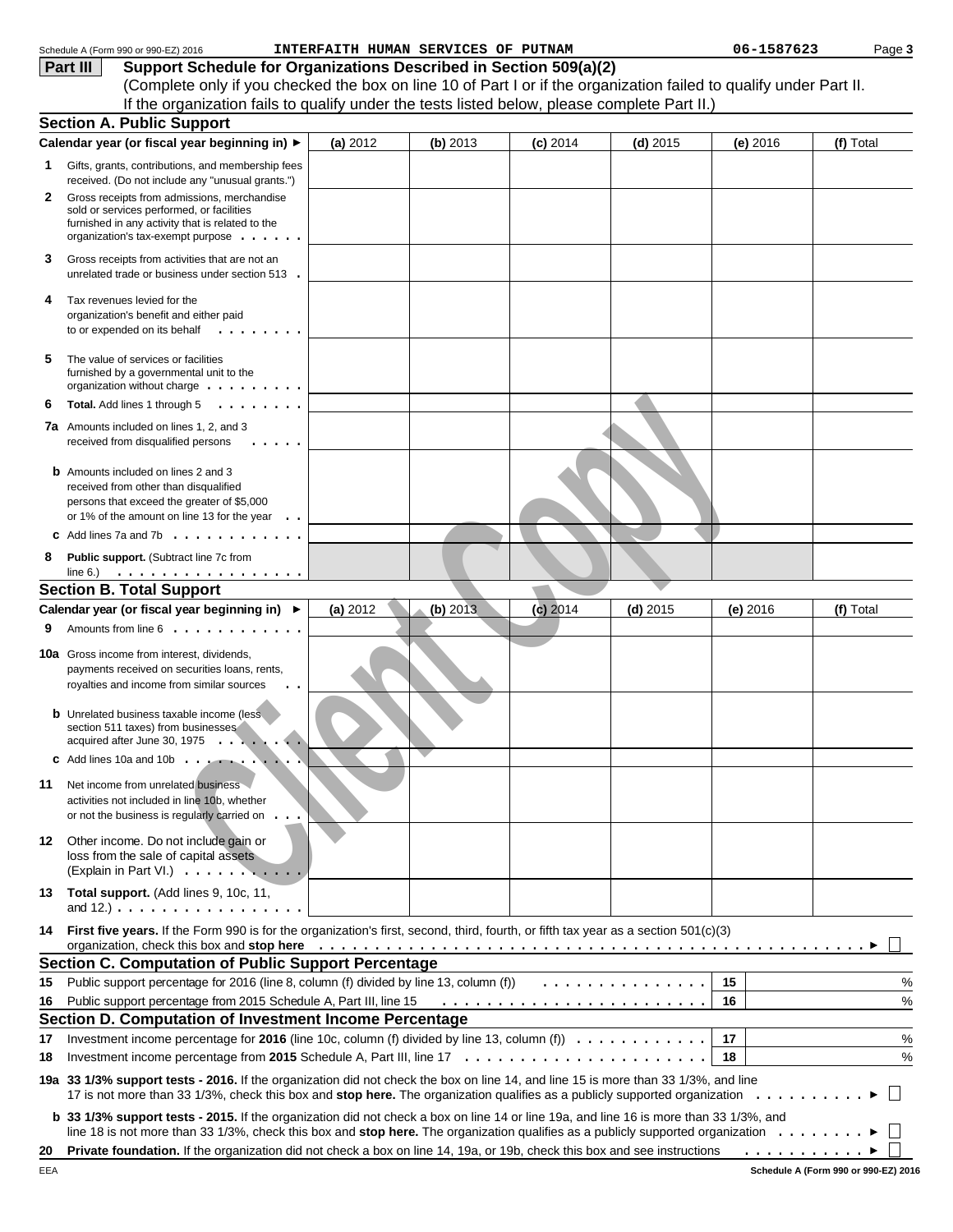Schedule A (Form 990 or 990-EZ) 2016 INTERFAITH HUMAN SERVICES OF PUTNAM 06-1587623 Page 3

## Part III Support Schedule for Organizations Described in Section 509(a)(2)

(Complete only if you checked the box on line 10 of Part I or if the organization failed to qualify under Part II. If the organization fails to qualify under the tests listed below, please complete Part II.)

### Section A. Public Support

| Calendar year (or fiscal year beginning in) ► | (a) 2012 | (b) 2013 | (c) 2014 | (d) 2015 | (e) 2016 | (f) Total |
|---|---|---|---|---|---|---|
| **1** Gifts, grants, contributions, and membership fees received. (Do not include any "unusual grants.") | | | | | | |
| **2** Gross receipts from admissions, merchandise sold or services performed, or facilities furnished in any activity that is related to the organization's tax-exempt purpose | | | | | | |
| **3** Gross receipts from activities that are not an unrelated trade or business under section 513 | | | | | | |
| **4** Tax revenues levied for the organization's benefit and either paid to or expended on its behalf | | | | | | |
| **5** The value of services or facilities furnished by a governmental unit to the organization without charge | | | | | | |
| **6** **Total.** Add lines 1 through 5 | | | | | | |
| **7a** Amounts included on lines 1, 2, and 3 received from disqualified persons | | | | | | |
| **b** Amounts included on lines 2 and 3 received from other than disqualified persons that exceed the greater of \$5,000 or 1% of the amount on line 13 for the year | | | | | | |
| **c** Add lines 7a and 7b | | | | | | |
| **8** **Public support.** (Subtract line 7c from line 6.) | | | | | | |

### Section B. Total Support

| Calendar year (or fiscal year beginning in) ► | (a) 2012 | (b) 2013 | (c) 2014 | (d) 2015 | (e) 2016 | (f) Total |
|---|---|---|---|---|---|---|
| **9** Amounts from line 6 | | | | | | |
| **10a** Gross income from interest, dividends, payments received on securities loans, rents, royalties and income from similar sources | | | | | | |
| **b** Unrelated business taxable income (less section 511 taxes) from businesses acquired after June 30, 1975 | | | | | | |
| **c** Add lines 10a and 10b | | | | | | |
| **11** Net income from unrelated business activities not included in line 10b, whether or not the business is regularly carried on | | | | | | |
| **12** Other income. Do not include gain or loss from the sale of capital assets (Explain in Part VI.) | | | | | | |
| **13** **Total support.** (Add lines 9, 10c, 11, and 12.) | | | | | | |

**14** **First five years.** If the Form 990 is for the organization's first, second, third, fourth, or fifth tax year as a section 501(c)(3) organization, check this box and **stop here** ► ☐

### Section C. Computation of Public Support Percentage

| | | | |
|---|---|---|---|
| **15** | Public support percentage for 2016 (line 8, column (f) divided by line 13, column (f)) | 15 | % |
| **16** | Public support percentage from 2015 Schedule A, Part III, line 15 | 16 | % |

### Section D. Computation of Investment Income Percentage

| | | | |
|---|---|---|---|
| **17** | Investment income percentage for **2016** (line 10c, column (f) divided by line 13, column (f)) | 17 | % |
| **18** | Investment income percentage from **2015** Schedule A, Part III, line 17 | 18 | % |

**19a** **33 1/3% support tests - 2016.** If the organization did not check the box on line 14, and line 15 is more than 33 1/3%, and line 17 is not more than 33 1/3%, check this box and **stop here.** The organization qualifies as a publicly supported organization ► ☐

**b** **33 1/3% support tests - 2015.** If the organization did not check a box on line 14 or line 19a, and line 16 is more than 33 1/3%, and line 18 is not more than 33 1/3%, check this box and **stop here.** The organization qualifies as a publicly supported organization ► ☐

**20** **Private foundation.** If the organization did not check a box on line 14, 19a, or 19b, check this box and see instructions ► ☐

EEA Schedule A (Form 990 or 990-EZ) 2016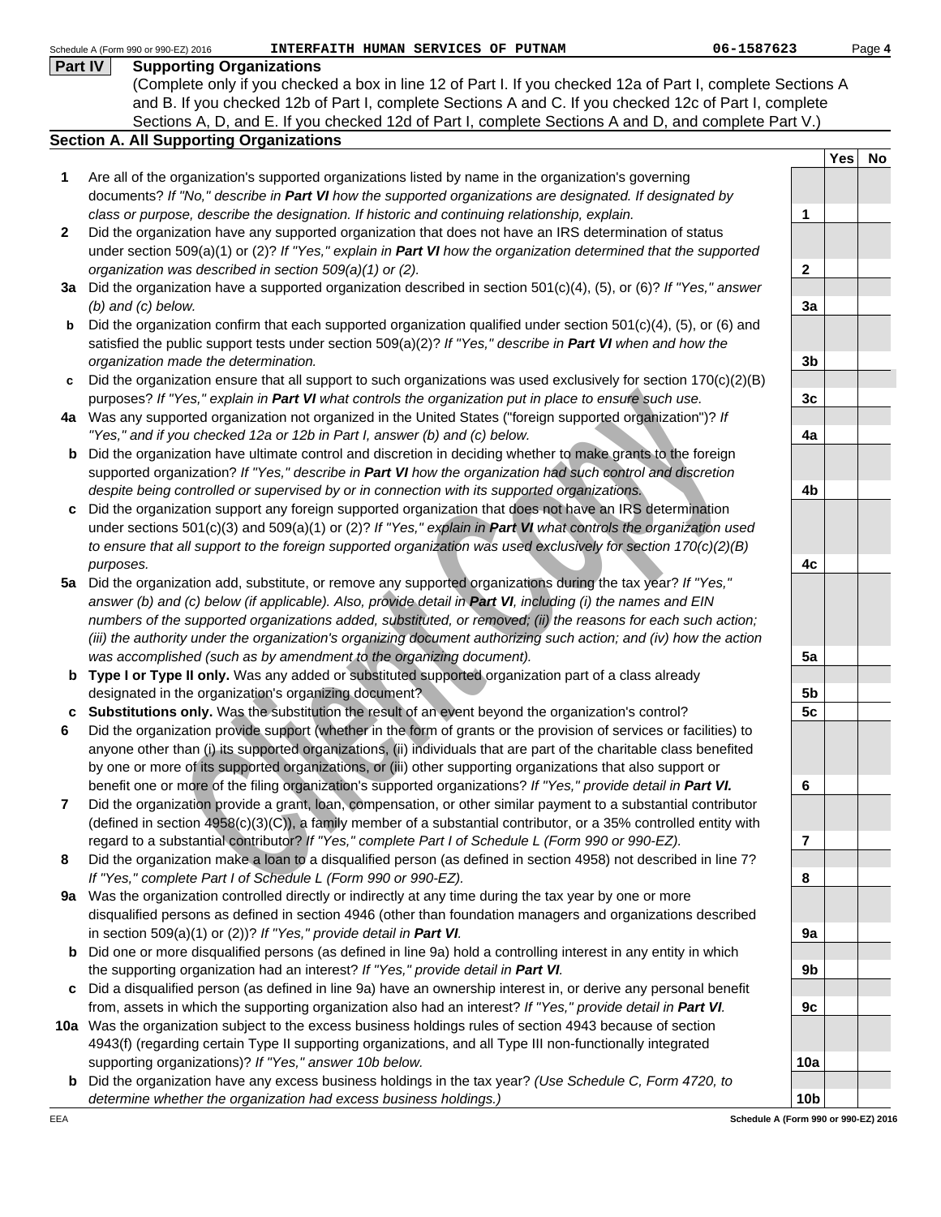Schedule A (Form 990 or 990-EZ) 2016 **INTERFAITH HUMAN SERVICES OF PUTNAM** 06-1587623

## Part IV Supporting Organizations

(Complete only if you checked a box in line 12 of Part I. If you checked 12a of Part I, complete Sections A and B. If you checked 12b of Part I, complete Sections A and C. If you checked 12c of Part I, complete Sections A, D, and E. If you checked 12d of Part I, complete Sections A and D, and complete Part V.)

### Section A. All Supporting Organizations

| | | | Yes | No |
|---|---|---|---|---|
| **1** | Are all of the organization's supported organizations listed by name in the organization's governing documents? *If "No," describe in **Part VI** how the supported organizations are designated. If designated by class or purpose, describe the designation. If historic and continuing relationship, explain.* | 1 | | |
| **2** | Did the organization have any supported organization that does not have an IRS determination of status under section 509(a)(1) or (2)? *If "Yes," explain in **Part VI** how the organization determined that the supported organization was described in section 509(a)(1) or (2).* | 2 | | |
| **3a** | Did the organization have a supported organization described in section 501(c)(4), (5), or (6)? *If "Yes," answer (b) and (c) below.* | 3a | | |
| **b** | Did the organization confirm that each supported organization qualified under section 501(c)(4), (5), or (6) and satisfied the public support tests under section 509(a)(2)? *If "Yes," describe in **Part VI** when and how the organization made the determination.* | 3b | | |
| **c** | Did the organization ensure that all support to such organizations was used exclusively for section 170(c)(2)(B) purposes? *If "Yes," explain in **Part VI** what controls the organization put in place to ensure such use.* | 3c | | |
| **4a** | Was any supported organization not organized in the United States ("foreign supported organization")? *If "Yes," and if you checked 12a or 12b in Part I, answer (b) and (c) below.* | 4a | | |
| **b** | Did the organization have ultimate control and discretion in deciding whether to make grants to the foreign supported organization? *If "Yes," describe in **Part VI** how the organization had such control and discretion despite being controlled or supervised by or in connection with its supported organizations.* | 4b | | |
| **c** | Did the organization support any foreign supported organization that does not have an IRS determination under sections 501(c)(3) and 509(a)(1) or (2)? *If "Yes," explain in **Part VI** what controls the organization used to ensure that all support to the foreign supported organization was used exclusively for section 170(c)(2)(B) purposes.* | 4c | | |
| **5a** | Did the organization add, substitute, or remove any supported organizations during the tax year? *If "Yes," answer (b) and (c) below (if applicable). Also, provide detail in **Part VI**, including (i) the names and EIN numbers of the supported organizations added, substituted, or removed; (ii) the reasons for each such action; (iii) the authority under the organization's organizing document authorizing such action; and (iv) how the action was accomplished (such as by amendment to the organizing document).* | 5a | | |
| **b** | **Type I or Type II only.** Was any added or substituted supported organization part of a class already designated in the organization's organizing document? | 5b | | |
| **c** | **Substitutions only.** Was the substitution the result of an event beyond the organization's control? | 5c | | |
| **6** | Did the organization provide support (whether in the form of grants or the provision of services or facilities) to anyone other than (i) its supported organizations, (ii) individuals that are part of the charitable class benefited by one or more of its supported organizations, or (iii) other supporting organizations that also support or benefit one or more of the filing organization's supported organizations? *If "Yes," provide detail in **Part VI.*** | 6 | | |
| **7** | Did the organization provide a grant, loan, compensation, or other similar payment to a substantial contributor (defined in section 4958(c)(3)(C)), a family member of a substantial contributor, or a 35% controlled entity with regard to a substantial contributor? *If "Yes," complete Part I of Schedule L (Form 990 or 990-EZ).* | 7 | | |
| **8** | Did the organization make a loan to a disqualified person (as defined in section 4958) not described in line 7? *If "Yes," complete Part I of Schedule L (Form 990 or 990-EZ).* | 8 | | |
| **9a** | Was the organization controlled directly or indirectly at any time during the tax year by one or more disqualified persons as defined in section 4946 (other than foundation managers and organizations described in section 509(a)(1) or (2))? *If "Yes," provide detail in **Part VI**.* | 9a | | |
| **b** | Did one or more disqualified persons (as defined in line 9a) hold a controlling interest in any entity in which the supporting organization had an interest? *If "Yes," provide detail in **Part VI**.* | 9b | | |
| **c** | Did a disqualified person (as defined in line 9a) have an ownership interest in, or derive any personal benefit from, assets in which the supporting organization also had an interest? *If "Yes," provide detail in **Part VI**.* | 9c | | |
| **10a** | Was the organization subject to the excess business holdings rules of section 4943 because of section 4943(f) (regarding certain Type II supporting organizations, and all Type III non-functionally integrated supporting organizations)? *If "Yes," answer 10b below.* | 10a | | |
| **b** | Did the organization have any excess business holdings in the tax year? *(Use Schedule C, Form 4720, to determine whether the organization had excess business holdings.)* | 10b | | |

EEA Schedule A (Form 990 or 990-EZ) 2016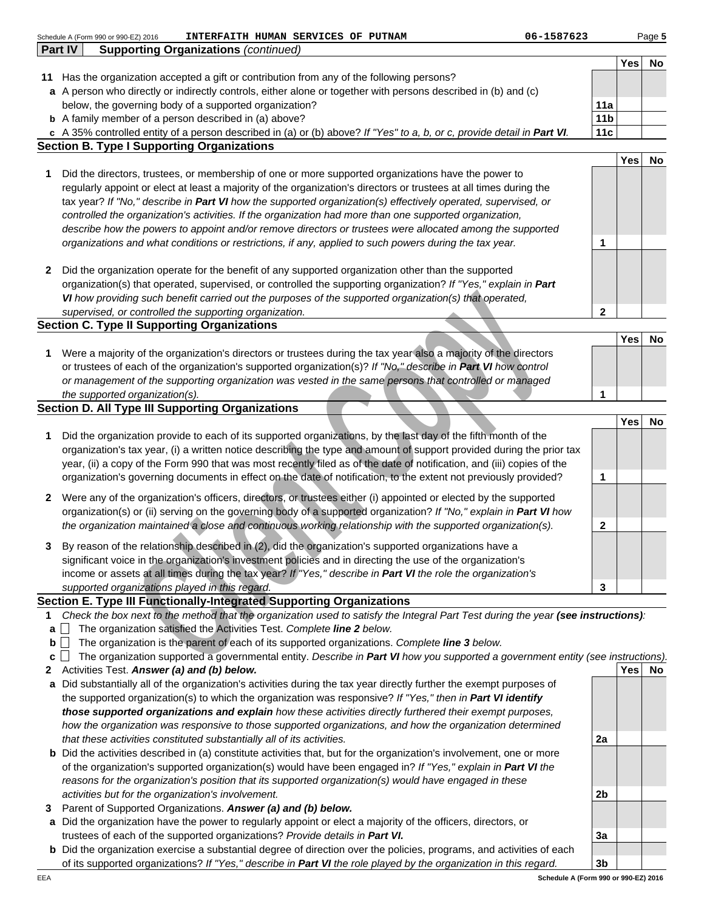Schedule A (Form 990 or 990-EZ) 2016 INTERFAITH HUMAN SERVICES OF PUTNAM 06-1587623

**Part IV Supporting Organizations** *(continued)*

| | | | Yes | No |
|---|---|---|---|---|
| **11** | Has the organization accepted a gift or contribution from any of the following persons? | | | |
| **a** | A person who directly or indirectly controls, either alone or together with persons described in (b) and (c) below, the governing body of a supported organization? | **11a** | | |
| **b** | A family member of a person described in (a) above? | **11b** | | |
| **c** | A 35% controlled entity of a person described in (a) or (b) above? *If "Yes" to a, b, or c, provide detail in* ***Part VI****.* | **11c** | | |

## Section B. Type I Supporting Organizations

| | | | Yes | No |
|---|---|---|---|---|
| **1** | Did the directors, trustees, or membership of one or more supported organizations have the power to regularly appoint or elect at least a majority of the organization's directors or trustees at all times during the tax year? *If "No," describe in* ***Part VI*** *how the supported organization(s) effectively operated, supervised, or controlled the organization's activities. If the organization had more than one supported organization, describe how the powers to appoint and/or remove directors or trustees were allocated among the supported organizations and what conditions or restrictions, if any, applied to such powers during the tax year.* | **1** | | |
| **2** | Did the organization operate for the benefit of any supported organization other than the supported organization(s) that operated, supervised, or controlled the supporting organization? *If "Yes," explain in* ***Part VI*** *how providing such benefit carried out the purposes of the supported organization(s) that operated, supervised, or controlled the supporting organization.* | **2** | | |

## Section C. Type II Supporting Organizations

| | | | Yes | No |
|---|---|---|---|---|
| **1** | Were a majority of the organization's directors or trustees during the tax year also a majority of the directors or trustees of each of the organization's supported organization(s)? *If "No," describe in* ***Part VI*** *how control or management of the supporting organization was vested in the same persons that controlled or managed the supported organization(s).* | **1** | | |

## Section D. All Type III Supporting Organizations

| | | | Yes | No |
|---|---|---|---|---|
| **1** | Did the organization provide to each of its supported organizations, by the last day of the fifth month of the organization's tax year, (i) a written notice describing the type and amount of support provided during the prior tax year, (ii) a copy of the Form 990 that was most recently filed as of the date of notification, and (iii) copies of the organization's governing documents in effect on the date of notification, to the extent not previously provided? | **1** | | |
| **2** | Were any of the organization's officers, directors, or trustees either (i) appointed or elected by the supported organization(s) or (ii) serving on the governing body of a supported organization? *If "No," explain in* ***Part VI*** *how the organization maintained a close and continuous working relationship with the supported organization(s).* | **2** | | |
| **3** | By reason of the relationship described in (2), did the organization's supported organizations have a significant voice in the organization's investment policies and in directing the use of the organization's income or assets at all times during the tax year? *If "Yes," describe in* ***Part VI*** *the role the organization's supported organizations played in this regard.* | **3** | | |

## Section E. Type III Functionally-Integrated Supporting Organizations

**1** *Check the box next to the method that the organization used to satisfy the Integral Part Test during the year* ***(see instructions)****:*

- **a** ☐ The organization satisfied the Activities Test. *Complete* ***line 2*** *below.*
- **b** ☐ The organization is the parent of each of its supported organizations. *Complete* ***line 3*** *below.*
- **c** ☐ The organization supported a governmental entity. *Describe in* ***Part VI*** *how you supported a government entity (see instructions).*

| | | | Yes | No |
|---|---|---|---|---|
| **2** | Activities Test. ***Answer (a) and (b) below.*** | | | |
| **a** | Did substantially all of the organization's activities during the tax year directly further the exempt purposes of the supported organization(s) to which the organization was responsive? *If "Yes," then in* ***Part VI identify those supported organizations and explain*** *how these activities directly furthered their exempt purposes, how the organization was responsive to those supported organizations, and how the organization determined that these activities constituted substantially all of its activities.* | **2a** | | |
| **b** | Did the activities described in (a) constitute activities that, but for the organization's involvement, one or more of the organization's supported organization(s) would have been engaged in? *If "Yes," explain in* ***Part VI*** *the reasons for the organization's position that its supported organization(s) would have engaged in these activities but for the organization's involvement.* | **2b** | | |
| **3** | Parent of Supported Organizations. ***Answer (a) and (b) below.*** | | | |
| **a** | Did the organization have the power to regularly appoint or elect a majority of the officers, directors, or trustees of each of the supported organizations? *Provide details in* ***Part VI.*** | **3a** | | |
| **b** | Did the organization exercise a substantial degree of direction over the policies, programs, and activities of each of its supported organizations? *If "Yes," describe in* ***Part VI*** *the role played by the organization in this regard.* | **3b** | | |

EEA Schedule A (Form 990 or 990-EZ) 2016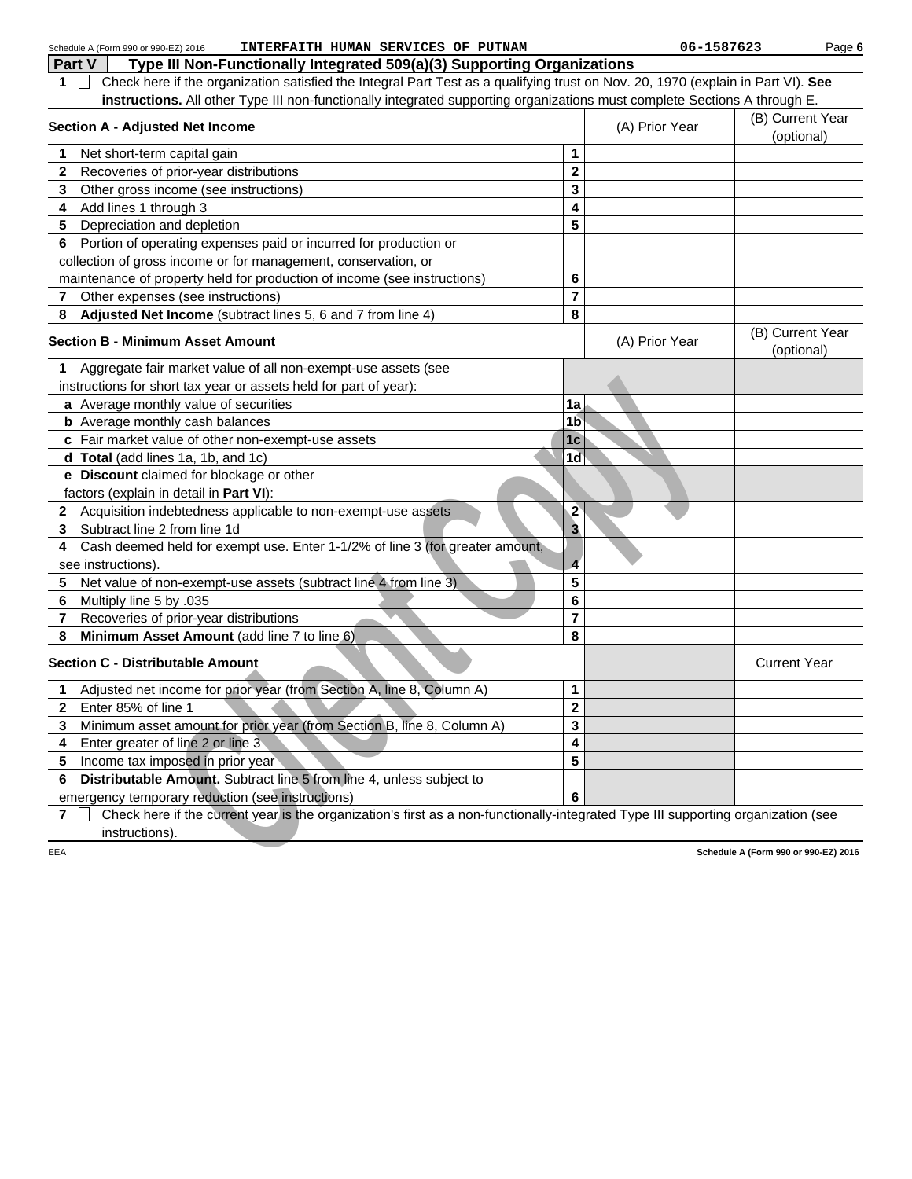Schedule A (Form 990 or 990-EZ) 2016 INTERFAITH HUMAN SERVICES OF PUTNAM 06-1587623

## Part V Type III Non-Functionally Integrated 509(a)(3) Supporting Organizations

**1** ☐ Check here if the organization satisfied the Integral Part Test as a qualifying trust on Nov. 20, 1970 (explain in Part VI). **See instructions.** All other Type III non-functionally integrated supporting organizations must complete Sections A through E.

| Section A - Adjusted Net Income | | (A) Prior Year | (B) Current Year (optional) |
|---|---|---|---|
| **1** Net short-term capital gain | 1 | | |
| **2** Recoveries of prior-year distributions | 2 | | |
| **3** Other gross income (see instructions) | 3 | | |
| **4** Add lines 1 through 3 | 4 | | |
| **5** Depreciation and depletion | 5 | | |
| **6** Portion of operating expenses paid or incurred for production or collection of gross income or for management, conservation, or maintenance of property held for production of income (see instructions) | 6 | | |
| **7** Other expenses (see instructions) | 7 | | |
| **8** **Adjusted Net Income** (subtract lines 5, 6 and 7 from line 4) | 8 | | |

| Section B - Minimum Asset Amount | | (A) Prior Year | (B) Current Year (optional) |
|---|---|---|---|
| **1** Aggregate fair market value of all non-exempt-use assets (see instructions for short tax year or assets held for part of year): | | | |
| **a** Average monthly value of securities | 1a | | |
| **b** Average monthly cash balances | 1b | | |
| **c** Fair market value of other non-exempt-use assets | 1c | | |
| **d** **Total** (add lines 1a, 1b, and 1c) | 1d | | |
| **e** **Discount** claimed for blockage or other factors (explain in detail in **Part VI**): | | | |
| **2** Acquisition indebtedness applicable to non-exempt-use assets | 2 | | |
| **3** Subtract line 2 from line 1d | 3 | | |
| **4** Cash deemed held for exempt use. Enter 1-1/2% of line 3 (for greater amount, see instructions). | 4 | | |
| **5** Net value of non-exempt-use assets (subtract line 4 from line 3) | 5 | | |
| **6** Multiply line 5 by .035 | 6 | | |
| **7** Recoveries of prior-year distributions | 7 | | |
| **8** **Minimum Asset Amount** (add line 7 to line 6) | 8 | | |

| Section C - Distributable Amount | | | Current Year |
|---|---|---|---|
| **1** Adjusted net income for prior year (from Section A, line 8, Column A) | 1 | | |
| **2** Enter 85% of line 1 | 2 | | |
| **3** Minimum asset amount for prior year (from Section B, line 8, Column A) | 3 | | |
| **4** Enter greater of line 2 or line 3 | 4 | | |
| **5** Income tax imposed in prior year | 5 | | |
| **6** **Distributable Amount.** Subtract line 5 from line 4, unless subject to emergency temporary reduction (see instructions) | 6 | | |

**7** ☐ Check here if the current year is the organization's first as a non-functionally-integrated Type III supporting organization (see instructions).

EEA Schedule A (Form 990 or 990-EZ) 2016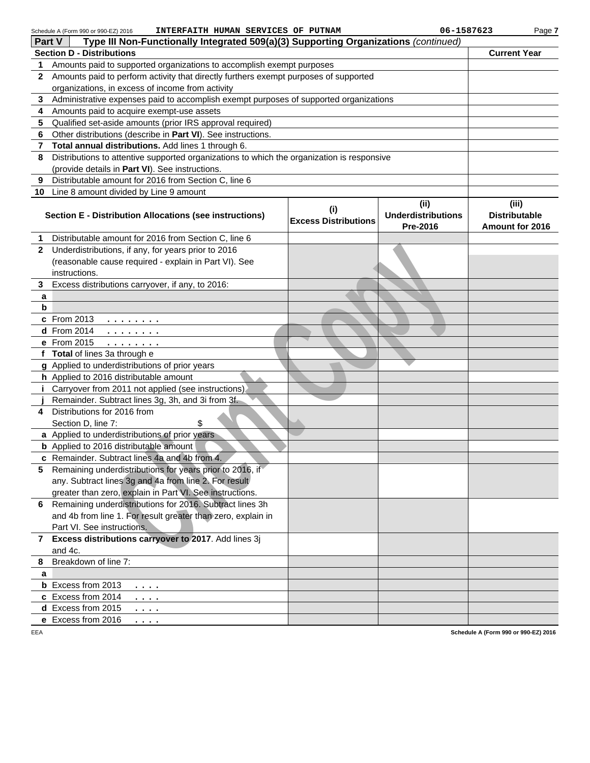Schedule A (Form 990 or 990-EZ) 2016 INTERFAITH HUMAN SERVICES OF PUTNAM 06-1587623

**Part V — Type III Non-Functionally Integrated 509(a)(3) Supporting Organizations** *(continued)*

| Section D - Distributions | Current Year |
|---|---|
| **1** Amounts paid to supported organizations to accomplish exempt purposes | |
| **2** Amounts paid to perform activity that directly furthers exempt purposes of supported organizations, in excess of income from activity | |
| **3** Administrative expenses paid to accomplish exempt purposes of supported organizations | |
| **4** Amounts paid to acquire exempt-use assets | |
| **5** Qualified set-aside amounts (prior IRS approval required) | |
| **6** Other distributions (describe in **Part VI**). See instructions. | |
| **7** **Total annual distributions.** Add lines 1 through 6. | |
| **8** Distributions to attentive supported organizations to which the organization is responsive (provide details in **Part VI**). See instructions. | |
| **9** Distributable amount for 2016 from Section C, line 6 | |
| **10** Line 8 amount divided by Line 9 amount | |

| Section E - Distribution Allocations (see instructions) | (i) Excess Distributions | (ii) Underdistributions Pre-2016 | (iii) Distributable Amount for 2016 |
|---|---|---|---|
| **1** Distributable amount for 2016 from Section C, line 6 | | | |
| **2** Underdistributions, if any, for years prior to 2016 (reasonable cause required - explain in Part VI). See instructions. | | | |
| **3** Excess distributions carryover, if any, to 2016: | | | |
| **a** | | | |
| **b** | | | |
| **c** From 2013 | | | |
| **d** From 2014 | | | |
| **e** From 2015 | | | |
| **f** **Total** of lines 3a through e | | | |
| **g** Applied to underdistributions of prior years | | | |
| **h** Applied to 2016 distributable amount | | | |
| **i** Carryover from 2011 not applied (see instructions) | | | |
| **j** Remainder. Subtract lines 3g, 3h, and 3i from 3f. | | | |
| **4** Distributions for 2016 from Section D, line 7: $ | | | |
| **a** Applied to underdistributions of prior years | | | |
| **b** Applied to 2016 distributable amount | | | |
| **c** Remainder. Subtract lines 4a and 4b from 4. | | | |
| **5** Remaining underdistributions for years prior to 2016, if any. Subtract lines 3g and 4a from line 2. For result greater than zero, explain in Part VI. See instructions. | | | |
| **6** Remaining underdistributions for 2016. Subtract lines 3h and 4b from line 1. For result greater than zero, explain in Part VI. See instructions. | | | |
| **7** **Excess distributions carryover to 2017**. Add lines 3j and 4c. | | | |
| **8** Breakdown of line 7: | | | |
| **a** | | | |
| **b** Excess from 2013 | | | |
| **c** Excess from 2014 | | | |
| **d** Excess from 2015 | | | |
| **e** Excess from 2016 | | | |

Client Copy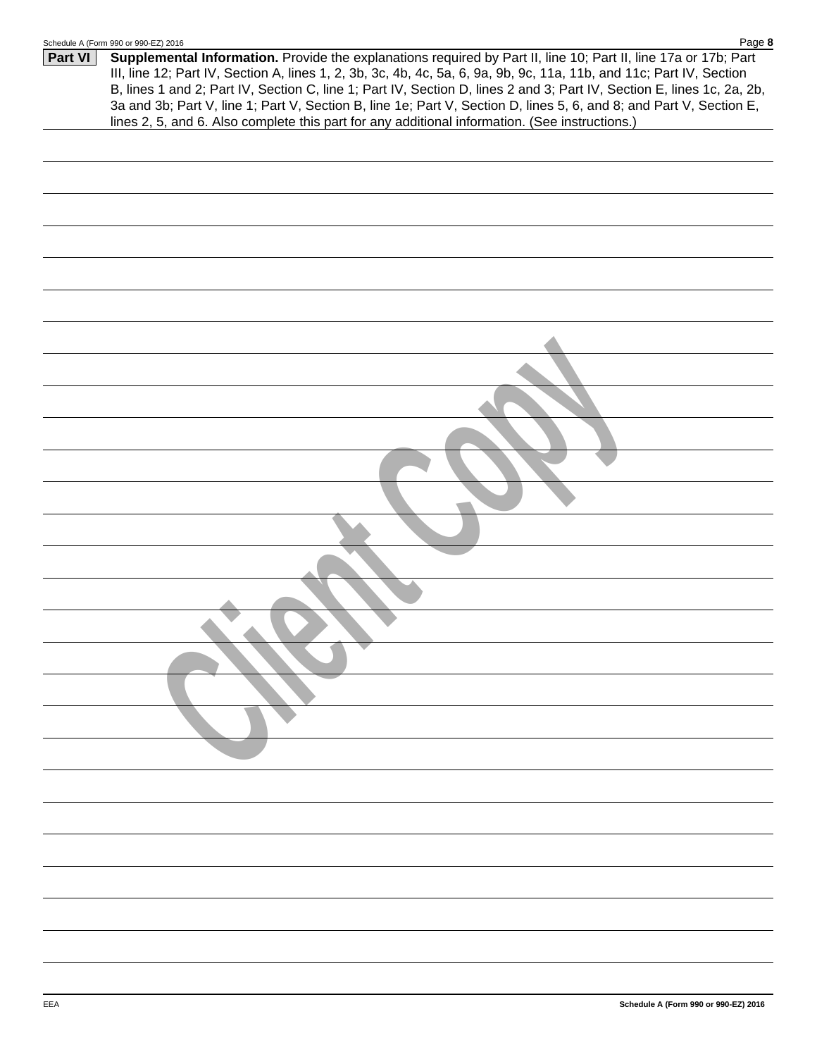**Part VI** **Supplemental Information.** Provide the explanations required by Part II, line 10; Part II, line 17a or 17b; Part III, line 12; Part IV, Section A, lines 1, 2, 3b, 3c, 4b, 4c, 5a, 6, 9a, 9b, 9c, 11a, 11b, and 11c; Part IV, Section B, lines 1 and 2; Part IV, Section C, line 1; Part IV, Section D, lines 2 and 3; Part IV, Section E, lines 1c, 2a, 2b, 3a and 3b; Part V, line 1; Part V, Section B, line 1e; Part V, Section D, lines 5, 6, and 8; and Part V, Section E, lines 2, 5, and 6. Also complete this part for any additional information. (See instructions.)

Client Copy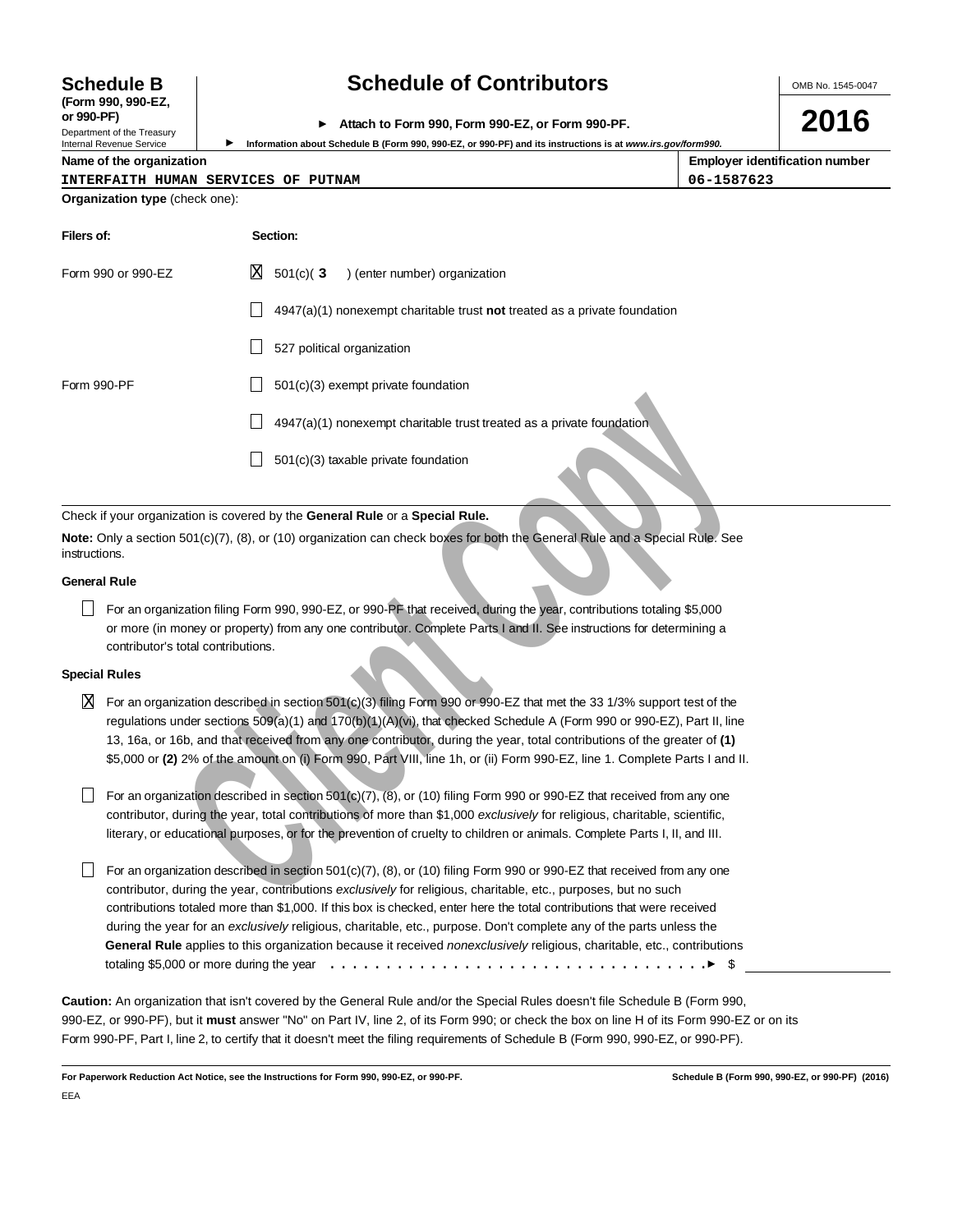**Schedule B**
**(Form 990, 990-EZ, or 990-PF)**
Department of the Treasury
Internal Revenue Service

# Schedule of Contributors

► **Attach to Form 990, Form 990-EZ, or Form 990-PF.**
► **Information about Schedule B (Form 990, 990-EZ, or 990-PF) and its instructions is at *www.irs.gov/form990.***

OMB No. 1545-0047

**2016**

| **Name of the organization** | **Employer identification number** |
|---|---|
| INTERFAITH HUMAN SERVICES OF PUTNAM | 06-1587623 |

**Organization type** (check one):

| **Filers of:** | **Section:** |
|---|---|
| Form 990 or 990-EZ | ☒ 501(c)( **3** ) (enter number) organization |
| | ☐ 4947(a)(1) nonexempt charitable trust **not** treated as a private foundation |
| | ☐ 527 political organization |
| Form 990-PF | ☐ 501(c)(3) exempt private foundation |
| | ☐ 4947(a)(1) nonexempt charitable trust treated as a private foundation |
| | ☐ 501(c)(3) taxable private foundation |

Check if your organization is covered by the **General Rule** or a **Special Rule.**

**Note:** Only a section 501(c)(7), (8), or (10) organization can check boxes for both the General Rule and a Special Rule. See instructions.

**General Rule**

☐ For an organization filing Form 990, 990-EZ, or 990-PF that received, during the year, contributions totaling $5,000 or more (in money or property) from any one contributor. Complete Parts I and II. See instructions for determining a contributor's total contributions.

**Special Rules**

☒ For an organization described in section 501(c)(3) filing Form 990 or 990-EZ that met the 33 1/3% support test of the regulations under sections 509(a)(1) and 170(b)(1)(A)(vi), that checked Schedule A (Form 990 or 990-EZ), Part II, line 13, 16a, or 16b, and that received from any one contributor, during the year, total contributions of the greater of **(1)** $5,000 or **(2)** 2% of the amount on (i) Form 990, Part VIII, line 1h, or (ii) Form 990-EZ, line 1. Complete Parts I and II.

☐ For an organization described in section 501(c)(7), (8), or (10) filing Form 990 or 990-EZ that received from any one contributor, during the year, total contributions of more than $1,000 *exclusively* for religious, charitable, scientific, literary, or educational purposes, or for the prevention of cruelty to children or animals. Complete Parts I, II, and III.

☐ For an organization described in section 501(c)(7), (8), or (10) filing Form 990 or 990-EZ that received from any one contributor, during the year, contributions *exclusively* for religious, charitable, etc., purposes, but no such contributions totaled more than $1,000. If this box is checked, enter here the total contributions that were received during the year for an *exclusively* religious, charitable, etc., purpose. Don't complete any of the parts unless the **General Rule** applies to this organization because it received *nonexclusively* religious, charitable, etc., contributions totaling $5,000 or more during the year . . . . . . . . . . . . . . . . . . . . . . . . . . . . . . . . . . ► $ ____________

**Caution:** An organization that isn't covered by the General Rule and/or the Special Rules doesn't file Schedule B (Form 990, 990-EZ, or 990-PF), but it **must** answer "No" on Part IV, line 2, of its Form 990; or check the box on line H of its Form 990-EZ or on its Form 990-PF, Part I, line 2, to certify that it doesn't meet the filing requirements of Schedule B (Form 990, 990-EZ, or 990-PF).

**For Paperwork Reduction Act Notice, see the Instructions for Form 990, 990-EZ, or 990-PF.** **Schedule B (Form 990, 990-EZ, or 990-PF) (2016)**

EEA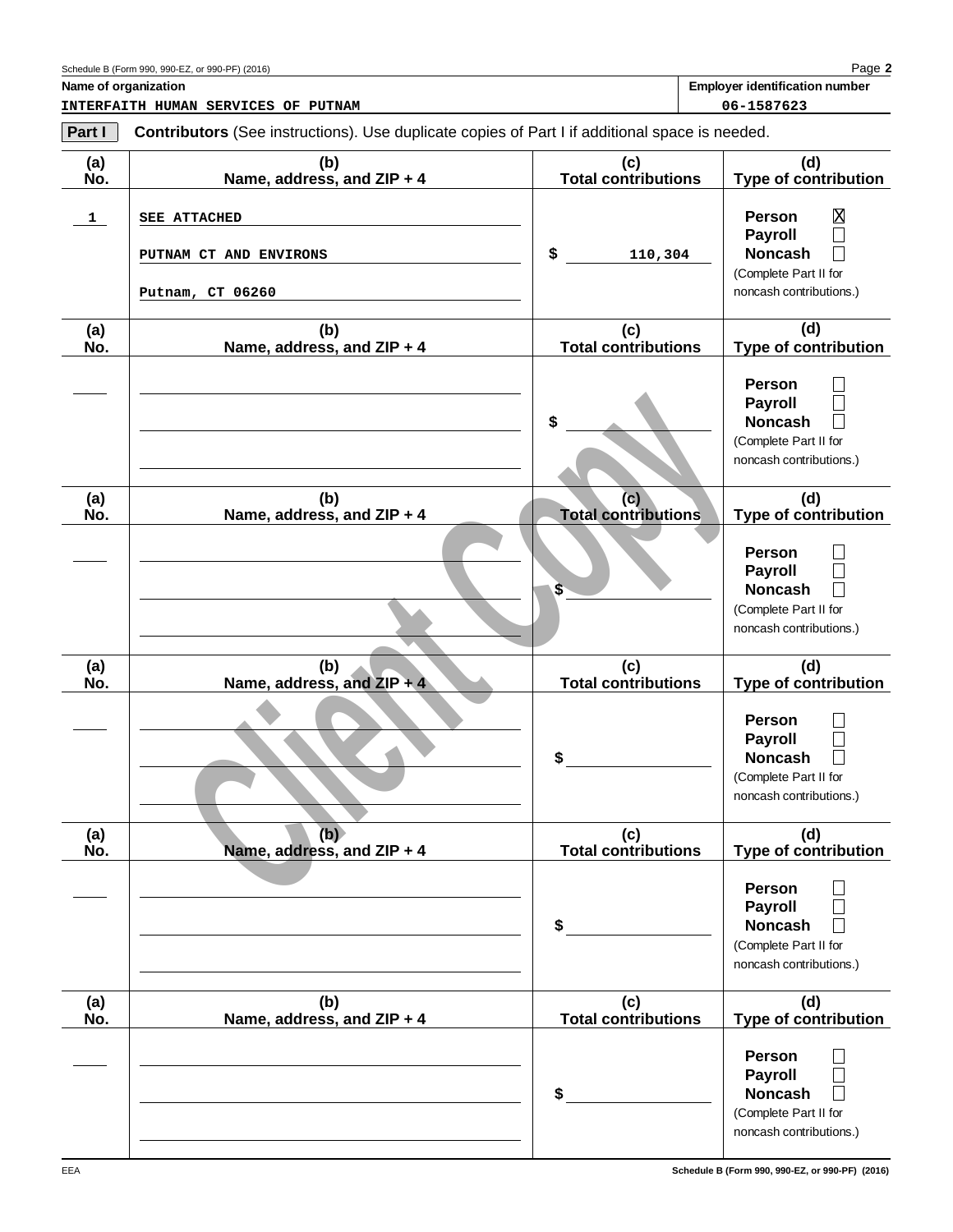Schedule B (Form 990, 990-EZ, or 990-PF) (2016) Page **2**

**Name of organization**

INTERFAITH HUMAN SERVICES OF PUTNAM

**Employer identification number**

06-1587623

**Part I** **Contributors** (See instructions). Use duplicate copies of Part I if additional space is needed.

| (a) No. | (b) Name, address, and ZIP + 4 | (c) Total contributions | (d) Type of contribution |
|---|---|---|---|
| 1 | SEE ATTACHED<br>PUTNAM CT AND ENVIRONS<br>Putnam, CT 06260 | $ 110,304 | Person ☒<br>Payroll ☐<br>Noncash ☐<br>(Complete Part II for noncash contributions.) |
| | | $ | Person ☐<br>Payroll ☐<br>Noncash ☐<br>(Complete Part II for noncash contributions.) |
| | | $ | Person ☐<br>Payroll ☐<br>Noncash ☐<br>(Complete Part II for noncash contributions.) |
| | | $ | Person ☐<br>Payroll ☐<br>Noncash ☐<br>(Complete Part II for noncash contributions.) |
| | | $ | Person ☐<br>Payroll ☐<br>Noncash ☐<br>(Complete Part II for noncash contributions.) |
| | | $ | Person ☐<br>Payroll ☐<br>Noncash ☐<br>(Complete Part II for noncash contributions.) |

Client Copy

EEA

Schedule B (Form 990, 990-EZ, or 990-PF) (2016)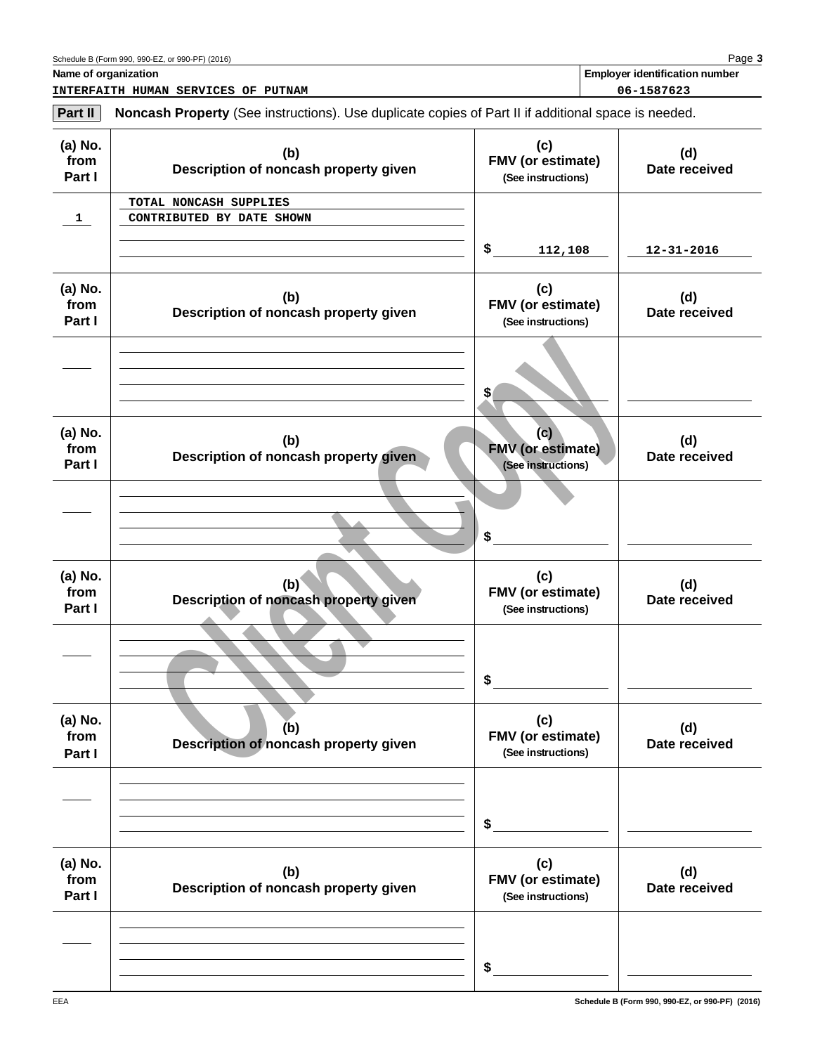Schedule B (Form 990, 990-EZ, or 990-PF) (2016)

**Name of organization**

INTERFAITH HUMAN SERVICES OF PUTNAM

**Employer identification number**

06-1587623

**Part II** **Noncash Property** (See instructions). Use duplicate copies of Part II if additional space is needed.

| (a) No. from Part I | (b) Description of noncash property given | (c) FMV (or estimate) (See instructions) | (d) Date received |
|---|---|---|---|
| 1 | TOTAL NONCASH SUPPLIES CONTRIBUTED BY DATE SHOWN | $ 112,108 | 12-31-2016 |

| (a) No. from Part I | (b) Description of noncash property given | (c) FMV (or estimate) (See instructions) | (d) Date received |
|---|---|---|---|
| | | $ | |

| (a) No. from Part I | (b) Description of noncash property given | (c) FMV (or estimate) (See instructions) | (d) Date received |
|---|---|---|---|
| | | $ | |

| (a) No. from Part I | (b) Description of noncash property given | (c) FMV (or estimate) (See instructions) | (d) Date received |
|---|---|---|---|
| | | $ | |

| (a) No. from Part I | (b) Description of noncash property given | (c) FMV (or estimate) (See instructions) | (d) Date received |
|---|---|---|---|
| | | $ | |

| (a) No. from Part I | (b) Description of noncash property given | (c) FMV (or estimate) (See instructions) | (d) Date received |
|---|---|---|---|
| | | $ | |

Client Copy

EEA

Schedule B (Form 990, 990-EZ, or 990-PF) (2016)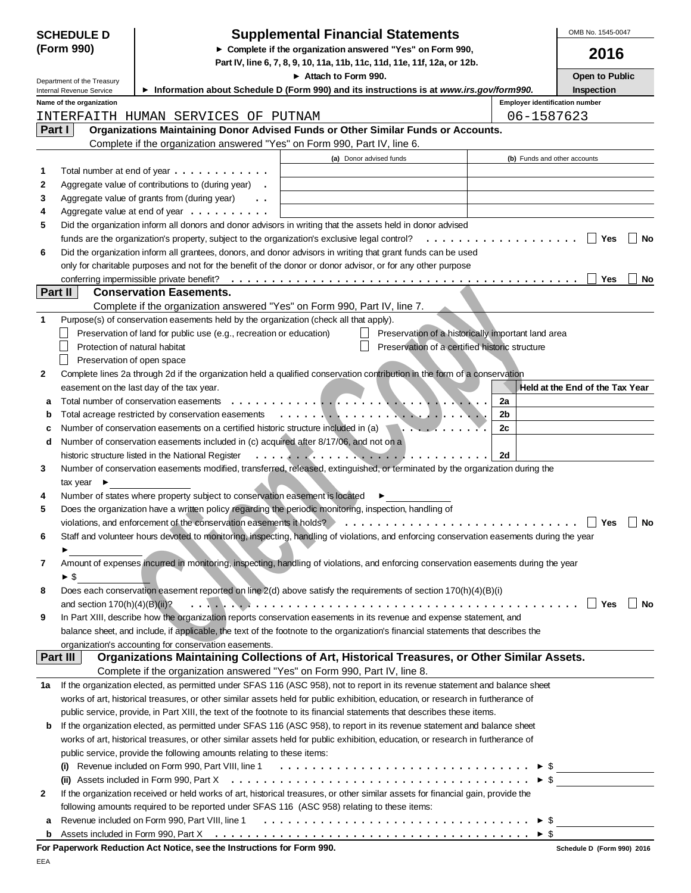**SCHEDULE D (Form 990)**

Department of the Treasury
Internal Revenue Service

# Supplemental Financial Statements

► Complete if the organization answered "Yes" on Form 990, Part IV, line 6, 7, 8, 9, 10, 11a, 11b, 11c, 11d, 11e, 11f, 12a, or 12b.

► Attach to Form 990.

► Information about Schedule D (Form 990) and its instructions is at *www.irs.gov/form990.*

OMB No. 1545-0047

**2016**

**Open to Public Inspection**

Name of the organization: INTERFAITH HUMAN SERVICES OF PUTNAM

Employer identification number: 06-1587623

**Part I — Organizations Maintaining Donor Advised Funds or Other Similar Funds or Accounts.**
Complete if the organization answered "Yes" on Form 990, Part IV, line 6.

| | | (a) Donor advised funds | (b) Funds and other accounts |
|---|---|---|---|
| 1 | Total number at end of year | | |
| 2 | Aggregate value of contributions to (during year) | | |
| 3 | Aggregate value of grants from (during year) | | |
| 4 | Aggregate value at end of year | | |

5 Did the organization inform all donors and donor advisors in writing that the assets held in donor advised funds are the organization's property, subject to the organization's exclusive legal control? ☐ Yes ☐ No

6 Did the organization inform all grantees, donors, and donor advisors in writing that grant funds can be used only for charitable purposes and not for the benefit of the donor or donor advisor, or for any other purpose conferring impermissible private benefit? ☐ Yes ☐ No

**Part II — Conservation Easements.**
Complete if the organization answered "Yes" on Form 990, Part IV, line 7.

1 Purpose(s) of conservation easements held by the organization (check all that apply).

- ☐ Preservation of land for public use (e.g., recreation or education)
- ☐ Preservation of a historically important land area
- ☐ Protection of natural habitat
- ☐ Preservation of a certified historic structure
- ☐ Preservation of open space

2 Complete lines 2a through 2d if the organization held a qualified conservation contribution in the form of a conservation easement on the last day of the tax year.

| | | | Held at the End of the Tax Year |
|---|---|---|---|
| a | Total number of conservation easements | 2a | |
| b | Total acreage restricted by conservation easements | 2b | |
| c | Number of conservation easements on a certified historic structure included in (a) | 2c | |
| d | Number of conservation easements included in (c) acquired after 8/17/06, and not on a historic structure listed in the National Register | 2d | |

3 Number of conservation easements modified, transferred, released, extinguished, or terminated by the organization during the tax year ►

4 Number of states where property subject to conservation easement is located ►

5 Does the organization have a written policy regarding the periodic monitoring, inspection, handling of violations, and enforcement of the conservation easements it holds? ☐ Yes ☐ No

6 Staff and volunteer hours devoted to monitoring, inspecting, handling of violations, and enforcing conservation easements during the year ►

7 Amount of expenses incurred in monitoring, inspecting, handling of violations, and enforcing conservation easements during the year ► $

8 Does each conservation easement reported on line 2(d) above satisfy the requirements of section 170(h)(4)(B)(i) and section 170(h)(4)(B)(ii)? ☐ Yes ☐ No

9 In Part XIII, describe how the organization reports conservation easements in its revenue and expense statement, and balance sheet, and include, if applicable, the text of the footnote to the organization's financial statements that describes the organization's accounting for conservation easements.

**Part III — Organizations Maintaining Collections of Art, Historical Treasures, or Other Similar Assets.**
Complete if the organization answered "Yes" on Form 990, Part IV, line 8.

1a If the organization elected, as permitted under SFAS 116 (ASC 958), not to report in its revenue statement and balance sheet works of art, historical treasures, or other similar assets held for public exhibition, education, or research in furtherance of public service, provide, in Part XIII, the text of the footnote to its financial statements that describes these items.

b If the organization elected, as permitted under SFAS 116 (ASC 958), to report in its revenue statement and balance sheet works of art, historical treasures, or other similar assets held for public exhibition, education, or research in furtherance of public service, provide the following amounts relating to these items:

(i) Revenue included on Form 990, Part VIII, line 1 ► $

(ii) Assets included in Form 990, Part X ► $

2 If the organization received or held works of art, historical treasures, or other similar assets for financial gain, provide the following amounts required to be reported under SFAS 116 (ASC 958) relating to these items:

a Revenue included on Form 990, Part VIII, line 1 ► $

b Assets included in Form 990, Part X ► $

**For Paperwork Reduction Act Notice, see the Instructions for Form 990.**

Schedule D (Form 990) 2016

EEA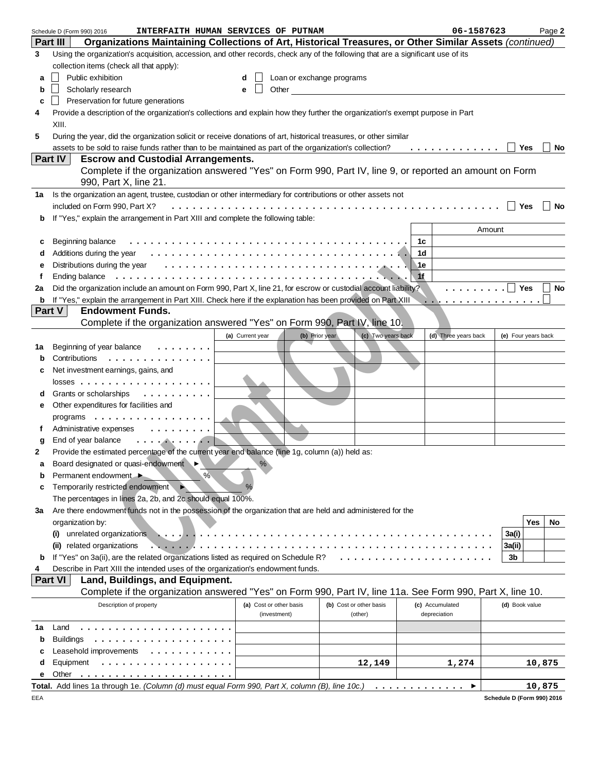Schedule D (Form 990) 2016 INTERFAITH HUMAN SERVICES OF PUTNAM 06-1587623 Page 2

## Part III Organizations Maintaining Collections of Art, Historical Treasures, or Other Similar Assets *(continued)*

**3** Using the organization's acquisition, accession, and other records, check any of the following that are a significant use of its collection items (check all that apply):

- **a** ☐ Public exhibition
- **b** ☐ Scholarly research
- **c** ☐ Preservation for future generations
- **d** ☐ Loan or exchange programs
- **e** ☐ Other

**4** Provide a description of the organization's collections and explain how they further the organization's exempt purpose in Part XIII.

**5** During the year, did the organization solicit or receive donations of art, historical treasures, or other similar assets to be sold to raise funds rather than to be maintained as part of the organization's collection? ☐ Yes ☐ No

## Part IV Escrow and Custodial Arrangements.

Complete if the organization answered "Yes" on Form 990, Part IV, line 9, or reported an amount on Form 990, Part X, line 21.

**1a** Is the organization an agent, trustee, custodian or other intermediary for contributions or other assets not included on Form 990, Part X? ☐ Yes ☐ No

**b** If "Yes," explain the arrangement in Part XIII and complete the following table:

| | | | Amount |
|---|---|---|---|
| c | Beginning balance | 1c | |
| d | Additions during the year | 1d | |
| e | Distributions during the year | 1e | |
| f | Ending balance | 1f | |

**2a** Did the organization include an amount on Form 990, Part X, line 21, for escrow or custodial account liability? ☐ Yes ☐ No

**b** If "Yes," explain the arrangement in Part XIII. Check here if the explanation has been provided on Part XIII ☐

## Part V Endowment Funds.

Complete if the organization answered "Yes" on Form 990, Part IV, line 10.

| | | (a) Current year | (b) Prior year | (c) Two years back | (d) Three years back | (e) Four years back |
|---|---|---|---|---|---|---|
| 1a | Beginning of year balance | | | | | |
| b | Contributions | | | | | |
| c | Net investment earnings, gains, and losses | | | | | |
| d | Grants or scholarships | | | | | |
| e | Other expenditures for facilities and programs | | | | | |
| f | Administrative expenses | | | | | |
| g | End of year balance | | | | | |

**2** Provide the estimated percentage of the current year end balance (line 1g, column (a)) held as:

- **a** Board designated or quasi-endowment ► %
- **b** Permanent endowment ► %
- **c** Temporarily restricted endowment ► %

The percentages in lines 2a, 2b, and 2c should equal 100%.

**3a** Are there endowment funds not in the possession of the organization that are held and administered for the organization by:

| | | | Yes | No |
|---|---|---|---|---|
| (i) | unrelated organizations | 3a(i) | | |
| (ii) | related organizations | 3a(ii) | | |
| b | If "Yes" on 3a(ii), are the related organizations listed as required on Schedule R? | 3b | | |

**4** Describe in Part XIII the intended uses of the organization's endowment funds.

## Part VI Land, Buildings, and Equipment.

Complete if the organization answered "Yes" on Form 990, Part IV, line 11a. See Form 990, Part X, line 10.

| | Description of property | (a) Cost or other basis (investment) | (b) Cost or other basis (other) | (c) Accumulated depreciation | (d) Book value |
|---|---|---|---|---|---|
| 1a | Land | | | | |
| b | Buildings | | | | |
| c | Leasehold improvements | | | | |
| d | Equipment | | 12,149 | 1,274 | 10,875 |
| e | Other | | | | |

**Total.** Add lines 1a through 1e. *(Column (d) must equal Form 990, Part X, column (B), line 10c.)* ► 10,875

EEA Schedule D (Form 990) 2016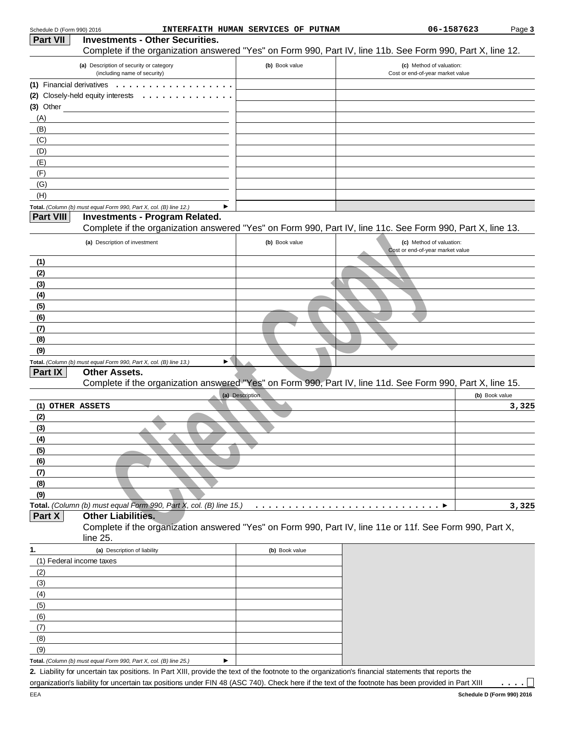Schedule D (Form 990) 2016 INTERFAITH HUMAN SERVICES OF PUTNAM 06-1587623

## Part VII Investments - Other Securities.

Complete if the organization answered "Yes" on Form 990, Part IV, line 11b. See Form 990, Part X, line 12.

| (a) Description of security or category (including name of security) | (b) Book value | (c) Method of valuation: Cost or end-of-year market value |
|---|---|---|
| (1) Financial derivatives | | |
| (2) Closely-held equity interests | | |
| (3) Other | | |
| (A) | | |
| (B) | | |
| (C) | | |
| (D) | | |
| (E) | | |
| (F) | | |
| (G) | | |
| (H) | | |
| *Total. (Column (b) must equal Form 990, Part X, col. (B) line 12.)* ► | | |

## Part VIII Investments - Program Related.

Complete if the organization answered "Yes" on Form 990, Part IV, line 11c. See Form 990, Part X, line 13.

| (a) Description of investment | (b) Book value | (c) Method of valuation: Cost or end-of-year market value |
|---|---|---|
| (1) | | |
| (2) | | |
| (3) | | |
| (4) | | |
| (5) | | |
| (6) | | |
| (7) | | |
| (8) | | |
| (9) | | |
| *Total. (Column (b) must equal Form 990, Part X, col. (B) line 13.)* ► | | |

## Part IX Other Assets.

Complete if the organization answered "Yes" on Form 990, Part IV, line 11d. See Form 990, Part X, line 15.

| (a) Description | (b) Book value |
|---|---|
| (1) OTHER ASSETS | 3,325 |
| (2) | |
| (3) | |
| (4) | |
| (5) | |
| (6) | |
| (7) | |
| (8) | |
| (9) | |
| **Total.** *(Column (b) must equal Form 990, Part X, col. (B) line 15.)* ► | 3,325 |

## Part X Other Liabilities.

Complete if the organization answered "Yes" on Form 990, Part IV, line 11e or 11f. See Form 990, Part X, line 25.

| 1. (a) Description of liability | (b) Book value |
|---|---|
| (1) Federal income taxes | |
| (2) | |
| (3) | |
| (4) | |
| (5) | |
| (6) | |
| (7) | |
| (8) | |
| (9) | |
| *Total. (Column (b) must equal Form 990, Part X, col. (B) line 25.)* ► | |

**2.** Liability for uncertain tax positions. In Part XIII, provide the text of the footnote to the organization's financial statements that reports the organization's liability for uncertain tax positions under FIN 48 (ASC 740). Check here if the text of the footnote has been provided in Part XIII ☐

EEA **Schedule D (Form 990) 2016**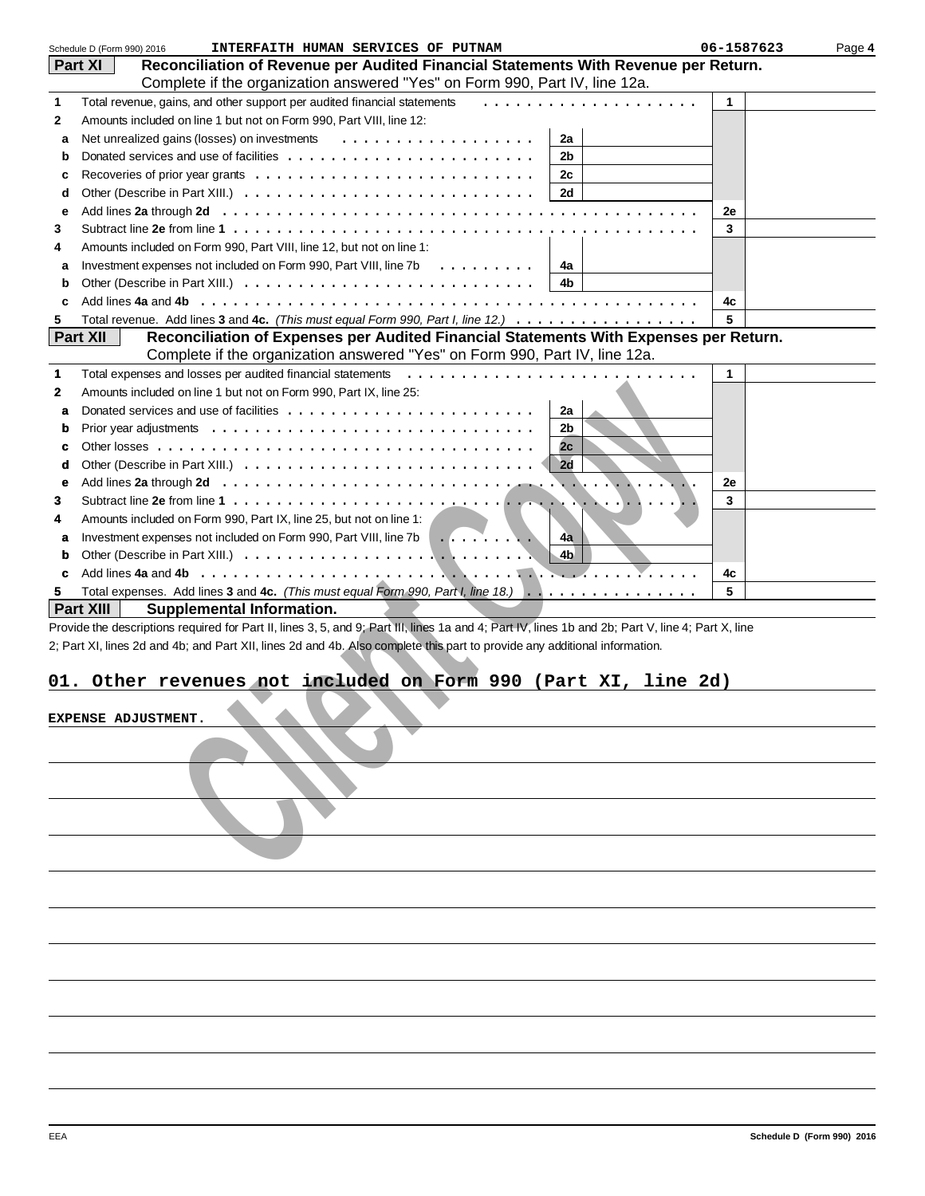Schedule D (Form 990) 2016 **INTERFAITH HUMAN SERVICES OF PUTNAM** 06-1587623 Page 4

## Part XI Reconciliation of Revenue per Audited Financial Statements With Revenue per Return.

Complete if the organization answered "Yes" on Form 990, Part IV, line 12a.

| | | | | | |
|---|---|---|---|---|---|
| 1 | Total revenue, gains, and other support per audited financial statements | | | 1 | |
| 2 | Amounts included on line 1 but not on Form 990, Part VIII, line 12: | | | | |
| a | Net unrealized gains (losses) on investments | 2a | | | |
| b | Donated services and use of facilities | 2b | | | |
| c | Recoveries of prior year grants | 2c | | | |
| d | Other (Describe in Part XIII.) | 2d | | | |
| e | Add lines **2a** through **2d** | | | 2e | |
| 3 | Subtract line **2e** from line **1** | | | 3 | |
| 4 | Amounts included on Form 990, Part VIII, line 12, but not on line 1: | | | | |
| a | Investment expenses not included on Form 990, Part VIII, line 7b | 4a | | | |
| b | Other (Describe in Part XIII.) | 4b | | | |
| c | Add lines **4a** and **4b** | | | 4c | |
| 5 | Total revenue. Add lines **3** and **4c.** *(This must equal Form 990, Part I, line 12.)* | | | 5 | |

## Part XII Reconciliation of Expenses per Audited Financial Statements With Expenses per Return.

Complete if the organization answered "Yes" on Form 990, Part IV, line 12a.

| | | | | | |
|---|---|---|---|---|---|
| 1 | Total expenses and losses per audited financial statements | | | 1 | |
| 2 | Amounts included on line 1 but not on Form 990, Part IX, line 25: | | | | |
| a | Donated services and use of facilities | 2a | | | |
| b | Prior year adjustments | 2b | | | |
| c | Other losses | 2c | | | |
| d | Other (Describe in Part XIII.) | 2d | | | |
| e | Add lines **2a** through **2d** | | | 2e | |
| 3 | Subtract line **2e** from line **1** | | | 3 | |
| 4 | Amounts included on Form 990, Part IX, line 25, but not on line 1: | | | | |
| a | Investment expenses not included on Form 990, Part VIII, line 7b | 4a | | | |
| b | Other (Describe in Part XIII.) | 4b | | | |
| c | Add lines **4a** and **4b** | | | 4c | |
| 5 | Total expenses. Add lines **3** and **4c.** *(This must equal Form 990, Part I, line 18.)* | | | 5 | |

## Part XIII Supplemental Information.

Provide the descriptions required for Part II, lines 3, 5, and 9; Part III, lines 1a and 4; Part IV, lines 1b and 2b; Part V, line 4; Part X, line 2; Part XI, lines 2d and 4b; and Part XII, lines 2d and 4b. Also complete this part to provide any additional information.

**01. Other revenues not included on Form 990 (Part XI, line 2d)**

EXPENSE ADJUSTMENT.

EEA Schedule D (Form 990) 2016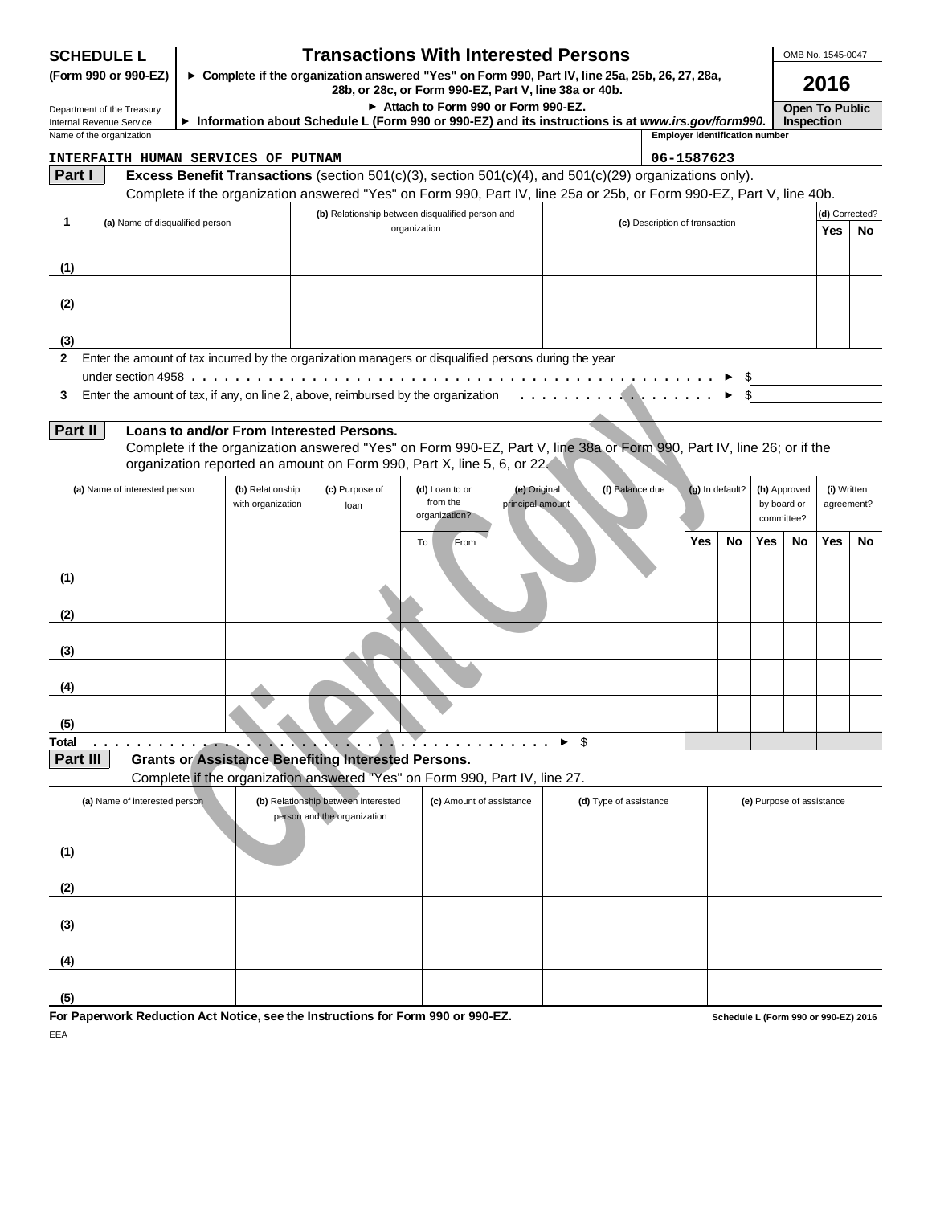**SCHEDULE L** **(Form 990 or 990-EZ)**

Department of the Treasury
Internal Revenue Service

# Transactions With Interested Persons

► Complete if the organization answered "Yes" on Form 990, Part IV, line 25a, 25b, 26, 27, 28a, 28b, or 28c, or Form 990-EZ, Part V, line 38a or 40b.
► Attach to Form 990 or Form 990-EZ.
► Information about Schedule L (Form 990 or 990-EZ) and its instructions is at *www.irs.gov/form990.*

OMB No. 1545-0047

**2016**

**Open To Public Inspection**

Name of the organization: INTERFAITH HUMAN SERVICES OF PUTNAM

Employer identification number: 06-1587623

**Part I** **Excess Benefit Transactions** (section 501(c)(3), section 501(c)(4), and 501(c)(29) organizations only).
Complete if the organization answered "Yes" on Form 990, Part IV, line 25a or 25b, or Form 990-EZ, Part V, line 40b.

| 1 | (a) Name of disqualified person | (b) Relationship between disqualified person and organization | (c) Description of transaction | (d) Corrected? Yes | No |
|---|---|---|---|---|---|
| (1) | | | | | |
| (2) | | | | | |
| (3) | | | | | |

**2** Enter the amount of tax incurred by the organization managers or disqualified persons during the year under section 4958 . . . . . ► $

**3** Enter the amount of tax, if any, on line 2, above, reimbursed by the organization . . . . . ► $

**Part II** **Loans to and/or From Interested Persons.**
Complete if the organization answered "Yes" on Form 990-EZ, Part V, line 38a or Form 990, Part IV, line 26; or if the organization reported an amount on Form 990, Part X, line 5, 6, or 22.

| | (a) Name of interested person | (b) Relationship with organization | (c) Purpose of loan | (d) Loan to or from the organization? To | From | (e) Original principal amount | (f) Balance due | (g) In default? Yes | No | (h) Approved by board or committee? Yes | No | (i) Written agreement? Yes | No |
|---|---|---|---|---|---|---|---|---|---|---|---|---|---|
| (1) | | | | | | | | | | | | | |
| (2) | | | | | | | | | | | | | |
| (3) | | | | | | | | | | | | | |
| (4) | | | | | | | | | | | | | |
| (5) | | | | | | | | | | | | | |
| Total | | | | | | ► | $ | | | | | | |

**Part III** **Grants or Assistance Benefiting Interested Persons.**
Complete if the organization answered "Yes" on Form 990, Part IV, line 27.

| | (a) Name of interested person | (b) Relationship between interested person and the organization | (c) Amount of assistance | (d) Type of assistance | (e) Purpose of assistance |
|---|---|---|---|---|---|
| (1) | | | | | |
| (2) | | | | | |
| (3) | | | | | |
| (4) | | | | | |
| (5) | | | | | |

**For Paperwork Reduction Act Notice, see the Instructions for Form 990 or 990-EZ.**

Schedule L (Form 990 or 990-EZ) 2016

EEA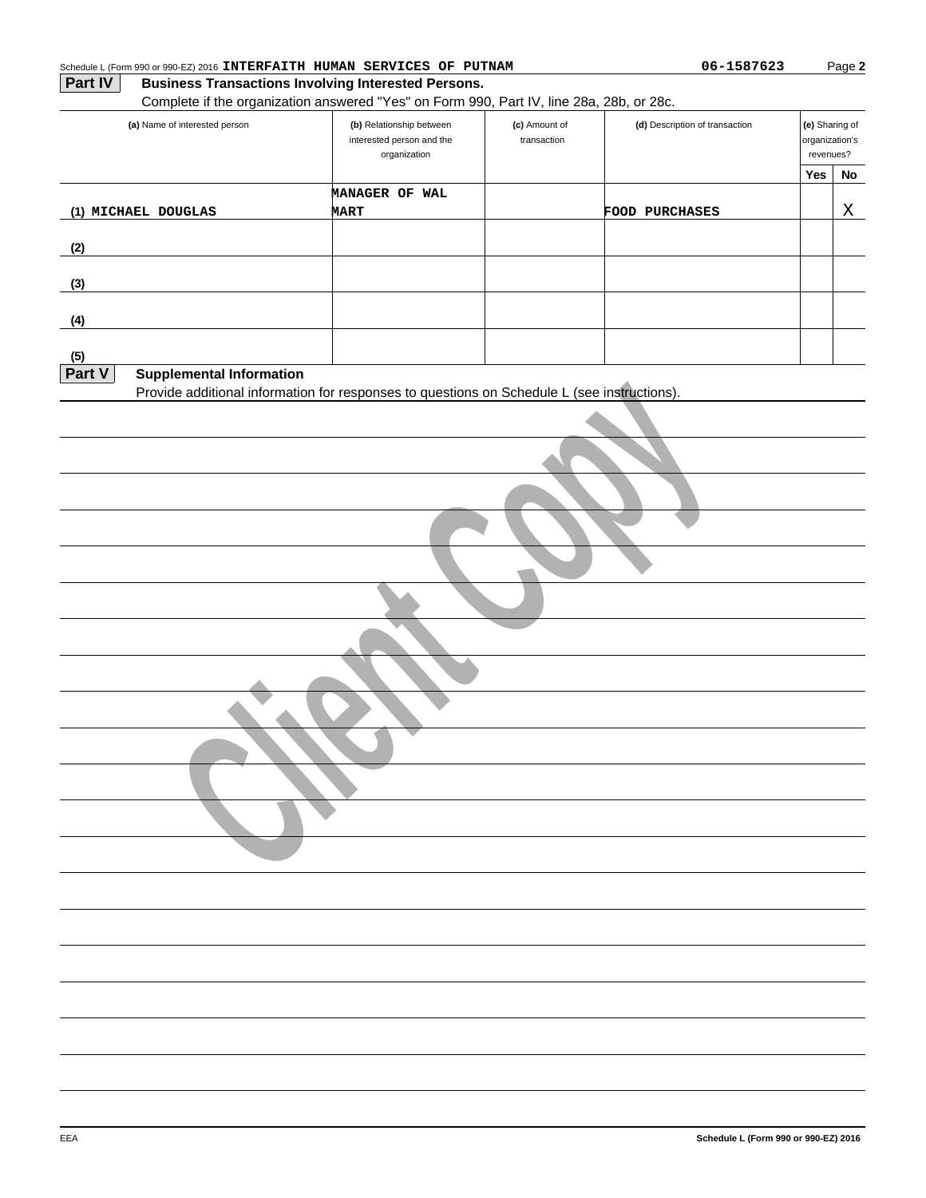Schedule L (Form 990 or 990-EZ) 2016 **INTERFAITH HUMAN SERVICES OF PUTNAM** **06-1587623**

**Part IV** **Business Transactions Involving Interested Persons.**

Complete if the organization answered "Yes" on Form 990, Part IV, line 28a, 28b, or 28c.

| (a) Name of interested person | (b) Relationship between interested person and the organization | (c) Amount of transaction | (d) Description of transaction | (e) Sharing of organization's revenues? | |
|---|---|---|---|---|---|
| | | | | Yes | No |
| (1) MICHAEL DOUGLAS | MANAGER OF WAL MART | | FOOD PURCHASES | | X |
| (2) | | | | | |
| (3) | | | | | |
| (4) | | | | | |
| (5) | | | | | |

**Part V** **Supplemental Information**

Provide additional information for responses to questions on Schedule L (see instructions).

Client Copy

EEA **Schedule L (Form 990 or 990-EZ) 2016**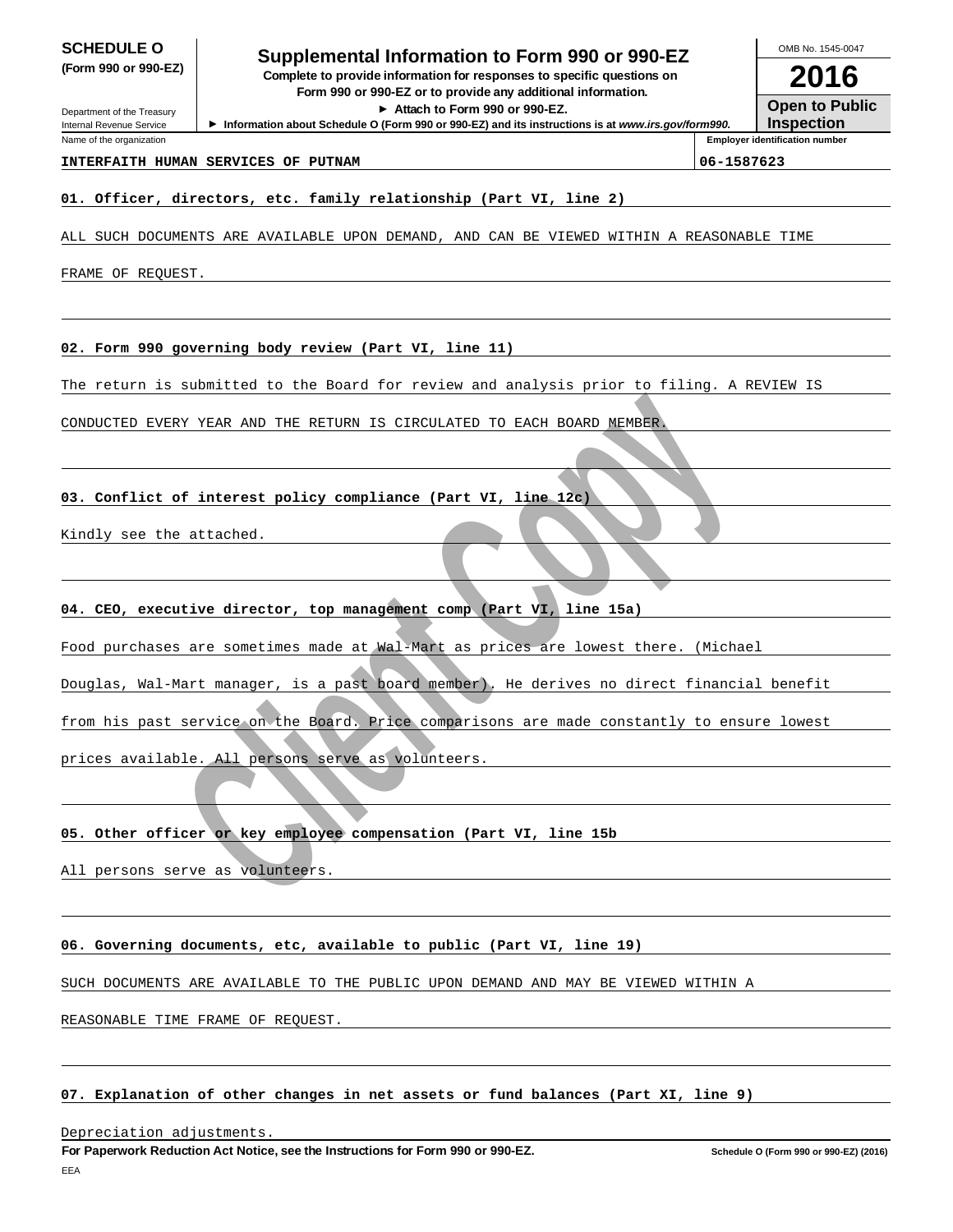**SCHEDULE O**
**(Form 990 or 990-EZ)**

Department of the Treasury
Internal Revenue Service

# Supplemental Information to Form 990 or 990-EZ

**Complete to provide information for responses to specific questions on Form 990 or 990-EZ or to provide any additional information.**
**► Attach to Form 990 or 990-EZ.**
**► Information about Schedule O (Form 990 or 990-EZ) and its instructions is at *www.irs.gov/form990.***

OMB No. 1545-0047

**2016**

**Open to Public Inspection**

Name of the organization: **INTERFAITH HUMAN SERVICES OF PUTNAM**

Employer identification number: **06-1587623**

**01. Officer, directors, etc. family relationship (Part VI, line 2)**

ALL SUCH DOCUMENTS ARE AVAILABLE UPON DEMAND, AND CAN BE VIEWED WITHIN A REASONABLE TIME FRAME OF REQUEST.

**02. Form 990 governing body review (Part VI, line 11)**

The return is submitted to the Board for review and analysis prior to filing. A REVIEW IS CONDUCTED EVERY YEAR AND THE RETURN IS CIRCULATED TO EACH BOARD MEMBER.

**03. Conflict of interest policy compliance (Part VI, line 12c)**

Kindly see the attached.

**04. CEO, executive director, top management comp (Part VI, line 15a)**

Food purchases are sometimes made at Wal-Mart as prices are lowest there. (Michael Douglas, Wal-Mart manager, is a past board member). He derives no direct financial benefit from his past service on the Board. Price comparisons are made constantly to ensure lowest prices available. All persons serve as volunteers.

**05. Other officer or key employee compensation (Part VI, line 15b**

All persons serve as volunteers.

**06. Governing documents, etc, available to public (Part VI, line 19)**

SUCH DOCUMENTS ARE AVAILABLE TO THE PUBLIC UPON DEMAND AND MAY BE VIEWED WITHIN A REASONABLE TIME FRAME OF REQUEST.

**07. Explanation of other changes in net assets or fund balances (Part XI, line 9)**

Depreciation adjustments.

**For Paperwork Reduction Act Notice, see the Instructions for Form 990 or 990-EZ.** Schedule O (Form 990 or 990-EZ) (2016)

EEA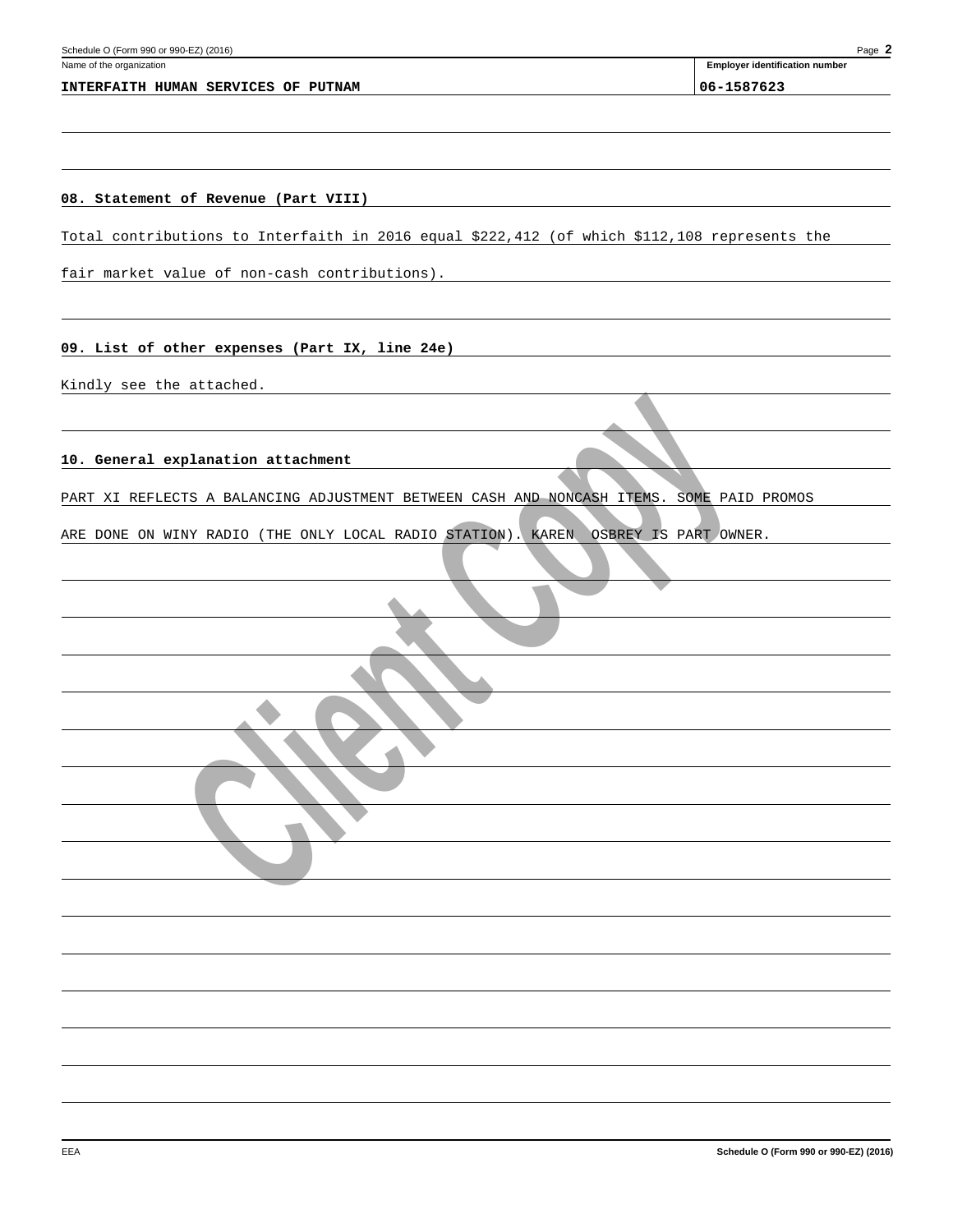Name of the organization: **INTERFAITH HUMAN SERVICES OF PUTNAM**

Employer identification number: **06-1587623**

**08. Statement of Revenue (Part VIII)**

Total contributions to Interfaith in 2016 equal $222,412 (of which $112,108 represents the fair market value of non-cash contributions).

**09. List of other expenses (Part IX, line 24e)**

Kindly see the attached.

**10. General explanation attachment**

PART XI REFLECTS A BALANCING ADJUSTMENT BETWEEN CASH AND NONCASH ITEMS. SOME PAID PROMOS ARE DONE ON WINY RADIO (THE ONLY LOCAL RADIO STATION). KAREN OSBREY IS PART OWNER.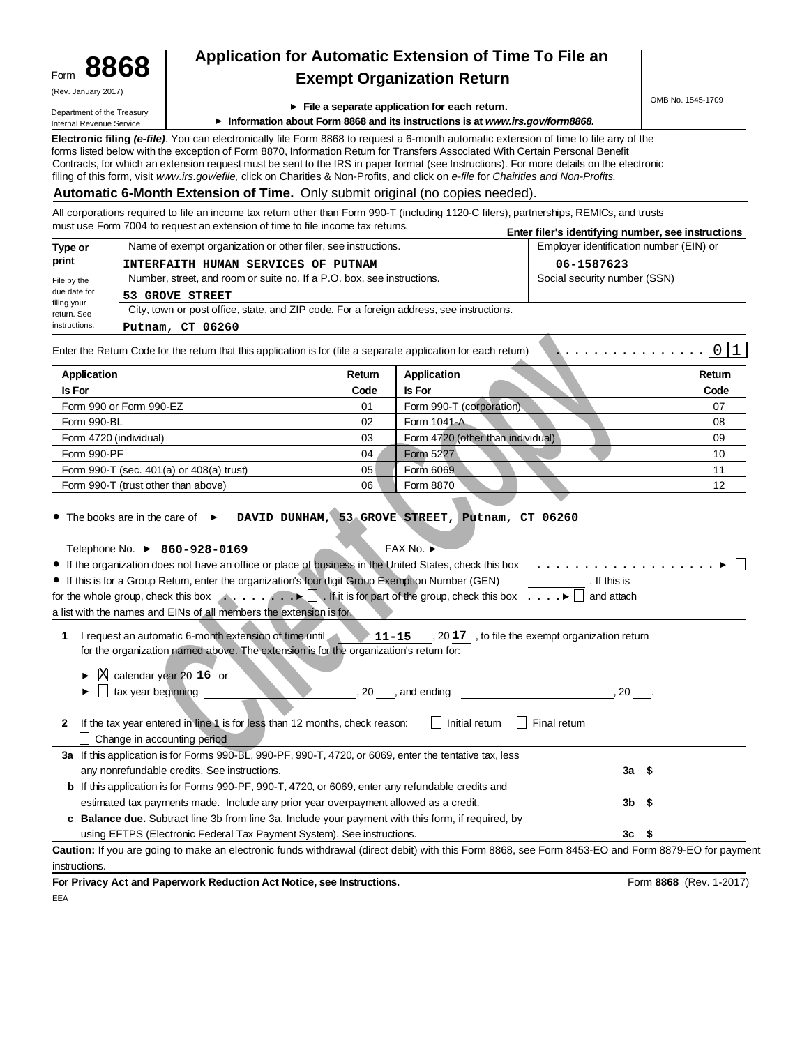Form **8868** (Rev. January 2017)

Department of the Treasury
Internal Revenue Service

# Application for Automatic Extension of Time To File an Exempt Organization Return

OMB No. 1545-1709

► File a separate application for each return.

► Information about Form 8868 and its instructions is at *www.irs.gov/form8868.*

**Electronic filing *(e-file)*.** You can electronically file Form 8868 to request a 6-month automatic extension of time to file any of the forms listed below with the exception of Form 8870, Information Return for Transfers Associated With Certain Personal Benefit Contracts, for which an extension request must be sent to the IRS in paper format (see Instructions). For more details on the electronic filing of this form, visit *www.irs.gov/efile,* click on Charities & Non-Profits, and click on *e-file* for *Chairities and Non-Profits.*

**Automatic 6-Month Extension of Time.** Only submit original (no copies needed).

All corporations required to file an income tax return other than Form 990-T (including 1120-C filers), partnerships, REMICs, and trusts must use Form 7004 to request an extension of time to file income tax returns.

**Enter filer's identifying number, see instructions**

| Type or print | Name of exempt organization or other filer, see instructions. | Employer identification number (EIN) or |
|---|---|---|
| | INTERFAITH HUMAN SERVICES OF PUTNAM | 06-1587623 |
| File by the due date for filing your return. See instructions. | Number, street, and room or suite no. If a P.O. box, see instructions. | Social security number (SSN) |
| | 53 GROVE STREET | |
| | City, town or post office, state, and ZIP code. For a foreign address, see instructions. | |
| | Putnam, CT 06260 | |

Enter the Return Code for the return that this application is for (file a separate application for each return) . . . . . . . . . . . . . . . . 0 1

| Application Is For | Return Code | Application Is For | Return Code |
|---|---|---|---|
| Form 990 or Form 990-EZ | 01 | Form 990-T (corporation) | 07 |
| Form 990-BL | 02 | Form 1041-A | 08 |
| Form 4720 (individual) | 03 | Form 4720 (other than individual) | 09 |
| Form 990-PF | 04 | Form 5227 | 10 |
| Form 990-T (sec. 401(a) or 408(a) trust) | 05 | Form 6069 | 11 |
| Form 990-T (trust other than above) | 06 | Form 8870 | 12 |

- The books are in the care of ► DAVID DUNHAM, 53 GROVE STREET, Putnam, CT 06260

Telephone No. ► 860-928-0169 FAX No. ►

- If the organization does not have an office or place of business in the United States, check this box . . . . . . . . . . . . . . . . . . . . ► ☐
- If this is for a Group Return, enter the organization's four digit Group Exemption Number (GEN) ________ . If this is for the whole group, check this box . . . . . . . . ► ☐ . If it is for part of the group, check this box . . . . ► ☐ and attach a list with the names and EINs of all members the extension is for.

**1** I request an automatic 6-month extension of time until 11-15 , 20 17 , to file the exempt organization return for the organization named above. The extension is for the organization's return for:

► ☒ calendar year 20 16 or

► ☐ tax year beginning ____________, 20 ___, and ending ____________, 20 ___.

**2** If the tax year entered in line 1 is for less than 12 months, check reason: ☐ Initial return ☐ Final return ☐ Change in accounting period

| | | | |
|---|---|---|---|
| **3a** | If this application is for Forms 990-BL, 990-PF, 990-T, 4720, or 6069, enter the tentative tax, less any nonrefundable credits. See instructions. | 3a | $ |
| **b** | If this application is for Forms 990-PF, 990-T, 4720, or 6069, enter any refundable credits and estimated tax payments made. Include any prior year overpayment allowed as a credit. | 3b | $ |
| **c** | **Balance due.** Subtract line 3b from line 3a. Include your payment with this form, if required, by using EFTPS (Electronic Federal Tax Payment System). See instructions. | 3c | $ |

**Caution:** If you are going to make an electronic funds withdrawal (direct debit) with this Form 8868, see Form 8453-EO and Form 8879-EO for payment instructions.

**For Privacy Act and Paperwork Reduction Act Notice, see Instructions.** Form **8868** (Rev. 1-2017)

EEA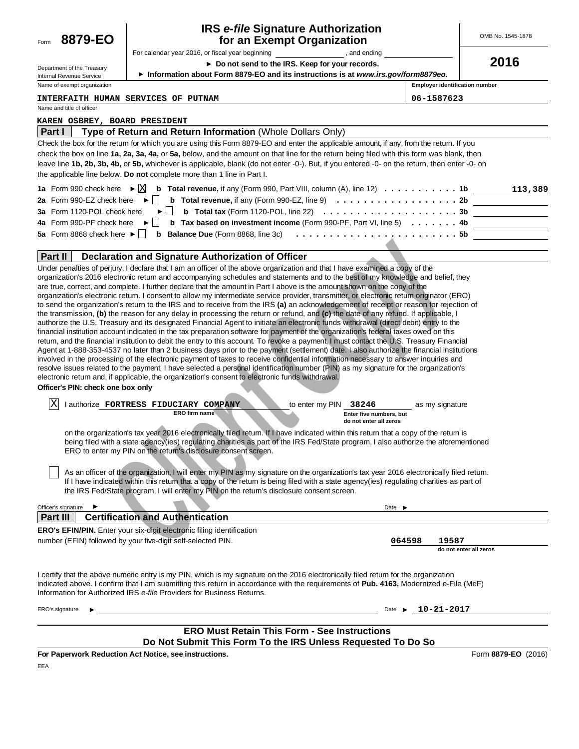Form **8879-EO**

Department of the Treasury
Internal Revenue Service

# IRS *e-file* Signature Authorization for an Exempt Organization

For calendar year 2016, or fiscal year beginning ________________, and ending ________________

► **Do not send to the IRS. Keep for your records.**

► **Information about Form 8879-EO and its instructions is at *www.irs.gov/form8879eo.***

OMB No. 1545-1878

**2016**

| Name of exempt organization | Employer identification number |
|---|---|
| INTERFAITH HUMAN SERVICES OF PUTNAM | 06-1587623 |

Name and title of officer

KAREN OSBREY, BOARD PRESIDENT

## Part I — Type of Return and Return Information (Whole Dollars Only)

Check the box for the return for which you are using this Form 8879-EO and enter the applicable amount, if any, from the return. If you check the box on line **1a, 2a, 3a, 4a,** or **5a,** below, and the amount on that line for the return being filed with this form was blank, then leave line **1b, 2b, 3b, 4b,** or **5b,** whichever is applicable, blank (do not enter -0-). But, if you entered -0- on the return, then enter -0- on the applicable line below. **Do not** complete more than 1 line in Part I.

| | | | |
|---|---|---|---|
| **1a** Form 990 check here ► [X] | **b Total revenue,** if any (Form 990, Part VIII, column (A), line 12) | **1b** | 113,389 |
| **2a** Form 990-EZ check here ► [ ] | **b Total revenue,** if any (Form 990-EZ, line 9) | **2b** | |
| **3a** Form 1120-POL check here ► [ ] | **b Total tax** (Form 1120-POL, line 22) | **3b** | |
| **4a** Form 990-PF check here ► [ ] | **b Tax based on investment income** (Form 990-PF, Part VI, line 5) | **4b** | |
| **5a** Form 8868 check here ► [ ] | **b Balance Due** (Form 8868, line 3c) | **5b** | |

## Part II — Declaration and Signature Authorization of Officer

Under penalties of perjury, I declare that I am an officer of the above organization and that I have examined a copy of the organization's 2016 electronic return and accompanying schedules and statements and to the best of my knowledge and belief, they are true, correct, and complete. I further declare that the amount in Part I above is the amount shown on the copy of the organization's electronic return. I consent to allow my intermediate service provider, transmitter, or electronic return originator (ERO) to send the organization's return to the IRS and to receive from the IRS **(a)** an acknowledgement of receipt or reason for rejection of the transmission, **(b)** the reason for any delay in processing the return or refund, and **(c)** the date of any refund. If applicable, I authorize the U.S. Treasury and its designated Financial Agent to initiate an electronic funds withdrawal (direct debit) entry to the financial institution account indicated in the tax preparation software for payment of the organization's federal taxes owed on this return, and the financial institution to debit the entry to this account. To revoke a payment, I must contact the U.S. Treasury Financial Agent at 1-888-353-4537 no later than 2 business days prior to the payment (settlement) date. I also authorize the financial institutions involved in the processing of the electronic payment of taxes to receive confidential information necessary to answer inquiries and resolve issues related to the payment. I have selected a personal identification number (PIN) as my signature for the organization's electronic return and, if applicable, the organization's consent to electronic funds withdrawal.

**Officer's PIN: check one box only**

[X] I authorize **FORTRESS FIDUCIARY COMPANY** (ERO firm name) to enter my PIN **38246** (Enter five numbers, but do not enter all zeros) as my signature on the organization's tax year 2016 electronically filed return. If I have indicated within this return that a copy of the return is being filed with a state agency(ies) regulating charities as part of the IRS Fed/State program, I also authorize the aforementioned ERO to enter my PIN on the return's disclosure consent screen.

[ ] As an officer of the organization, I will enter my PIN as my signature on the organization's tax year 2016 electronically filed return. If I have indicated within this return that a copy of the return is being filed with a state agency(ies) regulating charities as part of the IRS Fed/State program, I will enter my PIN on the return's disclosure consent screen.

Officer's signature ► ______________________ Date ► ________

## Part III — Certification and Authentication

**ERO's EFIN/PIN.** Enter your six-digit electronic filing identification number (EFIN) followed by your five-digit self-selected PIN. **064598 19587** (do not enter all zeros)

I certify that the above numeric entry is my PIN, which is my signature on the 2016 electronically filed return for the organization indicated above. I confirm that I am submitting this return in accordance with the requirements of **Pub. 4163,** Modernized e-File (MeF) Information for Authorized IRS *e-file* Providers for Business Returns.

ERO's signature ► ______________________ Date ► **10-21-2017**

**ERO Must Retain This Form - See Instructions**
**Do Not Submit This Form To the IRS Unless Requested To Do So**

**For Paperwork Reduction Act Notice, see instructions.** Form **8879-EO** (2016)

EEA

Client Copy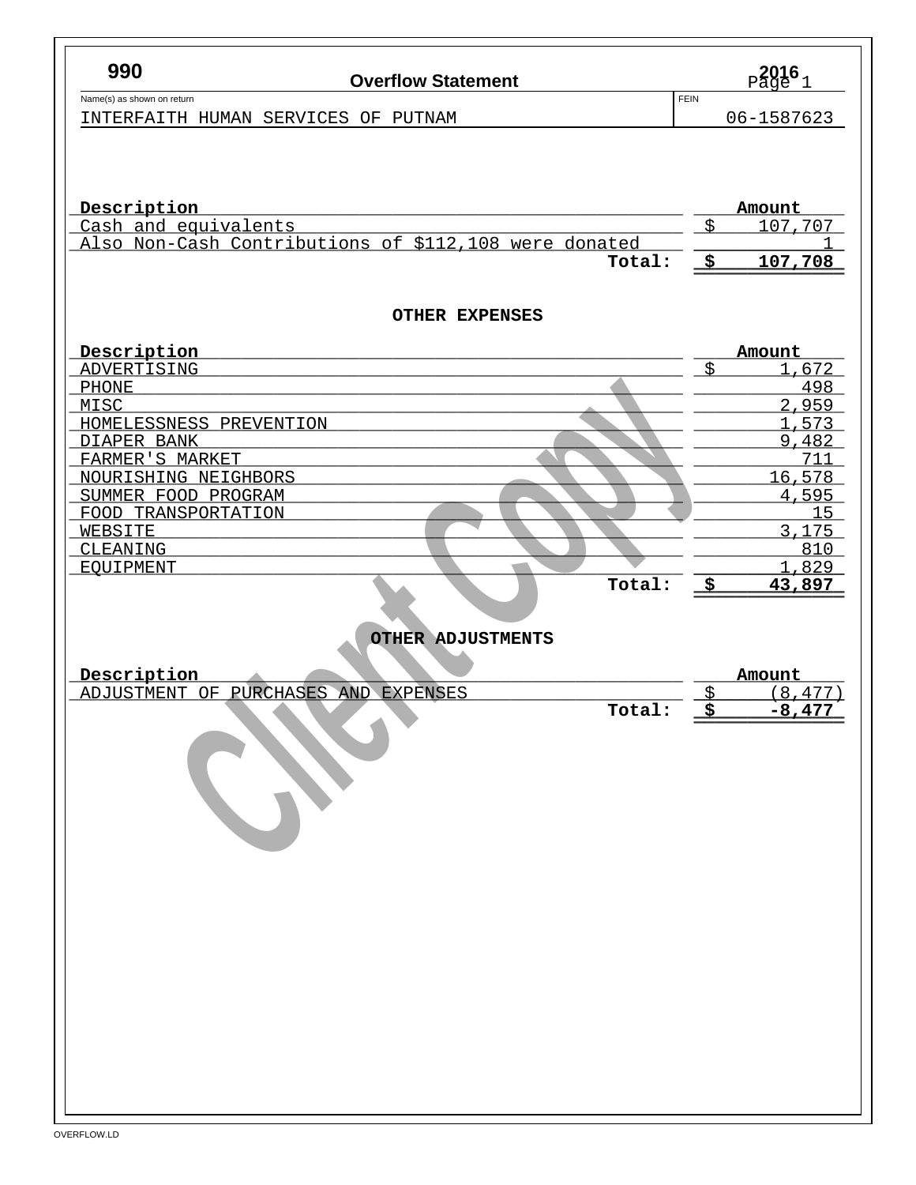**990** | **Overflow Statement** | **2016**

Name(s) as shown on return: INTERFAITH HUMAN SERVICES OF PUTNAM

FEIN: 06-1587623

| Description | Amount |
|---|---|
| Cash and equivalents | $ 107,707 |
| Also Non-Cash Contributions of $112,108 were donated | 1 |
| **Total:** | **$ 107,708** |

### OTHER EXPENSES

| Description | Amount |
|---|---|
| ADVERTISING | $ 1,672 |
| PHONE | 498 |
| MISC | 2,959 |
| HOMELESSNESS PREVENTION | 1,573 |
| DIAPER BANK | 9,482 |
| FARMER'S MARKET | 711 |
| NOURISHING NEIGHBORS | 16,578 |
| SUMMER FOOD PROGRAM | 4,595 |
| FOOD TRANSPORTATION | 15 |
| WEBSITE | 3,175 |
| CLEANING | 810 |
| EQUIPMENT | 1,829 |
| **Total:** | **$ 43,897** |

### OTHER ADJUSTMENTS

| Description | Amount |
|---|---|
| ADJUSTMENT OF PURCHASES AND EXPENSES | $ (8,477) |
| **Total:** | **$ -8,477** |

Client Copy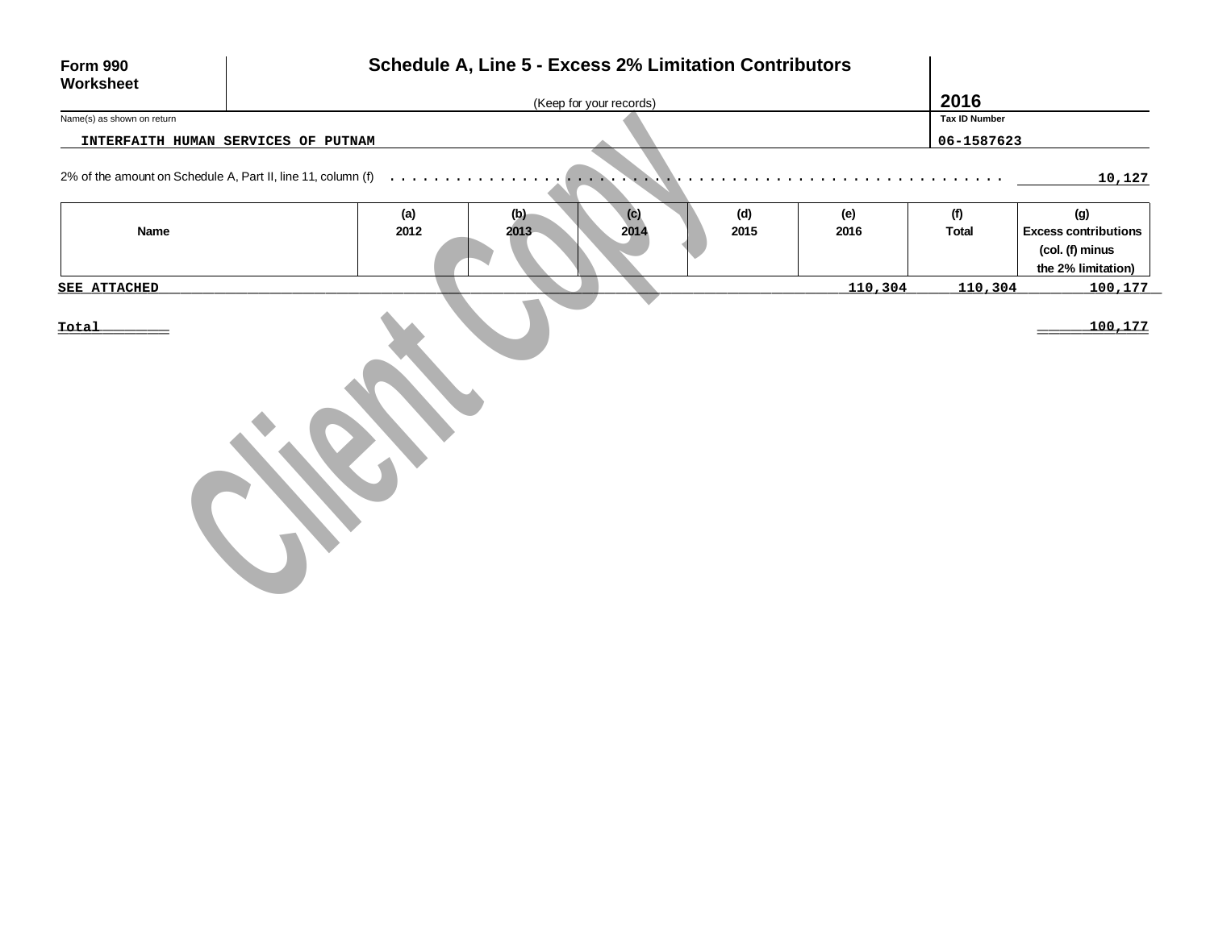**Form 990 Worksheet**

# Schedule A, Line 5 - Excess 2% Limitation Contributors

(Keep for your records)

**2016**

Name(s) as shown on return: INTERFAITH HUMAN SERVICES OF PUTNAM

Tax ID Number: 06-1587623

2% of the amount on Schedule A, Part II, line 11, column (f) . . . . . . . . 10,127

| Name | (a) 2012 | (b) 2013 | (c) 2014 | (d) 2015 | (e) 2016 | (f) Total | (g) Excess contributions (col. (f) minus the 2% limitation) |
|---|---|---|---|---|---|---|---|
| SEE ATTACHED | | | | | 110,304 | 110,304 | 100,177 |
| Total | | | | | | | 100,177 |